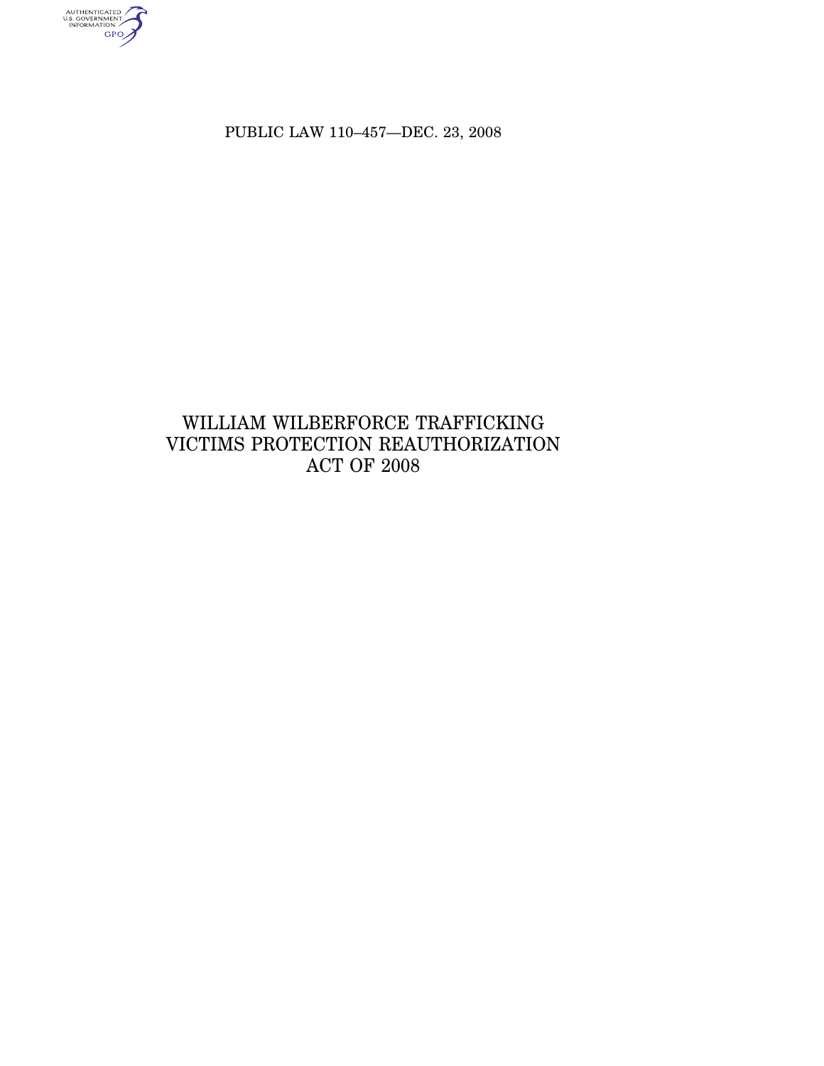PUBLIC LAW 110–457—DEC. 23, 2008

# WILLIAM WILBERFORCE TRAFFICKING VICTIMS PROTECTION REAUTHORIZATION ACT OF 2008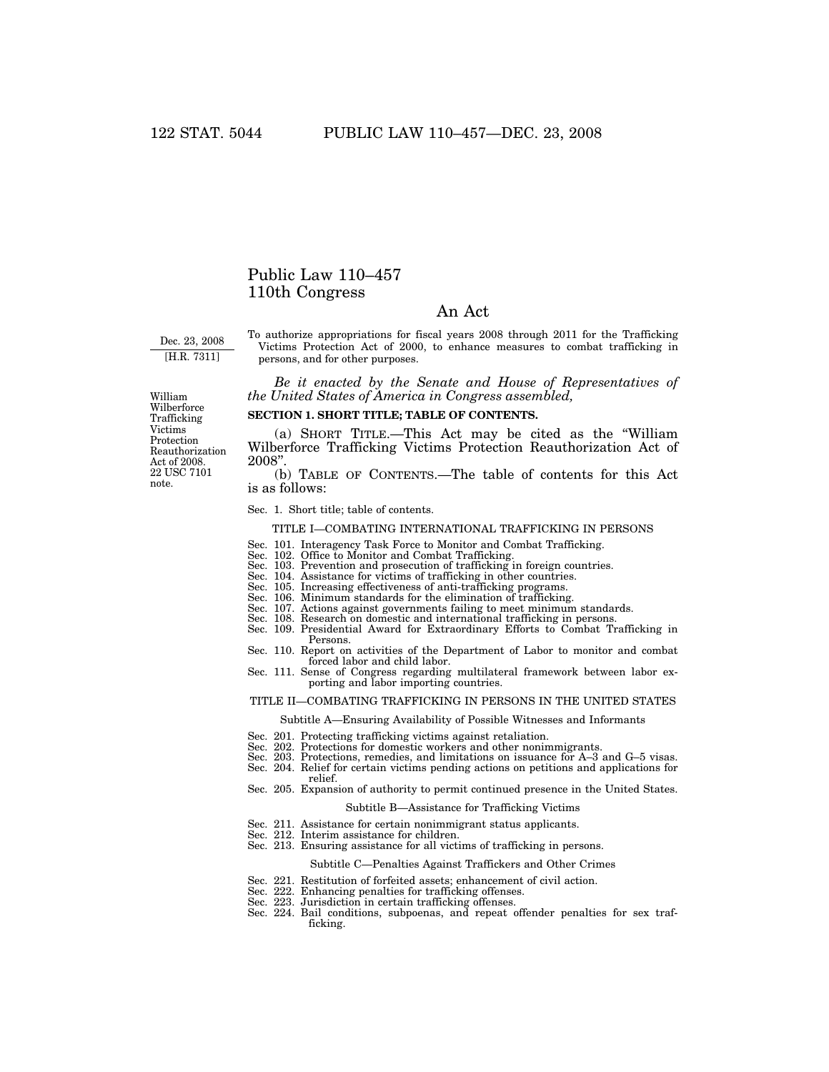# Public Law 110–457
# 110th Congress

## An Act

Dec. 23, 2008
[H.R. 7311]

To authorize appropriations for fiscal years 2008 through 2011 for the Trafficking Victims Protection Act of 2000, to enhance measures to combat trafficking in persons, and for other purposes.

*Be it enacted by the Senate and House of Representatives of the United States of America in Congress assembled,*

William Wilberforce Trafficking Victims Protection Reauthorization Act of 2008.
22 USC 7101 note.

**SECTION 1. SHORT TITLE; TABLE OF CONTENTS.**

(a) SHORT TITLE.—This Act may be cited as the "William Wilberforce Trafficking Victims Protection Reauthorization Act of 2008".

(b) TABLE OF CONTENTS.—The table of contents for this Act is as follows:

Sec. 1. Short title; table of contents.

TITLE I—COMBATING INTERNATIONAL TRAFFICKING IN PERSONS

Sec. 101. Interagency Task Force to Monitor and Combat Trafficking.
Sec. 102. Office to Monitor and Combat Trafficking.
Sec. 103. Prevention and prosecution of trafficking in foreign countries.
Sec. 104. Assistance for victims of trafficking in other countries.
Sec. 105. Increasing effectiveness of anti-trafficking programs.
Sec. 106. Minimum standards for the elimination of trafficking.
Sec. 107. Actions against governments failing to meet minimum standards.
Sec. 108. Research on domestic and international trafficking in persons.
Sec. 109. Presidential Award for Extraordinary Efforts to Combat Trafficking in Persons.
Sec. 110. Report on activities of the Department of Labor to monitor and combat forced labor and child labor.
Sec. 111. Sense of Congress regarding multilateral framework between labor exporting and labor importing countries.

TITLE II—COMBATING TRAFFICKING IN PERSONS IN THE UNITED STATES

Subtitle A—Ensuring Availability of Possible Witnesses and Informants

Sec. 201. Protecting trafficking victims against retaliation.
Sec. 202. Protections for domestic workers and other nonimmigrants.
Sec. 203. Protections, remedies, and limitations on issuance for A–3 and G–5 visas.
Sec. 204. Relief for certain victims pending actions on petitions and applications for relief.
Sec. 205. Expansion of authority to permit continued presence in the United States.

Subtitle B—Assistance for Trafficking Victims

Sec. 211. Assistance for certain nonimmigrant status applicants.
Sec. 212. Interim assistance for children.
Sec. 213. Ensuring assistance for all victims of trafficking in persons.

Subtitle C—Penalties Against Traffickers and Other Crimes

Sec. 221. Restitution of forfeited assets; enhancement of civil action.
Sec. 222. Enhancing penalties for trafficking offenses.
Sec. 223. Jurisdiction in certain trafficking offenses.
Sec. 224. Bail conditions, subpoenas, and repeat offender penalties for sex trafficking.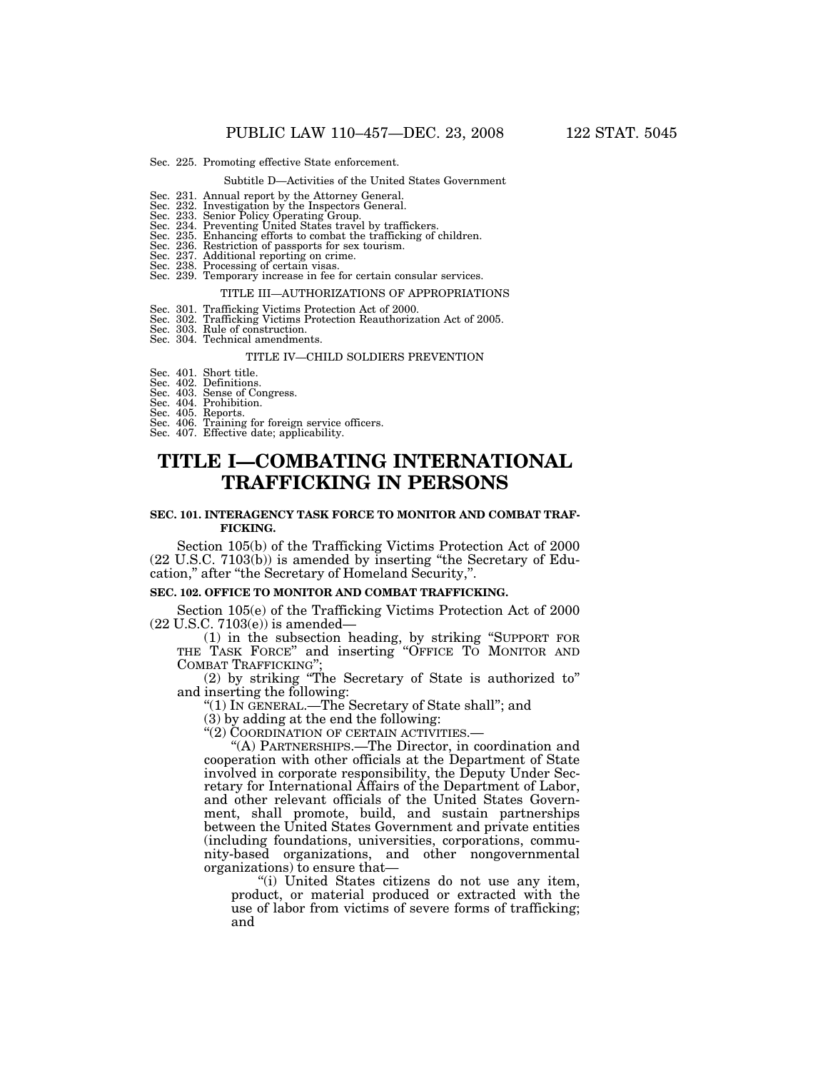Sec. 225. Promoting effective State enforcement.

Subtitle D—Activities of the United States Government

Sec. 231. Annual report by the Attorney General.
Sec. 232. Investigation by the Inspectors General.
Sec. 233. Senior Policy Operating Group.
Sec. 234. Preventing United States travel by traffickers.
Sec. 235. Enhancing efforts to combat the trafficking of children.
Sec. 236. Restriction of passports for sex tourism.
Sec. 237. Additional reporting on crime.
Sec. 238. Processing of certain visas.
Sec. 239. Temporary increase in fee for certain consular services.

TITLE III—AUTHORIZATIONS OF APPROPRIATIONS

Sec. 301. Trafficking Victims Protection Act of 2000.
Sec. 302. Trafficking Victims Protection Reauthorization Act of 2005.
Sec. 303. Rule of construction.
Sec. 304. Technical amendments.

TITLE IV—CHILD SOLDIERS PREVENTION

Sec. 401. Short title.
Sec. 402. Definitions.
Sec. 403. Sense of Congress.
Sec. 404. Prohibition.
Sec. 405. Reports.
Sec. 406. Training for foreign service officers.
Sec. 407. Effective date; applicability.

# TITLE I—COMBATING INTERNATIONAL TRAFFICKING IN PERSONS

### SEC. 101. INTERAGENCY TASK FORCE TO MONITOR AND COMBAT TRAFFICKING.

Section 105(b) of the Trafficking Victims Protection Act of 2000 (22 U.S.C. 7103(b)) is amended by inserting "the Secretary of Education," after "the Secretary of Homeland Security,".

### SEC. 102. OFFICE TO MONITOR AND COMBAT TRAFFICKING.

Section 105(e) of the Trafficking Victims Protection Act of 2000 (22 U.S.C. 7103(e)) is amended—

(1) in the subsection heading, by striking "SUPPORT FOR THE TASK FORCE" and inserting "OFFICE TO MONITOR AND COMBAT TRAFFICKING";

(2) by striking "The Secretary of State is authorized to" and inserting the following:

"(1) IN GENERAL.—The Secretary of State shall"; and

(3) by adding at the end the following:

"(2) COORDINATION OF CERTAIN ACTIVITIES.—

"(A) PARTNERSHIPS.—The Director, in coordination and cooperation with other officials at the Department of State involved in corporate responsibility, the Deputy Under Secretary for International Affairs of the Department of Labor, and other relevant officials of the United States Government, shall promote, build, and sustain partnerships between the United States Government and private entities (including foundations, universities, corporations, community-based organizations, and other nongovernmental organizations) to ensure that—

"(i) United States citizens do not use any item, product, or material produced or extracted with the use of labor from victims of severe forms of trafficking; and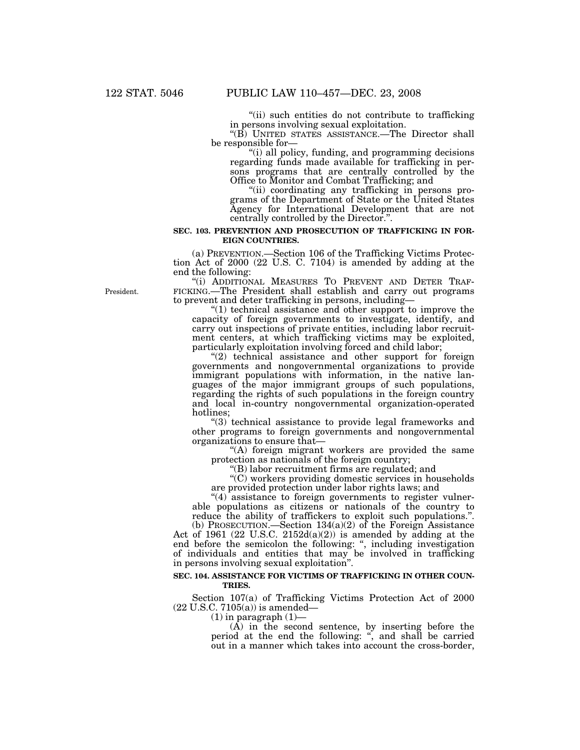"(ii) such entities do not contribute to trafficking in persons involving sexual exploitation.

"(B) UNITED STATES ASSISTANCE.—The Director shall be responsible for—

"(i) all policy, funding, and programming decisions regarding funds made available for trafficking in persons programs that are centrally controlled by the Office to Monitor and Combat Trafficking; and

"(ii) coordinating any trafficking in persons programs of the Department of State or the United States Agency for International Development that are not centrally controlled by the Director.".

**SEC. 103. PREVENTION AND PROSECUTION OF TRAFFICKING IN FOREIGN COUNTRIES.**

(a) PREVENTION.—Section 106 of the Trafficking Victims Protection Act of 2000 (22 U.S. C. 7104) is amended by adding at the end the following:

President.

"(i) ADDITIONAL MEASURES TO PREVENT AND DETER TRAFFICKING.—The President shall establish and carry out programs to prevent and deter trafficking in persons, including—

"(1) technical assistance and other support to improve the capacity of foreign governments to investigate, identify, and carry out inspections of private entities, including labor recruitment centers, at which trafficking victims may be exploited, particularly exploitation involving forced and child labor;

"(2) technical assistance and other support for foreign governments and nongovernmental organizations to provide immigrant populations with information, in the native languages of the major immigrant groups of such populations, regarding the rights of such populations in the foreign country and local in-country nongovernmental organization-operated hotlines;

"(3) technical assistance to provide legal frameworks and other programs to foreign governments and nongovernmental organizations to ensure that—

"(A) foreign migrant workers are provided the same protection as nationals of the foreign country;

"(B) labor recruitment firms are regulated; and

"(C) workers providing domestic services in households are provided protection under labor rights laws; and

"(4) assistance to foreign governments to register vulnerable populations as citizens or nationals of the country to reduce the ability of traffickers to exploit such populations.".

(b) PROSECUTION.—Section 134(a)(2) of the Foreign Assistance Act of 1961 (22 U.S.C. 2152d(a)(2)) is amended by adding at the end before the semicolon the following: ", including investigation of individuals and entities that may be involved in trafficking in persons involving sexual exploitation".

**SEC. 104. ASSISTANCE FOR VICTIMS OF TRAFFICKING IN OTHER COUNTRIES.**

Section 107(a) of Trafficking Victims Protection Act of 2000 (22 U.S.C. 7105(a)) is amended—

(1) in paragraph (1)—

(A) in the second sentence, by inserting before the period at the end the following: ", and shall be carried out in a manner which takes into account the cross-border,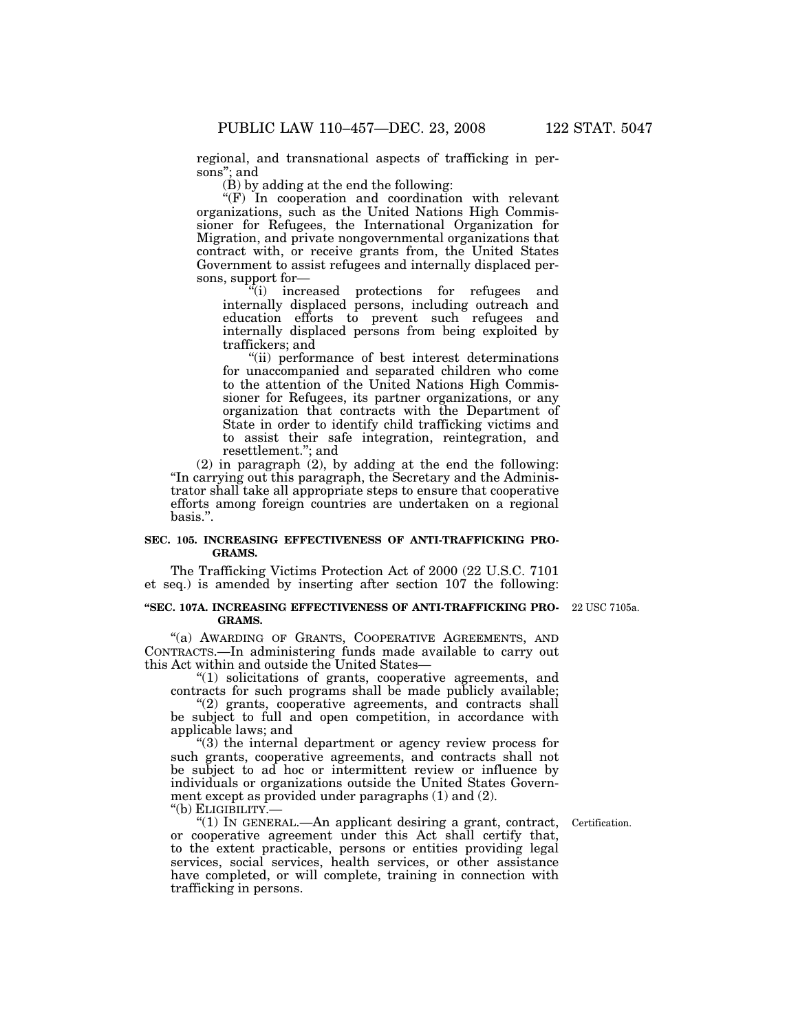regional, and transnational aspects of trafficking in persons"; and

(B) by adding at the end the following:

"(F) In cooperation and coordination with relevant organizations, such as the United Nations High Commissioner for Refugees, the International Organization for Migration, and private nongovernmental organizations that contract with, or receive grants from, the United States Government to assist refugees and internally displaced persons, support for—

"(i) increased protections for refugees and internally displaced persons, including outreach and education efforts to prevent such refugees and internally displaced persons from being exploited by traffickers; and

"(ii) performance of best interest determinations for unaccompanied and separated children who come to the attention of the United Nations High Commissioner for Refugees, its partner organizations, or any organization that contracts with the Department of State in order to identify child trafficking victims and to assist their safe integration, reintegration, and resettlement."; and

(2) in paragraph (2), by adding at the end the following: "In carrying out this paragraph, the Secretary and the Administrator shall take all appropriate steps to ensure that cooperative efforts among foreign countries are undertaken on a regional basis.".

**SEC. 105. INCREASING EFFECTIVENESS OF ANTI-TRAFFICKING PROGRAMS.**

The Trafficking Victims Protection Act of 2000 (22 U.S.C. 7101 et seq.) is amended by inserting after section 107 the following:

**"SEC. 107A. INCREASING EFFECTIVENESS OF ANTI-TRAFFICKING PROGRAMS.**

22 USC 7105a.

"(a) AWARDING OF GRANTS, COOPERATIVE AGREEMENTS, AND CONTRACTS.—In administering funds made available to carry out this Act within and outside the United States—

"(1) solicitations of grants, cooperative agreements, and contracts for such programs shall be made publicly available;

"(2) grants, cooperative agreements, and contracts shall be subject to full and open competition, in accordance with applicable laws; and

"(3) the internal department or agency review process for such grants, cooperative agreements, and contracts shall not be subject to ad hoc or intermittent review or influence by individuals or organizations outside the United States Government except as provided under paragraphs (1) and (2).

"(b) ELIGIBILITY.—

Certification.

"(1) IN GENERAL.—An applicant desiring a grant, contract, or cooperative agreement under this Act shall certify that, to the extent practicable, persons or entities providing legal services, social services, health services, or other assistance have completed, or will complete, training in connection with trafficking in persons.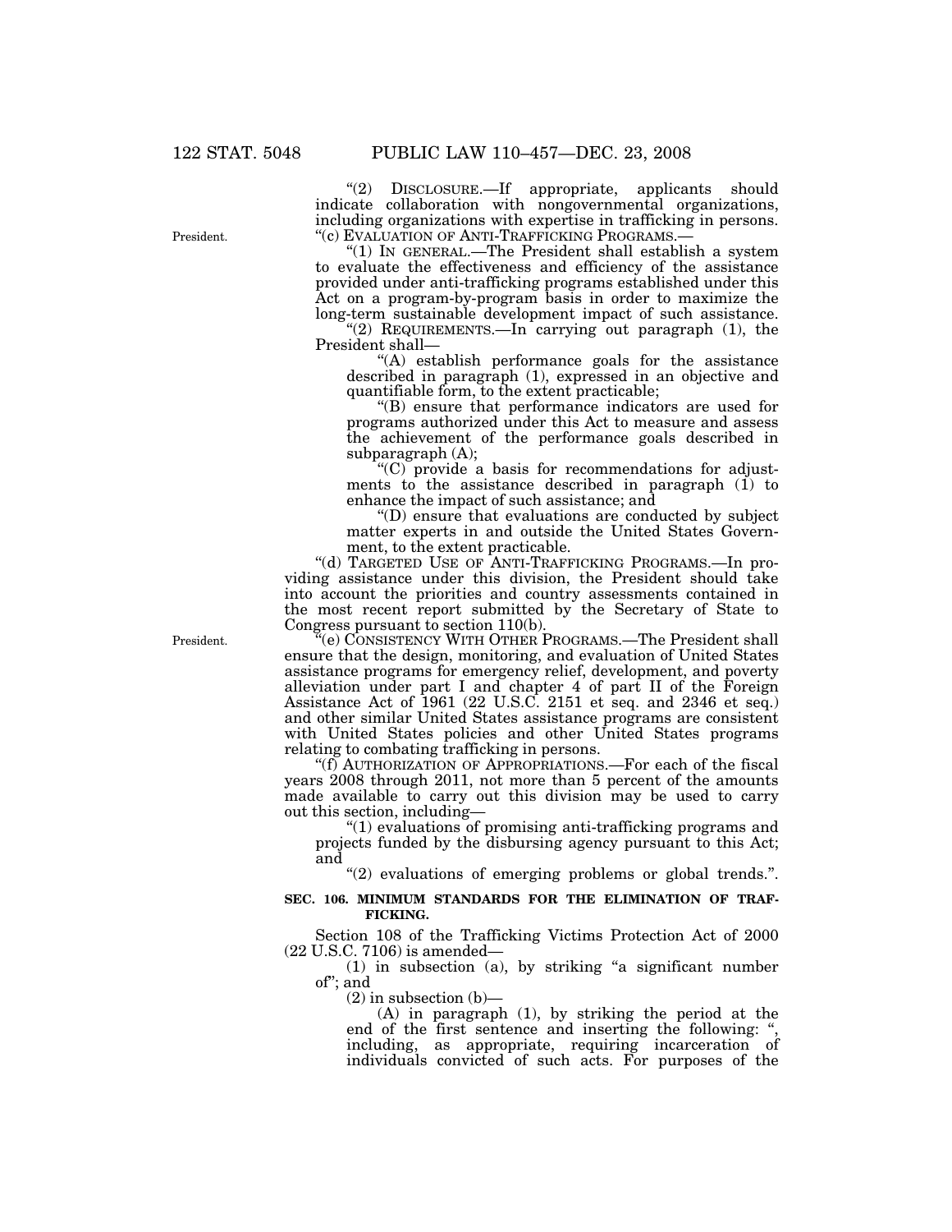"(2) DISCLOSURE.—If appropriate, applicants should indicate collaboration with nongovernmental organizations, including organizations with expertise in trafficking in persons.

"(c) EVALUATION OF ANTI-TRAFFICKING PROGRAMS.—

President.

"(1) IN GENERAL.—The President shall establish a system to evaluate the effectiveness and efficiency of the assistance provided under anti-trafficking programs established under this Act on a program-by-program basis in order to maximize the long-term sustainable development impact of such assistance.

"(2) REQUIREMENTS.—In carrying out paragraph (1), the President shall—

"(A) establish performance goals for the assistance described in paragraph (1), expressed in an objective and quantifiable form, to the extent practicable;

"(B) ensure that performance indicators are used for programs authorized under this Act to measure and assess the achievement of the performance goals described in subparagraph (A);

"(C) provide a basis for recommendations for adjustments to the assistance described in paragraph (1) to enhance the impact of such assistance; and

"(D) ensure that evaluations are conducted by subject matter experts in and outside the United States Government, to the extent practicable.

"(d) TARGETED USE OF ANTI-TRAFFICKING PROGRAMS.—In providing assistance under this division, the President should take into account the priorities and country assessments contained in the most recent report submitted by the Secretary of State to Congress pursuant to section 110(b).

President.

"(e) CONSISTENCY WITH OTHER PROGRAMS.—The President shall ensure that the design, monitoring, and evaluation of United States assistance programs for emergency relief, development, and poverty alleviation under part I and chapter 4 of part II of the Foreign Assistance Act of 1961 (22 U.S.C. 2151 et seq. and 2346 et seq.) and other similar United States assistance programs are consistent with United States policies and other United States programs relating to combating trafficking in persons.

"(f) AUTHORIZATION OF APPROPRIATIONS.—For each of the fiscal years 2008 through 2011, not more than 5 percent of the amounts made available to carry out this division may be used to carry out this section, including—

"(1) evaluations of promising anti-trafficking programs and projects funded by the disbursing agency pursuant to this Act; and

"(2) evaluations of emerging problems or global trends.".

**SEC. 106. MINIMUM STANDARDS FOR THE ELIMINATION OF TRAFFICKING.**

Section 108 of the Trafficking Victims Protection Act of 2000 (22 U.S.C. 7106) is amended—

(1) in subsection (a), by striking "a significant number of"; and

(2) in subsection (b)—

(A) in paragraph (1), by striking the period at the end of the first sentence and inserting the following: ", including, as appropriate, requiring incarceration of individuals convicted of such acts. For purposes of the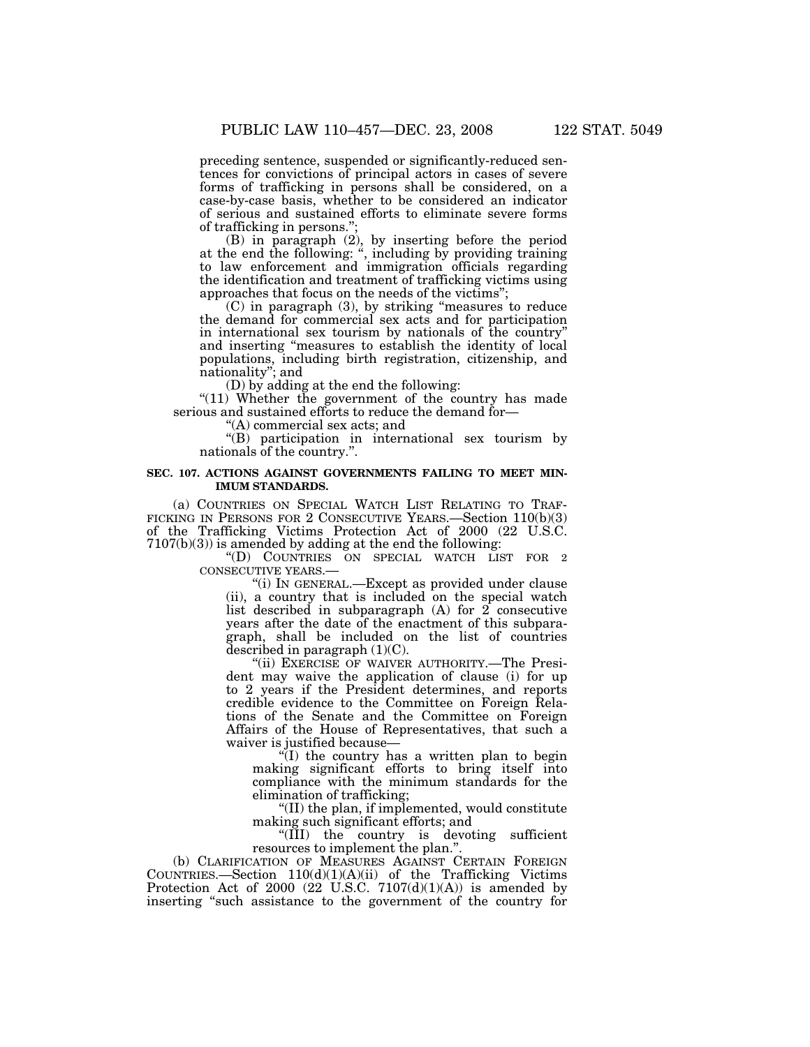preceding sentence, suspended or significantly-reduced sentences for convictions of principal actors in cases of severe forms of trafficking in persons shall be considered, on a case-by-case basis, whether to be considered an indicator of serious and sustained efforts to eliminate severe forms of trafficking in persons.";

(B) in paragraph (2), by inserting before the period at the end the following: ", including by providing training to law enforcement and immigration officials regarding the identification and treatment of trafficking victims using approaches that focus on the needs of the victims";

(C) in paragraph (3), by striking "measures to reduce the demand for commercial sex acts and for participation in international sex tourism by nationals of the country" and inserting "measures to establish the identity of local populations, including birth registration, citizenship, and nationality"; and

(D) by adding at the end the following:

"(11) Whether the government of the country has made serious and sustained efforts to reduce the demand for—

"(A) commercial sex acts; and

"(B) participation in international sex tourism by nationals of the country.".

**SEC. 107. ACTIONS AGAINST GOVERNMENTS FAILING TO MEET MINIMUM STANDARDS.**

(a) COUNTRIES ON SPECIAL WATCH LIST RELATING TO TRAFFICKING IN PERSONS FOR 2 CONSECUTIVE YEARS.—Section 110(b)(3) of the Trafficking Victims Protection Act of 2000 (22 U.S.C. 7107(b)(3)) is amended by adding at the end the following:

"(D) COUNTRIES ON SPECIAL WATCH LIST FOR 2 CONSECUTIVE YEARS.—

"(i) IN GENERAL.—Except as provided under clause (ii), a country that is included on the special watch list described in subparagraph (A) for 2 consecutive years after the date of the enactment of this subparagraph, shall be included on the list of countries described in paragraph (1)(C).

"(ii) EXERCISE OF WAIVER AUTHORITY.—The President may waive the application of clause (i) for up to 2 years if the President determines, and reports credible evidence to the Committee on Foreign Relations of the Senate and the Committee on Foreign Affairs of the House of Representatives, that such a waiver is justified because—

"(I) the country has a written plan to begin making significant efforts to bring itself into compliance with the minimum standards for the elimination of trafficking;

"(II) the plan, if implemented, would constitute making such significant efforts; and

"(III) the country is devoting sufficient resources to implement the plan.".

(b) CLARIFICATION OF MEASURES AGAINST CERTAIN FOREIGN COUNTRIES.—Section 110(d)(1)(A)(ii) of the Trafficking Victims Protection Act of 2000 (22 U.S.C. 7107(d)(1)(A)) is amended by inserting "such assistance to the government of the country for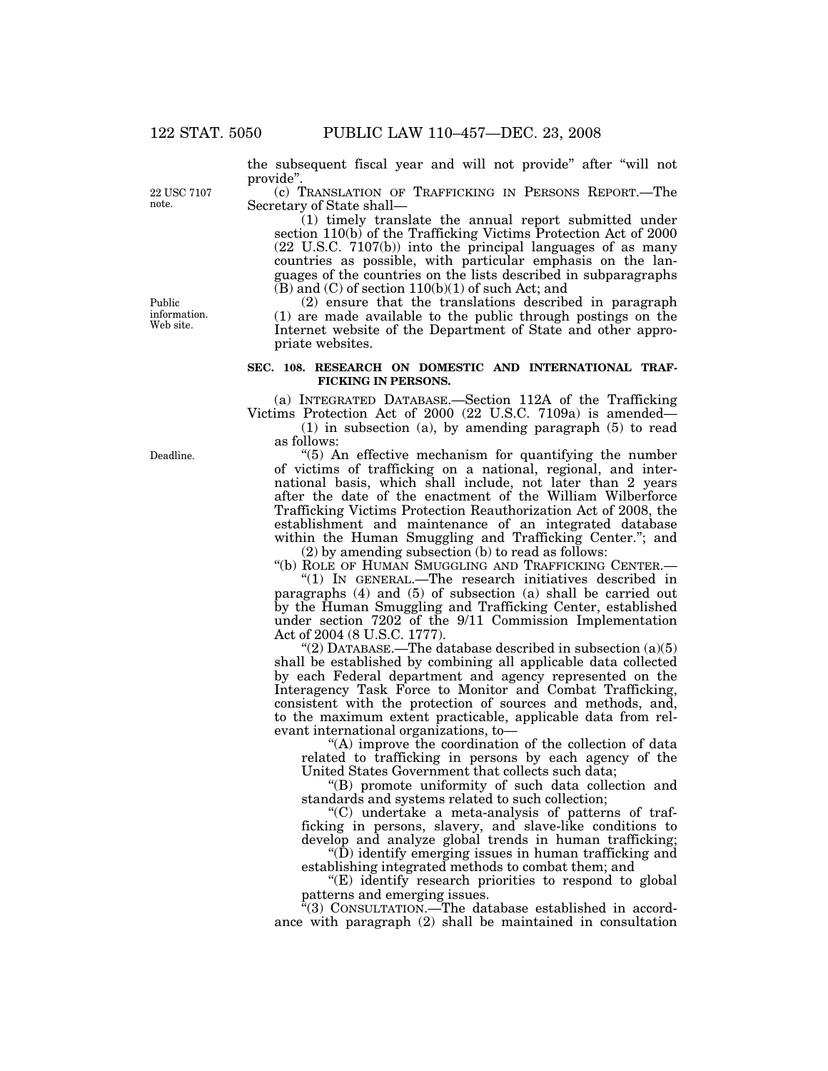the subsequent fiscal year and will not provide" after "will not provide".

22 USC 7107 note.

(c) TRANSLATION OF TRAFFICKING IN PERSONS REPORT.—The Secretary of State shall—

(1) timely translate the annual report submitted under section 110(b) of the Trafficking Victims Protection Act of 2000 (22 U.S.C. 7107(b)) into the principal languages of as many countries as possible, with particular emphasis on the languages of the countries on the lists described in subparagraphs (B) and (C) of section 110(b)(1) of such Act; and

Public information. Web site.

(2) ensure that the translations described in paragraph (1) are made available to the public through postings on the Internet website of the Department of State and other appropriate websites.

**SEC. 108. RESEARCH ON DOMESTIC AND INTERNATIONAL TRAFFICKING IN PERSONS.**

(a) INTEGRATED DATABASE.—Section 112A of the Trafficking Victims Protection Act of 2000 (22 U.S.C. 7109a) is amended—

(1) in subsection (a), by amending paragraph (5) to read as follows:

Deadline.

"(5) An effective mechanism for quantifying the number of victims of trafficking on a national, regional, and international basis, which shall include, not later than 2 years after the date of the enactment of the William Wilberforce Trafficking Victims Protection Reauthorization Act of 2008, the establishment and maintenance of an integrated database within the Human Smuggling and Trafficking Center."; and

(2) by amending subsection (b) to read as follows:

"(b) ROLE OF HUMAN SMUGGLING AND TRAFFICKING CENTER.—

"(1) IN GENERAL.—The research initiatives described in paragraphs (4) and (5) of subsection (a) shall be carried out by the Human Smuggling and Trafficking Center, established under section 7202 of the 9/11 Commission Implementation Act of 2004 (8 U.S.C. 1777).

"(2) DATABASE.—The database described in subsection (a)(5) shall be established by combining all applicable data collected by each Federal department and agency represented on the Interagency Task Force to Monitor and Combat Trafficking, consistent with the protection of sources and methods, and, to the maximum extent practicable, applicable data from relevant international organizations, to—

"(A) improve the coordination of the collection of data related to trafficking in persons by each agency of the United States Government that collects such data;

"(B) promote uniformity of such data collection and standards and systems related to such collection;

"(C) undertake a meta-analysis of patterns of trafficking in persons, slavery, and slave-like conditions to develop and analyze global trends in human trafficking;

"(D) identify emerging issues in human trafficking and establishing integrated methods to combat them; and

"(E) identify research priorities to respond to global patterns and emerging issues.

"(3) CONSULTATION.—The database established in accordance with paragraph (2) shall be maintained in consultation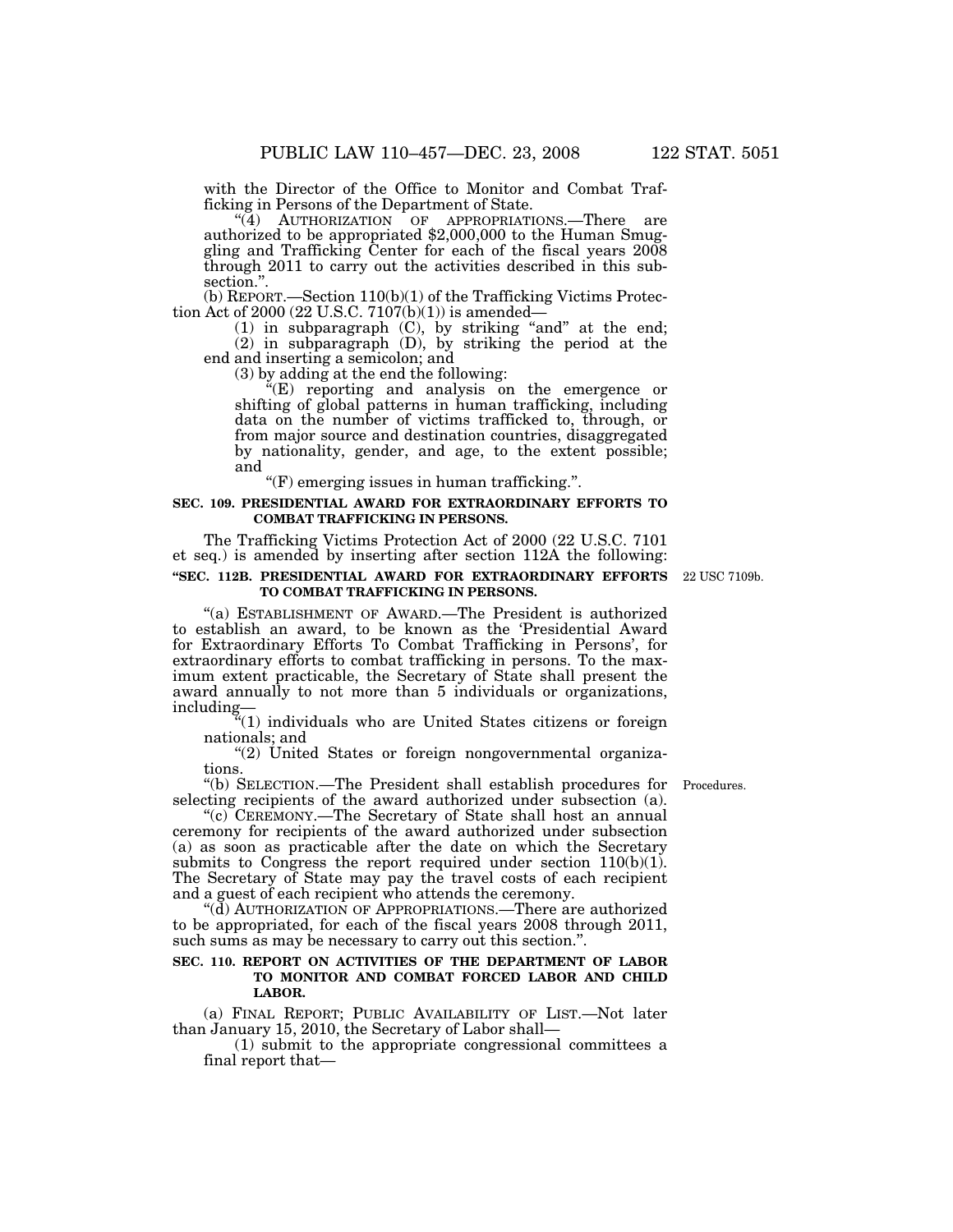with the Director of the Office to Monitor and Combat Trafficking in Persons of the Department of State.

"(4) AUTHORIZATION OF APPROPRIATIONS.—There are authorized to be appropriated $2,000,000 to the Human Smuggling and Trafficking Center for each of the fiscal years 2008 through 2011 to carry out the activities described in this subsection.".

(b) REPORT.—Section 110(b)(1) of the Trafficking Victims Protection Act of 2000 (22 U.S.C. 7107(b)(1)) is amended—

(1) in subparagraph (C), by striking "and" at the end;

(2) in subparagraph (D), by striking the period at the end and inserting a semicolon; and

(3) by adding at the end the following:

"(E) reporting and analysis on the emergence or shifting of global patterns in human trafficking, including data on the number of victims trafficked to, through, or from major source and destination countries, disaggregated by nationality, gender, and age, to the extent possible; and

"(F) emerging issues in human trafficking.".

**SEC. 109. PRESIDENTIAL AWARD FOR EXTRAORDINARY EFFORTS TO COMBAT TRAFFICKING IN PERSONS.**

The Trafficking Victims Protection Act of 2000 (22 U.S.C. 7101 et seq.) is amended by inserting after section 112A the following:

**"SEC. 112B. PRESIDENTIAL AWARD FOR EXTRAORDINARY EFFORTS TO COMBAT TRAFFICKING IN PERSONS.**

22 USC 7109b.

"(a) ESTABLISHMENT OF AWARD.—The President is authorized to establish an award, to be known as the 'Presidential Award for Extraordinary Efforts To Combat Trafficking in Persons', for extraordinary efforts to combat trafficking in persons. To the maximum extent practicable, the Secretary of State shall present the award annually to not more than 5 individuals or organizations, including—

"(1) individuals who are United States citizens or foreign nationals; and

"(2) United States or foreign nongovernmental organizations.

"(b) SELECTION.—The President shall establish procedures for selecting recipients of the award authorized under subsection (a).

Procedures.

"(c) CEREMONY.—The Secretary of State shall host an annual ceremony for recipients of the award authorized under subsection (a) as soon as practicable after the date on which the Secretary submits to Congress the report required under section 110(b)(1). The Secretary of State may pay the travel costs of each recipient and a guest of each recipient who attends the ceremony.

"(d) AUTHORIZATION OF APPROPRIATIONS.—There are authorized to be appropriated, for each of the fiscal years 2008 through 2011, such sums as may be necessary to carry out this section.".

**SEC. 110. REPORT ON ACTIVITIES OF THE DEPARTMENT OF LABOR TO MONITOR AND COMBAT FORCED LABOR AND CHILD LABOR.**

(a) FINAL REPORT; PUBLIC AVAILABILITY OF LIST.—Not later than January 15, 2010, the Secretary of Labor shall—

(1) submit to the appropriate congressional committees a final report that—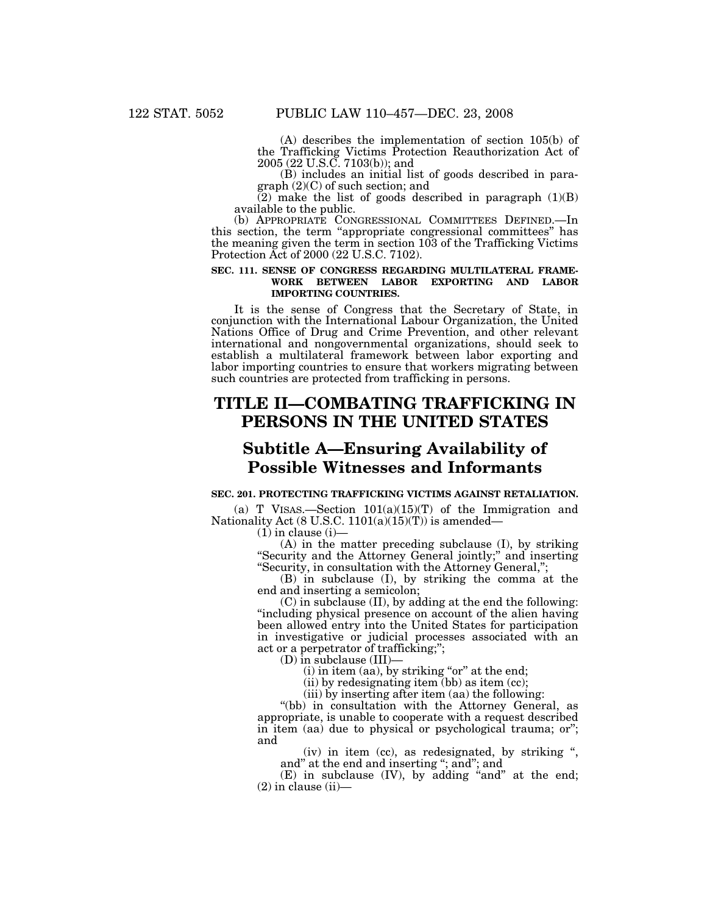(A) describes the implementation of section 105(b) of the Trafficking Victims Protection Reauthorization Act of 2005 (22 U.S.C. 7103(b)); and

(B) includes an initial list of goods described in paragraph (2)(C) of such section; and

(2) make the list of goods described in paragraph (1)(B) available to the public.

(b) APPROPRIATE CONGRESSIONAL COMMITTEES DEFINED.—In this section, the term "appropriate congressional committees" has the meaning given the term in section 103 of the Trafficking Victims Protection Act of 2000 (22 U.S.C. 7102).

**SEC. 111. SENSE OF CONGRESS REGARDING MULTILATERAL FRAMEWORK BETWEEN LABOR EXPORTING AND LABOR IMPORTING COUNTRIES.**

It is the sense of Congress that the Secretary of State, in conjunction with the International Labour Organization, the United Nations Office of Drug and Crime Prevention, and other relevant international and nongovernmental organizations, should seek to establish a multilateral framework between labor exporting and labor importing countries to ensure that workers migrating between such countries are protected from trafficking in persons.

# TITLE II—COMBATING TRAFFICKING IN PERSONS IN THE UNITED STATES

## Subtitle A—Ensuring Availability of Possible Witnesses and Informants

**SEC. 201. PROTECTING TRAFFICKING VICTIMS AGAINST RETALIATION.**

(a) T VISAS.—Section 101(a)(15)(T) of the Immigration and Nationality Act (8 U.S.C. 1101(a)(15)(T)) is amended—

(1) in clause (i)—

(A) in the matter preceding subclause (I), by striking "Security and the Attorney General jointly;" and inserting "Security, in consultation with the Attorney General,";

(B) in subclause (I), by striking the comma at the end and inserting a semicolon;

(C) in subclause (II), by adding at the end the following: "including physical presence on account of the alien having been allowed entry into the United States for participation in investigative or judicial processes associated with an act or a perpetrator of trafficking;";

(D) in subclause (III)—

(i) in item (aa), by striking "or" at the end;

(ii) by redesignating item (bb) as item (cc);

(iii) by inserting after item (aa) the following:

"(bb) in consultation with the Attorney General, as appropriate, is unable to cooperate with a request described in item (aa) due to physical or psychological trauma; or"; and

(iv) in item (cc), as redesignated, by striking ", and" at the end and inserting "; and"; and

(E) in subclause (IV), by adding "and" at the end;

(2) in clause (ii)—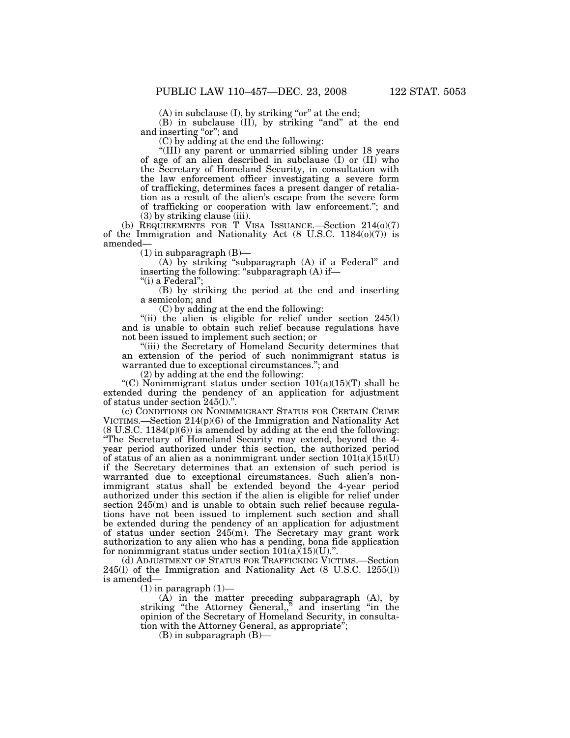(A) in subclause (I), by striking "or" at the end;

(B) in subclause (II), by striking "and" at the end and inserting "or"; and

(C) by adding at the end the following:

"(III) any parent or unmarried sibling under 18 years of age of an alien described in subclause (I) or (II) who the Secretary of Homeland Security, in consultation with the law enforcement officer investigating a severe form of trafficking, determines faces a present danger of retaliation as a result of the alien's escape from the severe form of trafficking or cooperation with law enforcement."; and

(3) by striking clause (iii).

(b) REQUIREMENTS FOR T VISA ISSUANCE.—Section 214(o)(7) of the Immigration and Nationality Act (8 U.S.C. 1184(o)(7)) is amended—

(1) in subparagraph (B)—

(A) by striking "subparagraph (A) if a Federal" and inserting the following: "subparagraph (A) if—

"(i) a Federal";

(B) by striking the period at the end and inserting a semicolon; and

(C) by adding at the end the following:

"(ii) the alien is eligible for relief under section 245(l) and is unable to obtain such relief because regulations have not been issued to implement such section; or

"(iii) the Secretary of Homeland Security determines that an extension of the period of such nonimmigrant status is warranted due to exceptional circumstances."; and

(2) by adding at the end the following:

"(C) Nonimmigrant status under section 101(a)(15)(T) shall be extended during the pendency of an application for adjustment of status under section 245(l).".

(c) CONDITIONS ON NONIMMIGRANT STATUS FOR CERTAIN CRIME VICTIMS.—Section 214(p)(6) of the Immigration and Nationality Act (8 U.S.C. 1184(p)(6)) is amended by adding at the end the following: "The Secretary of Homeland Security may extend, beyond the 4-year period authorized under this section, the authorized period of status of an alien as a nonimmigrant under section 101(a)(15)(U) if the Secretary determines that an extension of such period is warranted due to exceptional circumstances. Such alien's nonimmigrant status shall be extended beyond the 4-year period authorized under this section if the alien is eligible for relief under section 245(m) and is unable to obtain such relief because regulations have not been issued to implement such section and shall be extended during the pendency of an application for adjustment of status under section 245(m). The Secretary may grant work authorization to any alien who has a pending, bona fide application for nonimmigrant status under section 101(a)(15)(U).".

(d) ADJUSTMENT OF STATUS FOR TRAFFICKING VICTIMS.—Section 245(l) of the Immigration and Nationality Act (8 U.S.C. 1255(l)) is amended—

(1) in paragraph (1)—

(A) in the matter preceding subparagraph (A), by striking "the Attorney General,," and inserting "in the opinion of the Secretary of Homeland Security, in consultation with the Attorney General, as appropriate";

(B) in subparagraph (B)—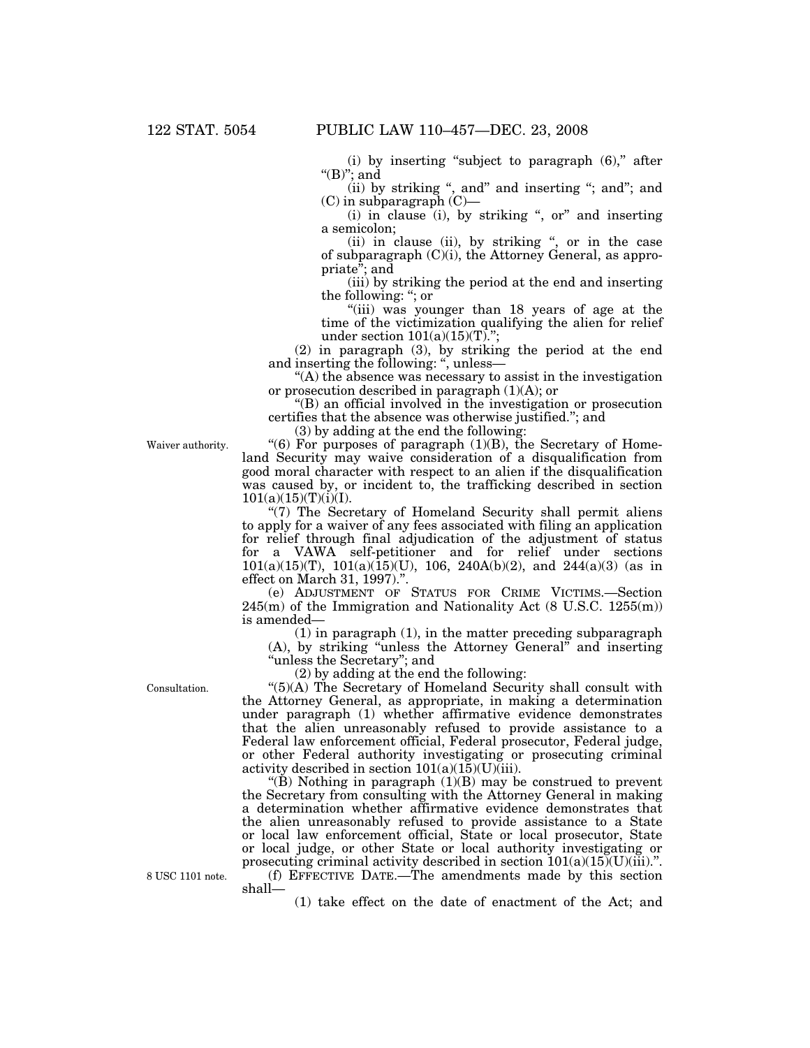(i) by inserting "subject to paragraph (6)," after "(B)"; and

(ii) by striking ", and" and inserting "; and"; and

(C) in subparagraph (C)—

(i) in clause (i), by striking ", or" and inserting a semicolon;

(ii) in clause (ii), by striking ", or in the case of subparagraph (C)(i), the Attorney General, as appropriate"; and

(iii) by striking the period at the end and inserting the following: "; or

"(iii) was younger than 18 years of age at the time of the victimization qualifying the alien for relief under section 101(a)(15)(T).";

(2) in paragraph (3), by striking the period at the end and inserting the following: ", unless—

"(A) the absence was necessary to assist in the investigation or prosecution described in paragraph (1)(A); or

"(B) an official involved in the investigation or prosecution certifies that the absence was otherwise justified."; and

(3) by adding at the end the following:

Waiver authority.

"(6) For purposes of paragraph (1)(B), the Secretary of Homeland Security may waive consideration of a disqualification from good moral character with respect to an alien if the disqualification was caused by, or incident to, the trafficking described in section 101(a)(15)(T)(i)(I).

"(7) The Secretary of Homeland Security shall permit aliens to apply for a waiver of any fees associated with filing an application for relief through final adjudication of the adjustment of status for a VAWA self-petitioner and for relief under sections 101(a)(15)(T), 101(a)(15)(U), 106, 240A(b)(2), and 244(a)(3) (as in effect on March 31, 1997).".

(e) ADJUSTMENT OF STATUS FOR CRIME VICTIMS.—Section 245(m) of the Immigration and Nationality Act (8 U.S.C. 1255(m)) is amended—

(1) in paragraph (1), in the matter preceding subparagraph (A), by striking "unless the Attorney General" and inserting "unless the Secretary"; and

(2) by adding at the end the following:

Consultation.

"(5)(A) The Secretary of Homeland Security shall consult with the Attorney General, as appropriate, in making a determination under paragraph (1) whether affirmative evidence demonstrates that the alien unreasonably refused to provide assistance to a Federal law enforcement official, Federal prosecutor, Federal judge, or other Federal authority investigating or prosecuting criminal activity described in section 101(a)(15)(U)(iii).

"(B) Nothing in paragraph (1)(B) may be construed to prevent the Secretary from consulting with the Attorney General in making a determination whether affirmative evidence demonstrates that the alien unreasonably refused to provide assistance to a State or local law enforcement official, State or local prosecutor, State or local judge, or other State or local authority investigating or prosecuting criminal activity described in section 101(a)(15)(U)(iii).".

8 USC 1101 note.

(f) EFFECTIVE DATE.—The amendments made by this section shall—

(1) take effect on the date of enactment of the Act; and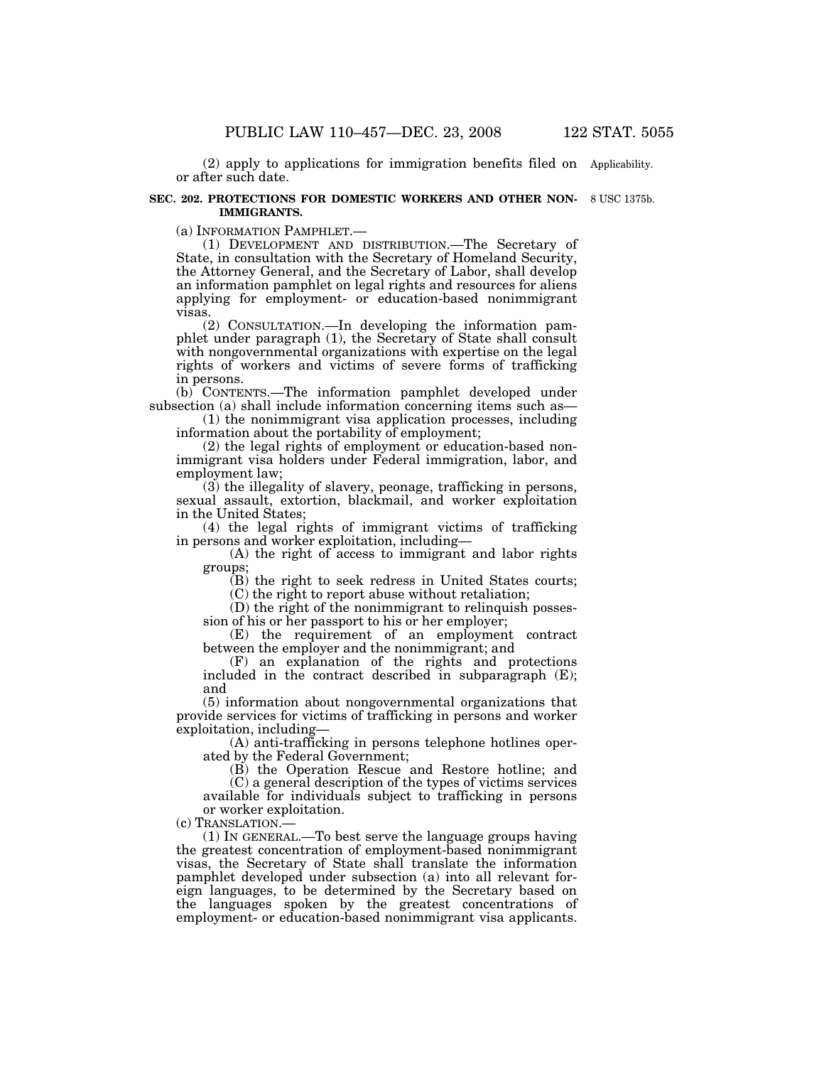(2) apply to applications for immigration benefits filed on or after such date.

Applicability.

8 USC 1375b.

**SEC. 202. PROTECTIONS FOR DOMESTIC WORKERS AND OTHER NON-IMMIGRANTS.**

(a) INFORMATION PAMPHLET.—

(1) DEVELOPMENT AND DISTRIBUTION.—The Secretary of State, in consultation with the Secretary of Homeland Security, the Attorney General, and the Secretary of Labor, shall develop an information pamphlet on legal rights and resources for aliens applying for employment- or education-based nonimmigrant visas.

(2) CONSULTATION.—In developing the information pamphlet under paragraph (1), the Secretary of State shall consult with nongovernmental organizations with expertise on the legal rights of workers and victims of severe forms of trafficking in persons.

(b) CONTENTS.—The information pamphlet developed under subsection (a) shall include information concerning items such as—

(1) the nonimmigrant visa application processes, including information about the portability of employment;

(2) the legal rights of employment or education-based nonimmigrant visa holders under Federal immigration, labor, and employment law;

(3) the illegality of slavery, peonage, trafficking in persons, sexual assault, extortion, blackmail, and worker exploitation in the United States;

(4) the legal rights of immigrant victims of trafficking in persons and worker exploitation, including—

(A) the right of access to immigrant and labor rights groups;

(B) the right to seek redress in United States courts;

(C) the right to report abuse without retaliation;

(D) the right of the nonimmigrant to relinquish possession of his or her passport to his or her employer;

(E) the requirement of an employment contract between the employer and the nonimmigrant; and

(F) an explanation of the rights and protections included in the contract described in subparagraph (E); and

(5) information about nongovernmental organizations that provide services for victims of trafficking in persons and worker exploitation, including—

(A) anti-trafficking in persons telephone hotlines operated by the Federal Government;

(B) the Operation Rescue and Restore hotline; and

(C) a general description of the types of victims services available for individuals subject to trafficking in persons or worker exploitation.

(c) TRANSLATION.—

(1) IN GENERAL.—To best serve the language groups having the greatest concentration of employment-based nonimmigrant visas, the Secretary of State shall translate the information pamphlet developed under subsection (a) into all relevant foreign languages, to be determined by the Secretary based on the languages spoken by the greatest concentrations of employment- or education-based nonimmigrant visa applicants.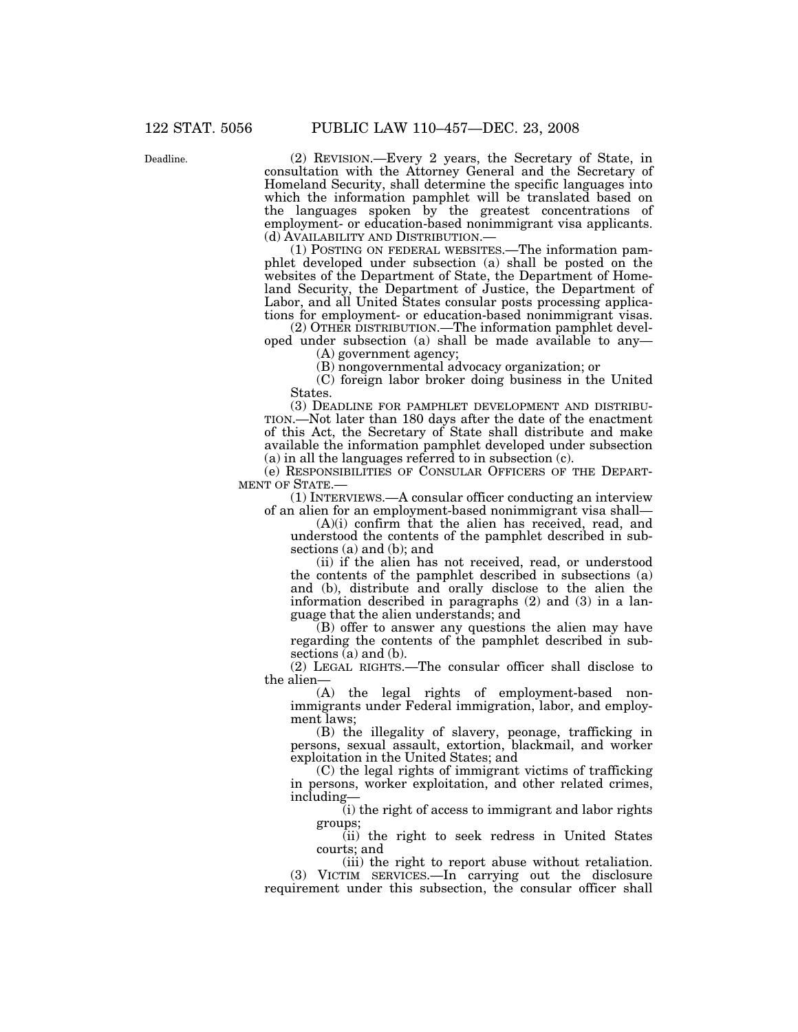Deadline.

(2) REVISION.—Every 2 years, the Secretary of State, in consultation with the Attorney General and the Secretary of Homeland Security, shall determine the specific languages into which the information pamphlet will be translated based on the languages spoken by the greatest concentrations of employment- or education-based nonimmigrant visa applicants.

(d) AVAILABILITY AND DISTRIBUTION.—

(1) POSTING ON FEDERAL WEBSITES.—The information pamphlet developed under subsection (a) shall be posted on the websites of the Department of State, the Department of Homeland Security, the Department of Justice, the Department of Labor, and all United States consular posts processing applications for employment- or education-based nonimmigrant visas.

(2) OTHER DISTRIBUTION.—The information pamphlet developed under subsection (a) shall be made available to any—

(A) government agency;

(B) nongovernmental advocacy organization; or

(C) foreign labor broker doing business in the United States.

(3) DEADLINE FOR PAMPHLET DEVELOPMENT AND DISTRIBUTION.—Not later than 180 days after the date of the enactment of this Act, the Secretary of State shall distribute and make available the information pamphlet developed under subsection (a) in all the languages referred to in subsection (c).

(e) RESPONSIBILITIES OF CONSULAR OFFICERS OF THE DEPARTMENT OF STATE.—

(1) INTERVIEWS.—A consular officer conducting an interview of an alien for an employment-based nonimmigrant visa shall—

(A)(i) confirm that the alien has received, read, and understood the contents of the pamphlet described in subsections (a) and (b); and

(ii) if the alien has not received, read, or understood the contents of the pamphlet described in subsections (a) and (b), distribute and orally disclose to the alien the information described in paragraphs (2) and (3) in a language that the alien understands; and

(B) offer to answer any questions the alien may have regarding the contents of the pamphlet described in subsections (a) and (b).

(2) LEGAL RIGHTS.—The consular officer shall disclose to the alien—

(A) the legal rights of employment-based nonimmigrants under Federal immigration, labor, and employment laws;

(B) the illegality of slavery, peonage, trafficking in persons, sexual assault, extortion, blackmail, and worker exploitation in the United States; and

(C) the legal rights of immigrant victims of trafficking in persons, worker exploitation, and other related crimes, including—

(i) the right of access to immigrant and labor rights groups;

(ii) the right to seek redress in United States courts; and

(iii) the right to report abuse without retaliation.

(3) VICTIM SERVICES.—In carrying out the disclosure requirement under this subsection, the consular officer shall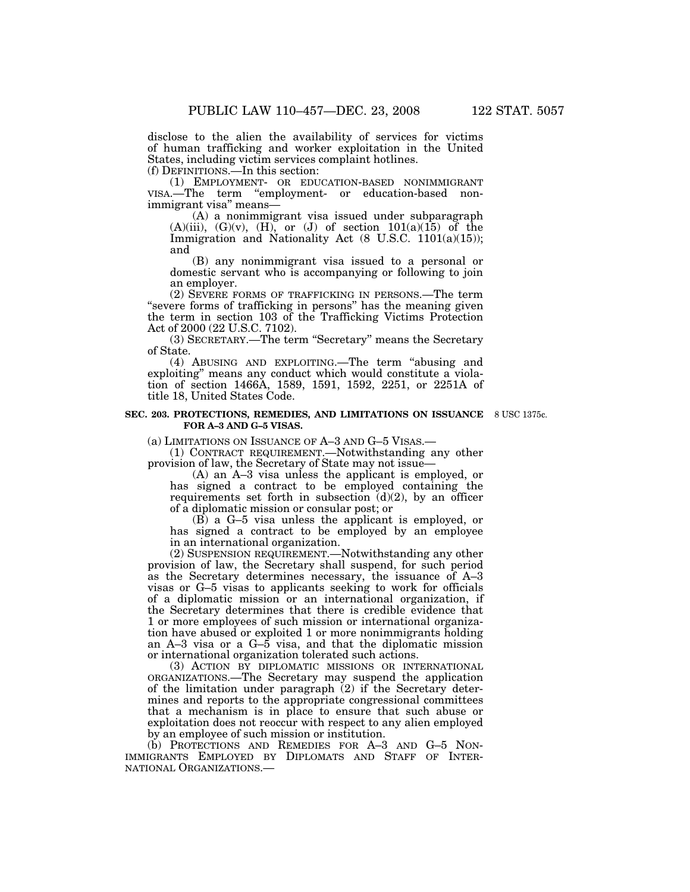disclose to the alien the availability of services for victims of human trafficking and worker exploitation in the United States, including victim services complaint hotlines.

(f) DEFINITIONS.—In this section:

(1) EMPLOYMENT- OR EDUCATION-BASED NONIMMIGRANT VISA.—The term "employment- or education-based nonimmigrant visa" means—

(A) a nonimmigrant visa issued under subparagraph (A)(iii), (G)(v), (H), or (J) of section 101(a)(15) of the Immigration and Nationality Act (8 U.S.C. 1101(a)(15)); and

(B) any nonimmigrant visa issued to a personal or domestic servant who is accompanying or following to join an employer.

(2) SEVERE FORMS OF TRAFFICKING IN PERSONS.—The term "severe forms of trafficking in persons" has the meaning given the term in section 103 of the Trafficking Victims Protection Act of 2000 (22 U.S.C. 7102).

(3) SECRETARY.—The term "Secretary" means the Secretary of State.

(4) ABUSING AND EXPLOITING.—The term "abusing and exploiting" means any conduct which would constitute a violation of section 1466A, 1589, 1591, 1592, 2251, or 2251A of title 18, United States Code.

**SEC. 203. PROTECTIONS, REMEDIES, AND LIMITATIONS ON ISSUANCE FOR A–3 AND G–5 VISAS.**

8 USC 1375c.

(a) LIMITATIONS ON ISSUANCE OF A–3 AND G–5 VISAS.—

(1) CONTRACT REQUIREMENT.—Notwithstanding any other provision of law, the Secretary of State may not issue—

(A) an A–3 visa unless the applicant is employed, or has signed a contract to be employed containing the requirements set forth in subsection (d)(2), by an officer of a diplomatic mission or consular post; or

(B) a G–5 visa unless the applicant is employed, or has signed a contract to be employed by an employee in an international organization.

(2) SUSPENSION REQUIREMENT.—Notwithstanding any other provision of law, the Secretary shall suspend, for such period as the Secretary determines necessary, the issuance of A–3 visas or G–5 visas to applicants seeking to work for officials of a diplomatic mission or an international organization, if the Secretary determines that there is credible evidence that 1 or more employees of such mission or international organization have abused or exploited 1 or more nonimmigrants holding an A–3 visa or a G–5 visa, and that the diplomatic mission or international organization tolerated such actions.

(3) ACTION BY DIPLOMATIC MISSIONS OR INTERNATIONAL ORGANIZATIONS.—The Secretary may suspend the application of the limitation under paragraph (2) if the Secretary determines and reports to the appropriate congressional committees that a mechanism is in place to ensure that such abuse or exploitation does not reoccur with respect to any alien employed by an employee of such mission or institution.

(b) PROTECTIONS AND REMEDIES FOR A–3 AND G–5 NONIMMIGRANTS EMPLOYED BY DIPLOMATS AND STAFF OF INTERNATIONAL ORGANIZATIONS.—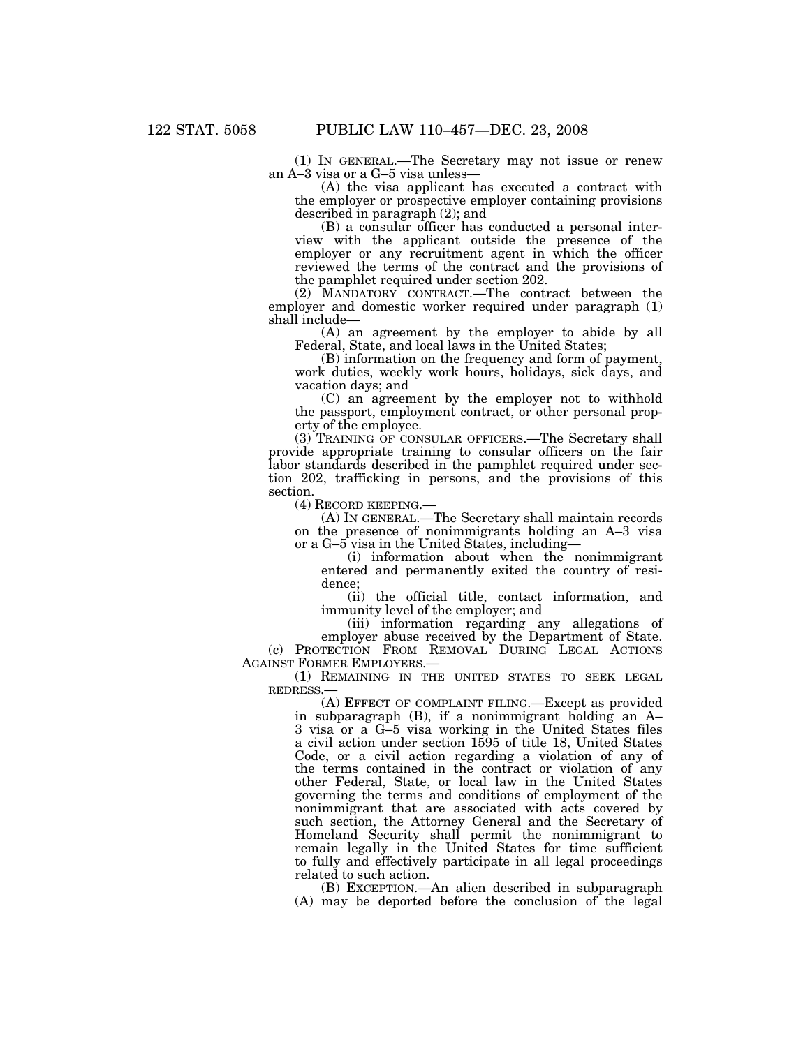(1) IN GENERAL.—The Secretary may not issue or renew an A–3 visa or a G–5 visa unless—

(A) the visa applicant has executed a contract with the employer or prospective employer containing provisions described in paragraph (2); and

(B) a consular officer has conducted a personal interview with the applicant outside the presence of the employer or any recruitment agent in which the officer reviewed the terms of the contract and the provisions of the pamphlet required under section 202.

(2) MANDATORY CONTRACT.—The contract between the employer and domestic worker required under paragraph (1) shall include—

(A) an agreement by the employer to abide by all Federal, State, and local laws in the United States;

(B) information on the frequency and form of payment, work duties, weekly work hours, holidays, sick days, and vacation days; and

(C) an agreement by the employer not to withhold the passport, employment contract, or other personal property of the employee.

(3) TRAINING OF CONSULAR OFFICERS.—The Secretary shall provide appropriate training to consular officers on the fair labor standards described in the pamphlet required under section 202, trafficking in persons, and the provisions of this section.

(4) RECORD KEEPING.—

(A) IN GENERAL.—The Secretary shall maintain records on the presence of nonimmigrants holding an A–3 visa or a G–5 visa in the United States, including—

(i) information about when the nonimmigrant entered and permanently exited the country of residence;

(ii) the official title, contact information, and immunity level of the employer; and

(iii) information regarding any allegations of employer abuse received by the Department of State.

(c) PROTECTION FROM REMOVAL DURING LEGAL ACTIONS AGAINST FORMER EMPLOYERS.—

(1) REMAINING IN THE UNITED STATES TO SEEK LEGAL REDRESS.—

(A) EFFECT OF COMPLAINT FILING.—Except as provided in subparagraph (B), if a nonimmigrant holding an A–3 visa or a G–5 visa working in the United States files a civil action under section 1595 of title 18, United States Code, or a civil action regarding a violation of any of the terms contained in the contract or violation of any other Federal, State, or local law in the United States governing the terms and conditions of employment of the nonimmigrant that are associated with acts covered by such section, the Attorney General and the Secretary of Homeland Security shall permit the nonimmigrant to remain legally in the United States for time sufficient to fully and effectively participate in all legal proceedings related to such action.

(B) EXCEPTION.—An alien described in subparagraph (A) may be deported before the conclusion of the legal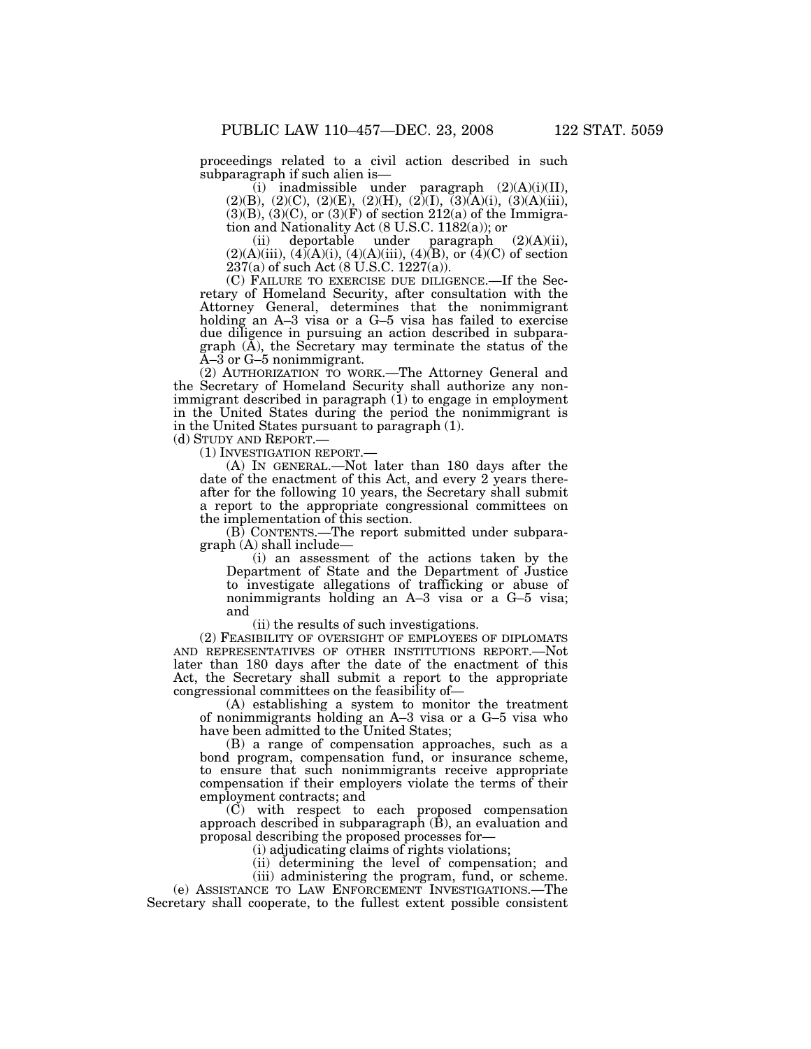proceedings related to a civil action described in such subparagraph if such alien is—

(i) inadmissible under paragraph (2)(A)(i)(II), (2)(B), (2)(C), (2)(E), (2)(H), (2)(I), (3)(A)(i), (3)(A)(iii), (3)(B), (3)(C), or (3)(F) of section 212(a) of the Immigration and Nationality Act (8 U.S.C. 1182(a)); or

(ii) deportable under paragraph (2)(A)(ii), (2)(A)(iii), (4)(A)(i), (4)(A)(iii), (4)(B), or (4)(C) of section 237(a) of such Act (8 U.S.C. 1227(a)).

(C) FAILURE TO EXERCISE DUE DILIGENCE.—If the Secretary of Homeland Security, after consultation with the Attorney General, determines that the nonimmigrant holding an A–3 visa or a G–5 visa has failed to exercise due diligence in pursuing an action described in subparagraph (A), the Secretary may terminate the status of the A–3 or G–5 nonimmigrant.

(2) AUTHORIZATION TO WORK.—The Attorney General and the Secretary of Homeland Security shall authorize any nonimmigrant described in paragraph (1) to engage in employment in the United States during the period the nonimmigrant is in the United States pursuant to paragraph (1).

(d) STUDY AND REPORT.—

(1) INVESTIGATION REPORT.—

(A) IN GENERAL.—Not later than 180 days after the date of the enactment of this Act, and every 2 years thereafter for the following 10 years, the Secretary shall submit a report to the appropriate congressional committees on the implementation of this section.

(B) CONTENTS.—The report submitted under subparagraph (A) shall include—

(i) an assessment of the actions taken by the Department of State and the Department of Justice to investigate allegations of trafficking or abuse of nonimmigrants holding an A–3 visa or a G–5 visa; and

(ii) the results of such investigations.

(2) FEASIBILITY OF OVERSIGHT OF EMPLOYEES OF DIPLOMATS AND REPRESENTATIVES OF OTHER INSTITUTIONS REPORT.—Not later than 180 days after the date of the enactment of this Act, the Secretary shall submit a report to the appropriate congressional committees on the feasibility of—

(A) establishing a system to monitor the treatment of nonimmigrants holding an A–3 visa or a G–5 visa who have been admitted to the United States;

(B) a range of compensation approaches, such as a bond program, compensation fund, or insurance scheme, to ensure that such nonimmigrants receive appropriate compensation if their employers violate the terms of their employment contracts; and

(C) with respect to each proposed compensation approach described in subparagraph (B), an evaluation and proposal describing the proposed processes for—

(i) adjudicating claims of rights violations;

(ii) determining the level of compensation; and

(iii) administering the program, fund, or scheme.

(e) ASSISTANCE TO LAW ENFORCEMENT INVESTIGATIONS.—The Secretary shall cooperate, to the fullest extent possible consistent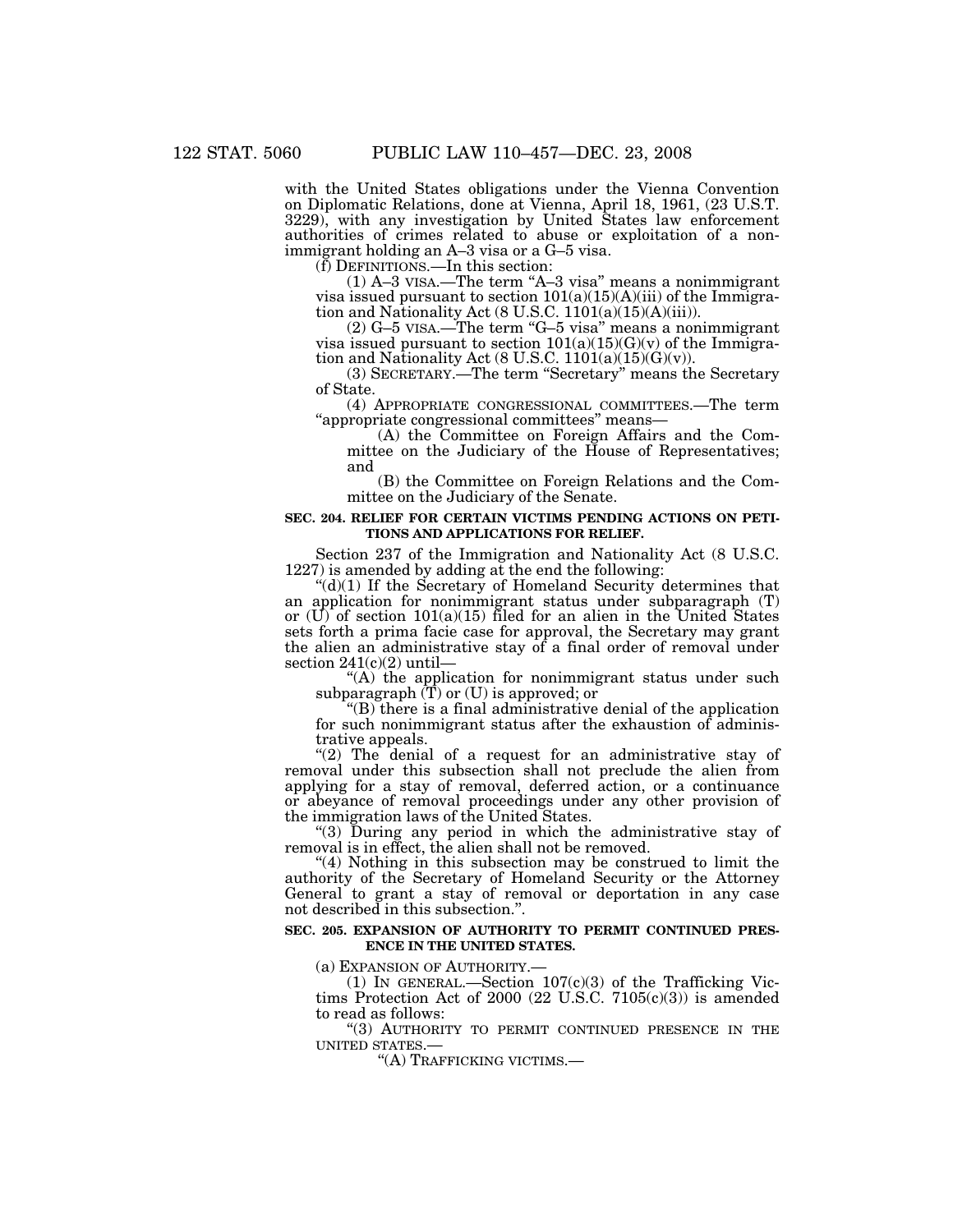with the United States obligations under the Vienna Convention on Diplomatic Relations, done at Vienna, April 18, 1961, (23 U.S.T. 3229), with any investigation by United States law enforcement authorities of crimes related to abuse or exploitation of a nonimmigrant holding an A–3 visa or a G–5 visa.

(f) DEFINITIONS.—In this section:

(1) A–3 VISA.—The term "A–3 visa" means a nonimmigrant visa issued pursuant to section 101(a)(15)(A)(iii) of the Immigration and Nationality Act (8 U.S.C. 1101(a)(15)(A)(iii)).

(2) G–5 VISA.—The term "G–5 visa" means a nonimmigrant visa issued pursuant to section 101(a)(15)(G)(v) of the Immigration and Nationality Act (8 U.S.C. 1101(a)(15)(G)(v)).

(3) SECRETARY.—The term "Secretary" means the Secretary of State.

(4) APPROPRIATE CONGRESSIONAL COMMITTEES.—The term "appropriate congressional committees" means—

(A) the Committee on Foreign Affairs and the Committee on the Judiciary of the House of Representatives; and

(B) the Committee on Foreign Relations and the Committee on the Judiciary of the Senate.

**SEC. 204. RELIEF FOR CERTAIN VICTIMS PENDING ACTIONS ON PETITIONS AND APPLICATIONS FOR RELIEF.**

Section 237 of the Immigration and Nationality Act (8 U.S.C. 1227) is amended by adding at the end the following:

"(d)(1) If the Secretary of Homeland Security determines that an application for nonimmigrant status under subparagraph (T) or (U) of section 101(a)(15) filed for an alien in the United States sets forth a prima facie case for approval, the Secretary may grant the alien an administrative stay of a final order of removal under section 241(c)(2) until—

"(A) the application for nonimmigrant status under such subparagraph (T) or (U) is approved; or

"(B) there is a final administrative denial of the application for such nonimmigrant status after the exhaustion of administrative appeals.

"(2) The denial of a request for an administrative stay of removal under this subsection shall not preclude the alien from applying for a stay of removal, deferred action, or a continuance or abeyance of removal proceedings under any other provision of the immigration laws of the United States.

"(3) During any period in which the administrative stay of removal is in effect, the alien shall not be removed.

"(4) Nothing in this subsection may be construed to limit the authority of the Secretary of Homeland Security or the Attorney General to grant a stay of removal or deportation in any case not described in this subsection.".

**SEC. 205. EXPANSION OF AUTHORITY TO PERMIT CONTINUED PRESENCE IN THE UNITED STATES.**

(a) EXPANSION OF AUTHORITY.—

(1) IN GENERAL.—Section 107(c)(3) of the Trafficking Victims Protection Act of 2000 (22 U.S.C. 7105(c)(3)) is amended to read as follows:

"(3) AUTHORITY TO PERMIT CONTINUED PRESENCE IN THE UNITED STATES.—

"(A) TRAFFICKING VICTIMS.—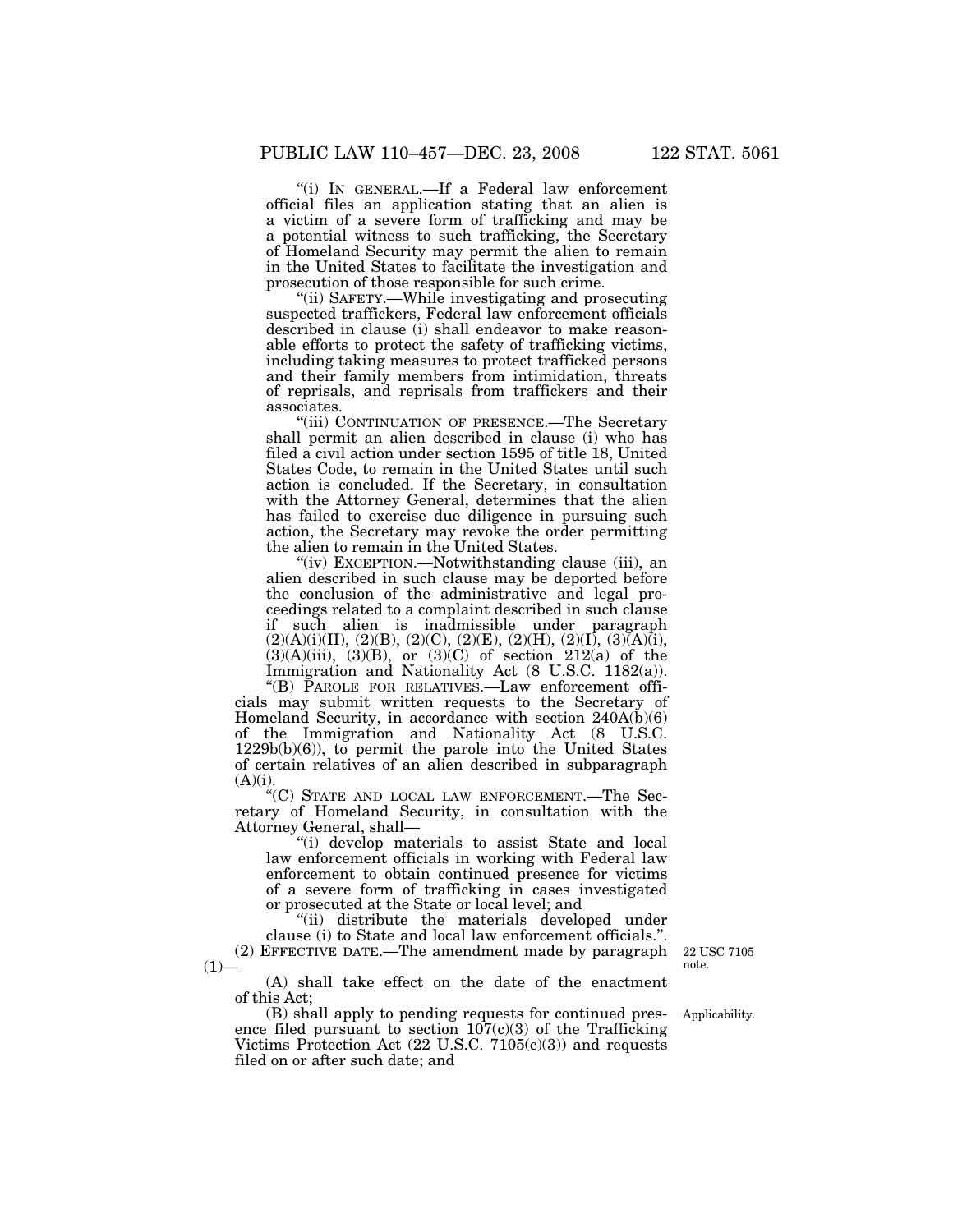"(i) IN GENERAL.—If a Federal law enforcement official files an application stating that an alien is a victim of a severe form of trafficking and may be a potential witness to such trafficking, the Secretary of Homeland Security may permit the alien to remain in the United States to facilitate the investigation and prosecution of those responsible for such crime.

"(ii) SAFETY.—While investigating and prosecuting suspected traffickers, Federal law enforcement officials described in clause (i) shall endeavor to make reasonable efforts to protect the safety of trafficking victims, including taking measures to protect trafficked persons and their family members from intimidation, threats of reprisals, and reprisals from traffickers and their associates.

"(iii) CONTINUATION OF PRESENCE.—The Secretary shall permit an alien described in clause (i) who has filed a civil action under section 1595 of title 18, United States Code, to remain in the United States until such action is concluded. If the Secretary, in consultation with the Attorney General, determines that the alien has failed to exercise due diligence in pursuing such action, the Secretary may revoke the order permitting the alien to remain in the United States.

"(iv) EXCEPTION.—Notwithstanding clause (iii), an alien described in such clause may be deported before the conclusion of the administrative and legal proceedings related to a complaint described in such clause if such alien is inadmissible under paragraph (2)(A)(i)(II), (2)(B), (2)(C), (2)(E), (2)(H), (2)(I), (3)(A)(i), (3)(A)(iii), (3)(B), or (3)(C) of section 212(a) of the Immigration and Nationality Act (8 U.S.C. 1182(a)).

"(B) PAROLE FOR RELATIVES.—Law enforcement officials may submit written requests to the Secretary of Homeland Security, in accordance with section 240A(b)(6) of the Immigration and Nationality Act (8 U.S.C. 1229b(b)(6)), to permit the parole into the United States of certain relatives of an alien described in subparagraph (A)(i).

"(C) STATE AND LOCAL LAW ENFORCEMENT.—The Secretary of Homeland Security, in consultation with the Attorney General, shall—

"(i) develop materials to assist State and local law enforcement officials in working with Federal law enforcement to obtain continued presence for victims of a severe form of trafficking in cases investigated or prosecuted at the State or local level; and

"(ii) distribute the materials developed under clause (i) to State and local law enforcement officials.".

(2) EFFECTIVE DATE.—The amendment made by paragraph (1)—

22 USC 7105 note.

(A) shall take effect on the date of the enactment of this Act;

(B) shall apply to pending requests for continued presence filed pursuant to section 107(c)(3) of the Trafficking Victims Protection Act (22 U.S.C. 7105(c)(3)) and requests filed on or after such date; and

Applicability.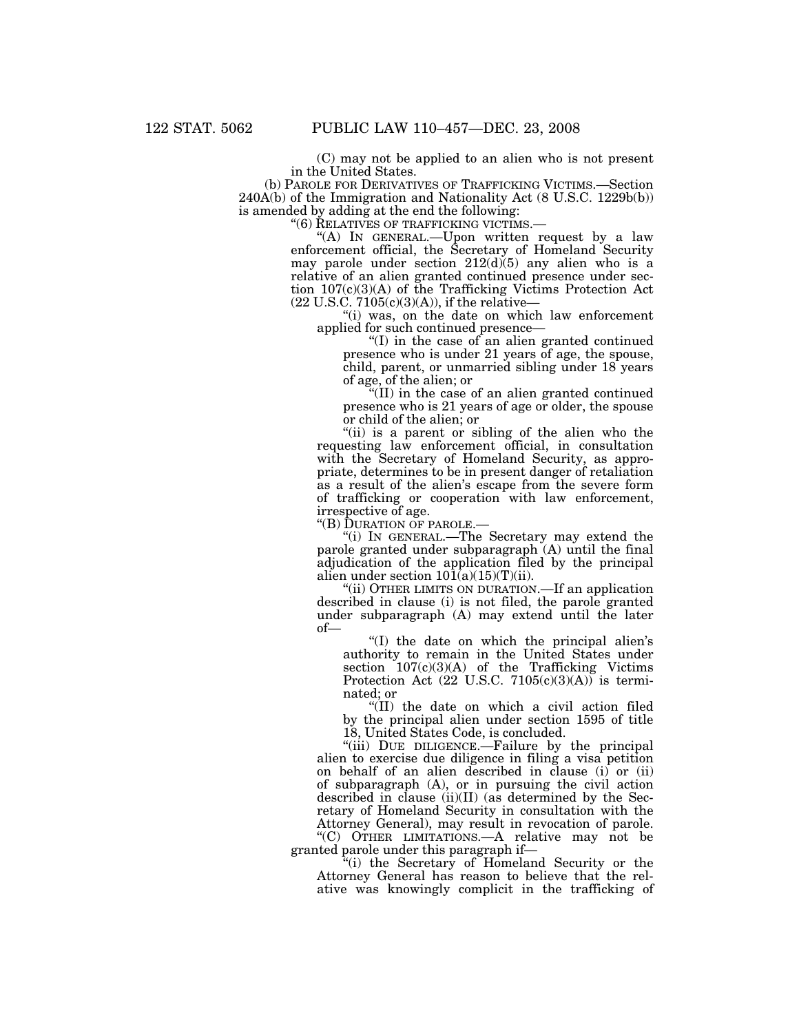(C) may not be applied to an alien who is not present in the United States.

(b) PAROLE FOR DERIVATIVES OF TRAFFICKING VICTIMS.—Section 240A(b) of the Immigration and Nationality Act (8 U.S.C. 1229b(b)) is amended by adding at the end the following:

"(6) RELATIVES OF TRAFFICKING VICTIMS.—

"(A) IN GENERAL.—Upon written request by a law enforcement official, the Secretary of Homeland Security may parole under section 212(d)(5) any alien who is a relative of an alien granted continued presence under section 107(c)(3)(A) of the Trafficking Victims Protection Act (22 U.S.C. 7105(c)(3)(A)), if the relative—

"(i) was, on the date on which law enforcement applied for such continued presence—

"(I) in the case of an alien granted continued presence who is under 21 years of age, the spouse, child, parent, or unmarried sibling under 18 years of age, of the alien; or

"(II) in the case of an alien granted continued presence who is 21 years of age or older, the spouse or child of the alien; or

"(ii) is a parent or sibling of the alien who the requesting law enforcement official, in consultation with the Secretary of Homeland Security, as appropriate, determines to be in present danger of retaliation as a result of the alien's escape from the severe form of trafficking or cooperation with law enforcement, irrespective of age.

"(B) DURATION OF PAROLE.—

"(i) IN GENERAL.—The Secretary may extend the parole granted under subparagraph (A) until the final adjudication of the application filed by the principal alien under section 101(a)(15)(T)(ii).

"(ii) OTHER LIMITS ON DURATION.—If an application described in clause (i) is not filed, the parole granted under subparagraph (A) may extend until the later of—

"(I) the date on which the principal alien's authority to remain in the United States under section 107(c)(3)(A) of the Trafficking Victims Protection Act (22 U.S.C. 7105(c)(3)(A)) is terminated; or

"(II) the date on which a civil action filed by the principal alien under section 1595 of title 18, United States Code, is concluded.

"(iii) DUE DILIGENCE.—Failure by the principal alien to exercise due diligence in filing a visa petition on behalf of an alien described in clause (i) or (ii) of subparagraph (A), or in pursuing the civil action described in clause (ii)(II) (as determined by the Secretary of Homeland Security in consultation with the Attorney General), may result in revocation of parole.

"(C) OTHER LIMITATIONS.—A relative may not be granted parole under this paragraph if—

"(i) the Secretary of Homeland Security or the Attorney General has reason to believe that the relative was knowingly complicit in the trafficking of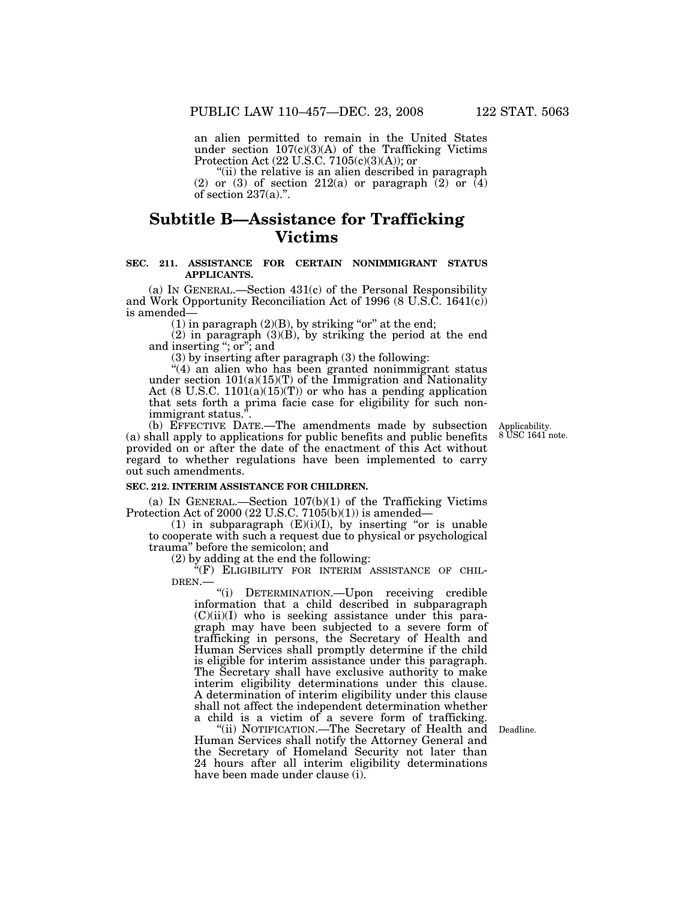an alien permitted to remain in the United States under section 107(c)(3)(A) of the Trafficking Victims Protection Act (22 U.S.C. 7105(c)(3)(A)); or

"(ii) the relative is an alien described in paragraph (2) or (3) of section 212(a) or paragraph (2) or (4) of section 237(a).".

## Subtitle B—Assistance for Trafficking Victims

### SEC. 211. ASSISTANCE FOR CERTAIN NONIMMIGRANT STATUS APPLICANTS.

(a) IN GENERAL.—Section 431(c) of the Personal Responsibility and Work Opportunity Reconciliation Act of 1996 (8 U.S.C. 1641(c)) is amended—

(1) in paragraph (2)(B), by striking "or" at the end;

(2) in paragraph (3)(B), by striking the period at the end and inserting "; or"; and

(3) by inserting after paragraph (3) the following:

"(4) an alien who has been granted nonimmigrant status under section 101(a)(15)(T) of the Immigration and Nationality Act (8 U.S.C. 1101(a)(15)(T)) or who has a pending application that sets forth a prima facie case for eligibility for such nonimmigrant status.".

(b) EFFECTIVE DATE.—The amendments made by subsection (a) shall apply to applications for public benefits and public benefits provided on or after the date of the enactment of this Act without regard to whether regulations have been implemented to carry out such amendments.

Applicability. 8 USC 1641 note.

### SEC. 212. INTERIM ASSISTANCE FOR CHILDREN.

(a) IN GENERAL.—Section 107(b)(1) of the Trafficking Victims Protection Act of 2000 (22 U.S.C. 7105(b)(1)) is amended—

(1) in subparagraph (E)(i)(I), by inserting "or is unable to cooperate with such a request due to physical or psychological trauma" before the semicolon; and

(2) by adding at the end the following:

"(F) ELIGIBILITY FOR INTERIM ASSISTANCE OF CHILDREN.—

"(i) DETERMINATION.—Upon receiving credible information that a child described in subparagraph (C)(ii)(I) who is seeking assistance under this paragraph may have been subjected to a severe form of trafficking in persons, the Secretary of Health and Human Services shall promptly determine if the child is eligible for interim assistance under this paragraph. The Secretary shall have exclusive authority to make interim eligibility determinations under this clause. A determination of interim eligibility under this clause shall not affect the independent determination whether a child is a victim of a severe form of trafficking.

"(ii) NOTIFICATION.—The Secretary of Health and Human Services shall notify the Attorney General and the Secretary of Homeland Security not later than 24 hours after all interim eligibility determinations have been made under clause (i).

Deadline.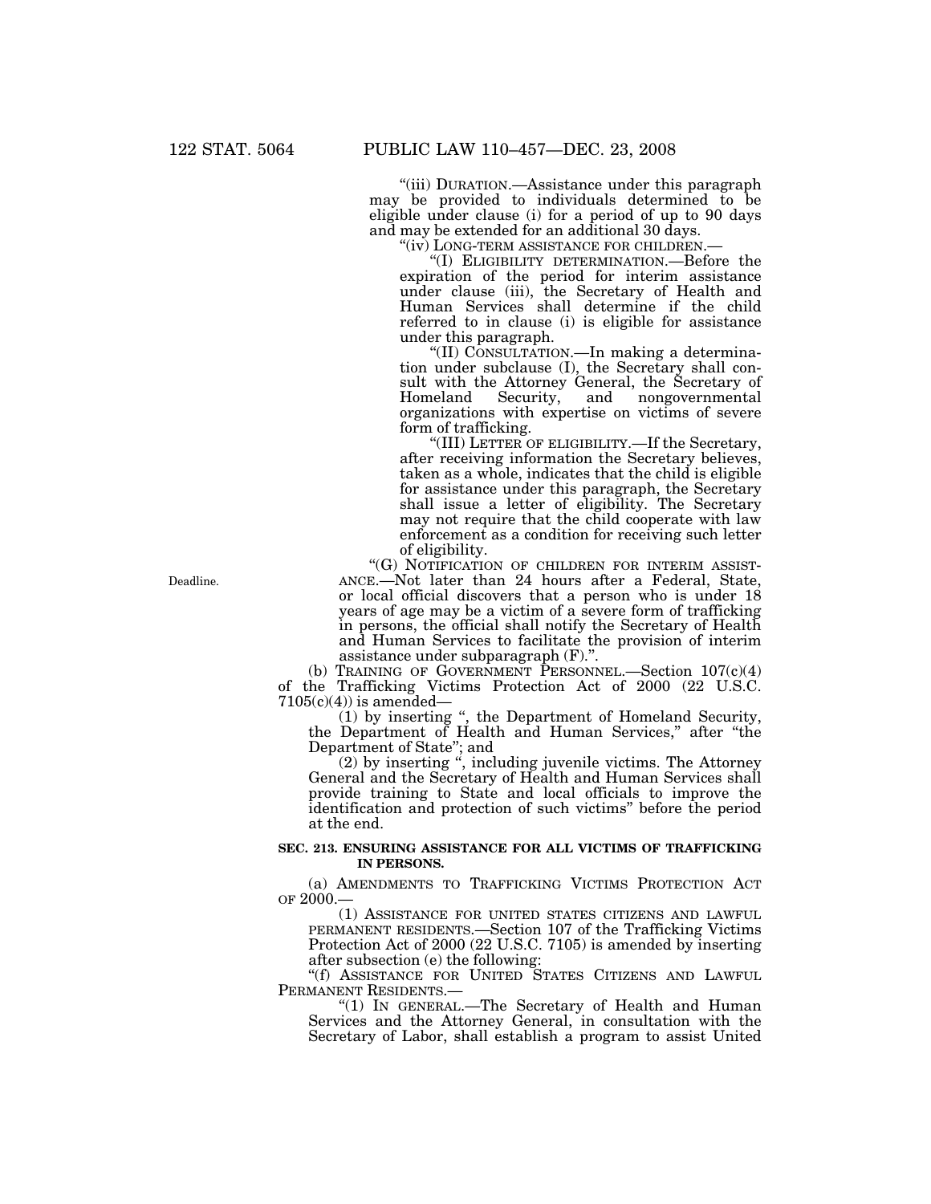"(iii) DURATION.—Assistance under this paragraph may be provided to individuals determined to be eligible under clause (i) for a period of up to 90 days and may be extended for an additional 30 days.

"(iv) LONG-TERM ASSISTANCE FOR CHILDREN.—

"(I) ELIGIBILITY DETERMINATION.—Before the expiration of the period for interim assistance under clause (iii), the Secretary of Health and Human Services shall determine if the child referred to in clause (i) is eligible for assistance under this paragraph.

"(II) CONSULTATION.—In making a determination under subclause (I), the Secretary shall consult with the Attorney General, the Secretary of Homeland Security, and nongovernmental organizations with expertise on victims of severe form of trafficking.

"(III) LETTER OF ELIGIBILITY.—If the Secretary, after receiving information the Secretary believes, taken as a whole, indicates that the child is eligible for assistance under this paragraph, the Secretary shall issue a letter of eligibility. The Secretary may not require that the child cooperate with law enforcement as a condition for receiving such letter of eligibility.

Deadline.

"(G) NOTIFICATION OF CHILDREN FOR INTERIM ASSISTANCE.—Not later than 24 hours after a Federal, State, or local official discovers that a person who is under 18 years of age may be a victim of a severe form of trafficking in persons, the official shall notify the Secretary of Health and Human Services to facilitate the provision of interim assistance under subparagraph (F).".

(b) TRAINING OF GOVERNMENT PERSONNEL.—Section 107(c)(4) of the Trafficking Victims Protection Act of 2000 (22 U.S.C. 7105(c)(4)) is amended—

(1) by inserting ", the Department of Homeland Security, the Department of Health and Human Services," after "the Department of State"; and

(2) by inserting ", including juvenile victims. The Attorney General and the Secretary of Health and Human Services shall provide training to State and local officials to improve the identification and protection of such victims" before the period at the end.

**SEC. 213. ENSURING ASSISTANCE FOR ALL VICTIMS OF TRAFFICKING IN PERSONS.**

(a) AMENDMENTS TO TRAFFICKING VICTIMS PROTECTION ACT OF 2000.—

(1) ASSISTANCE FOR UNITED STATES CITIZENS AND LAWFUL PERMANENT RESIDENTS.—Section 107 of the Trafficking Victims Protection Act of 2000 (22 U.S.C. 7105) is amended by inserting after subsection (e) the following:

"(f) ASSISTANCE FOR UNITED STATES CITIZENS AND LAWFUL PERMANENT RESIDENTS.—

"(1) IN GENERAL.—The Secretary of Health and Human Services and the Attorney General, in consultation with the Secretary of Labor, shall establish a program to assist United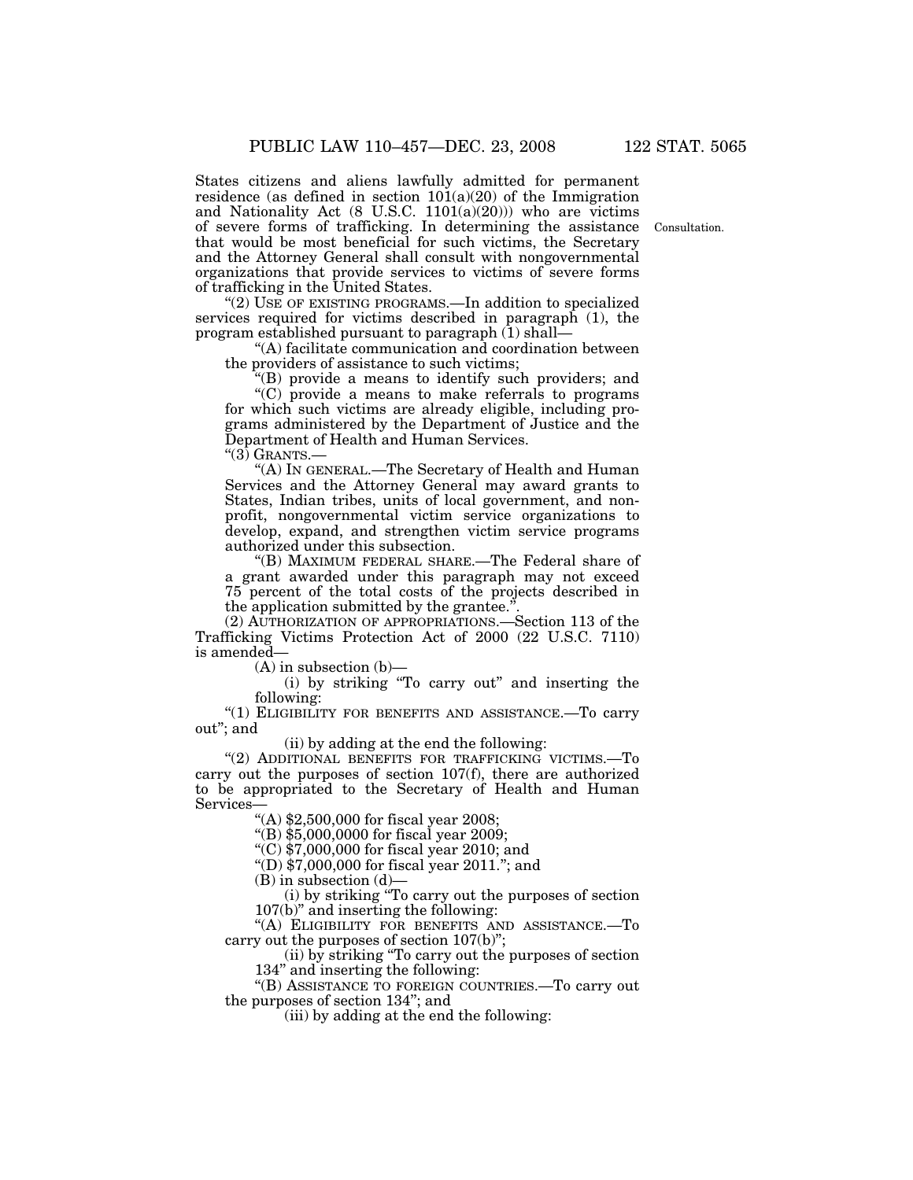States citizens and aliens lawfully admitted for permanent residence (as defined in section 101(a)(20) of the Immigration and Nationality Act (8 U.S.C. 1101(a)(20))) who are victims of severe forms of trafficking. In determining the assistance that would be most beneficial for such victims, the Secretary and the Attorney General shall consult with nongovernmental organizations that provide services to victims of severe forms of trafficking in the United States.

Consultation.

"(2) USE OF EXISTING PROGRAMS.—In addition to specialized services required for victims described in paragraph (1), the program established pursuant to paragraph (1) shall—

"(A) facilitate communication and coordination between the providers of assistance to such victims;

"(B) provide a means to identify such providers; and

"(C) provide a means to make referrals to programs for which such victims are already eligible, including programs administered by the Department of Justice and the Department of Health and Human Services.

"(3) GRANTS.—

"(A) IN GENERAL.—The Secretary of Health and Human Services and the Attorney General may award grants to States, Indian tribes, units of local government, and nonprofit, nongovernmental victim service organizations to develop, expand, and strengthen victim service programs authorized under this subsection.

"(B) MAXIMUM FEDERAL SHARE.—The Federal share of a grant awarded under this paragraph may not exceed 75 percent of the total costs of the projects described in the application submitted by the grantee.".

(2) AUTHORIZATION OF APPROPRIATIONS.—Section 113 of the Trafficking Victims Protection Act of 2000 (22 U.S.C. 7110) is amended—

(A) in subsection (b)—

(i) by striking "To carry out" and inserting the following:

"(1) ELIGIBILITY FOR BENEFITS AND ASSISTANCE.—To carry out"; and

(ii) by adding at the end the following:

"(2) ADDITIONAL BENEFITS FOR TRAFFICKING VICTIMS.—To carry out the purposes of section 107(f), there are authorized to be appropriated to the Secretary of Health and Human Services—

"(A) $2,500,000 for fiscal year 2008;

"(B) $5,000,0000 for fiscal year 2009;

"(C) $7,000,000 for fiscal year 2010; and

"(D) $7,000,000 for fiscal year 2011."; and

(B) in subsection (d)—

(i) by striking "To carry out the purposes of section 107(b)" and inserting the following:

"(A) ELIGIBILITY FOR BENEFITS AND ASSISTANCE.—To carry out the purposes of section 107(b)";

(ii) by striking "To carry out the purposes of section 134" and inserting the following:

"(B) ASSISTANCE TO FOREIGN COUNTRIES.—To carry out the purposes of section 134"; and

(iii) by adding at the end the following: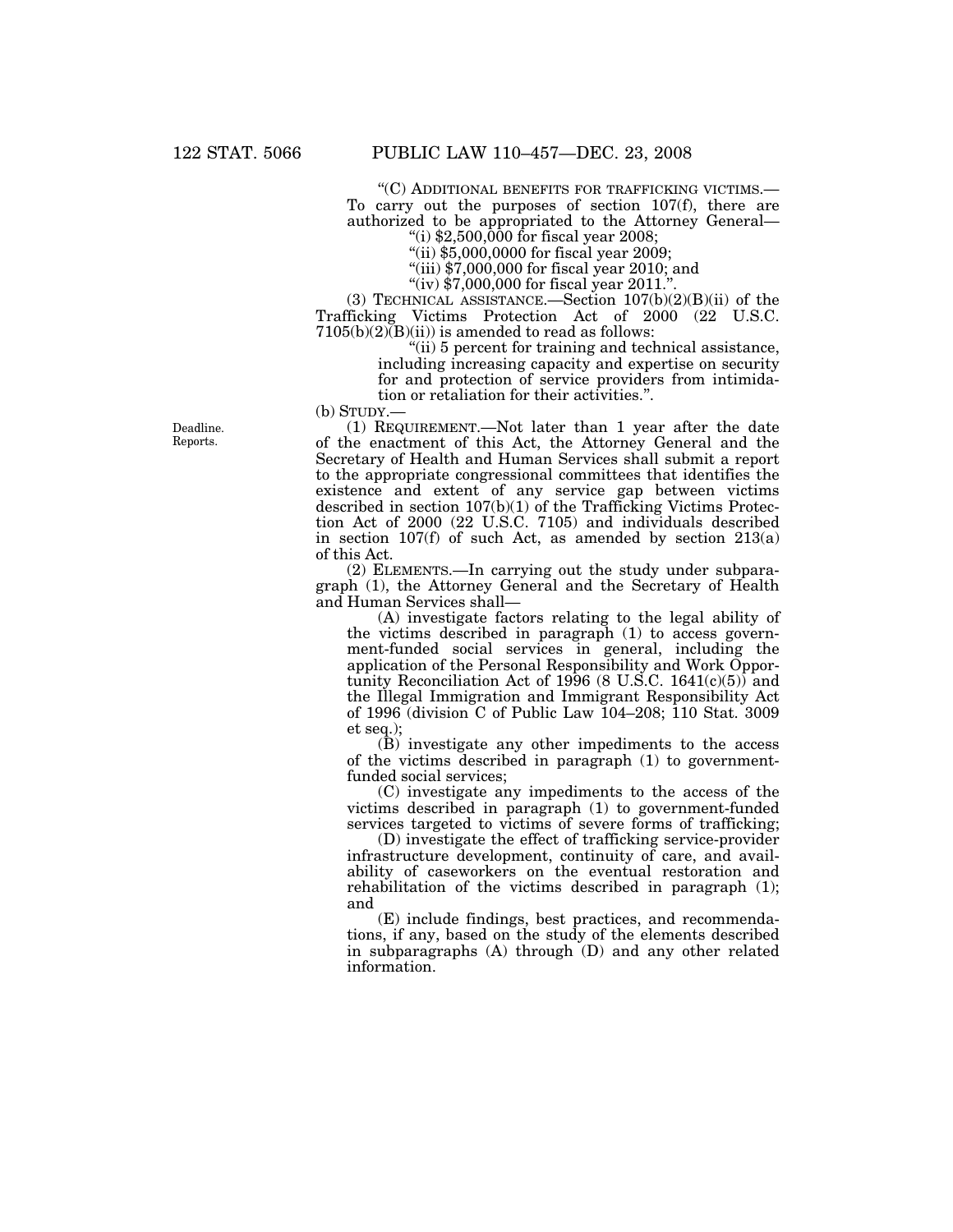"(C) ADDITIONAL BENEFITS FOR TRAFFICKING VICTIMS.— To carry out the purposes of section 107(f), there are authorized to be appropriated to the Attorney General—

"(i) $2,500,000 for fiscal year 2008;

"(ii) $5,000,0000 for fiscal year 2009;

"(iii) $7,000,000 for fiscal year 2010; and

"(iv) $7,000,000 for fiscal year 2011.".

(3) TECHNICAL ASSISTANCE.—Section 107(b)(2)(B)(ii) of the Trafficking Victims Protection Act of 2000 (22 U.S.C. 7105(b)(2)(B)(ii)) is amended to read as follows:

"(ii) 5 percent for training and technical assistance, including increasing capacity and expertise on security for and protection of service providers from intimidation or retaliation for their activities.".

(b) STUDY.—

Deadline. Reports.

(1) REQUIREMENT.—Not later than 1 year after the date of the enactment of this Act, the Attorney General and the Secretary of Health and Human Services shall submit a report to the appropriate congressional committees that identifies the existence and extent of any service gap between victims described in section 107(b)(1) of the Trafficking Victims Protection Act of 2000 (22 U.S.C. 7105) and individuals described in section 107(f) of such Act, as amended by section 213(a) of this Act.

(2) ELEMENTS.—In carrying out the study under subparagraph (1), the Attorney General and the Secretary of Health and Human Services shall—

(A) investigate factors relating to the legal ability of the victims described in paragraph (1) to access government-funded social services in general, including the application of the Personal Responsibility and Work Opportunity Reconciliation Act of 1996 (8 U.S.C. 1641(c)(5)) and the Illegal Immigration and Immigrant Responsibility Act of 1996 (division C of Public Law 104–208; 110 Stat. 3009 et seq.);

(B) investigate any other impediments to the access of the victims described in paragraph (1) to government-funded social services;

(C) investigate any impediments to the access of the victims described in paragraph (1) to government-funded services targeted to victims of severe forms of trafficking;

(D) investigate the effect of trafficking service-provider infrastructure development, continuity of care, and availability of caseworkers on the eventual restoration and rehabilitation of the victims described in paragraph (1); and

(E) include findings, best practices, and recommendations, if any, based on the study of the elements described in subparagraphs (A) through (D) and any other related information.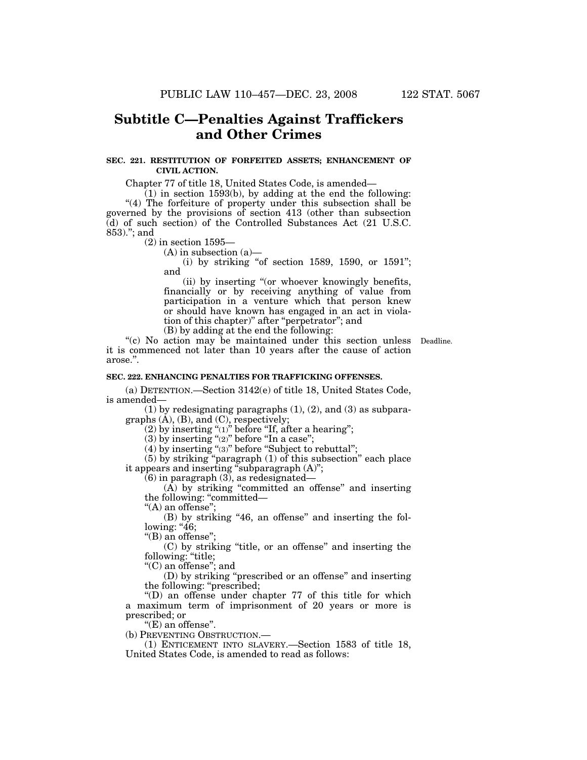## Subtitle C—Penalties Against Traffickers and Other Crimes

**SEC. 221. RESTITUTION OF FORFEITED ASSETS; ENHANCEMENT OF CIVIL ACTION.**

Chapter 77 of title 18, United States Code, is amended—

(1) in section 1593(b), by adding at the end the following: "(4) The forfeiture of property under this subsection shall be governed by the provisions of section 413 (other than subsection (d) of such section) of the Controlled Substances Act (21 U.S.C. 853)."; and

(2) in section 1595—

(A) in subsection (a)—

(i) by striking "of section 1589, 1590, or 1591"; and

(ii) by inserting "(or whoever knowingly benefits, financially or by receiving anything of value from participation in a venture which that person knew or should have known has engaged in an act in violation of this chapter)" after "perpetrator"; and

(B) by adding at the end the following:

"(c) No action may be maintained under this section unless it is commenced not later than 10 years after the cause of action arose.".

Deadline.

**SEC. 222. ENHANCING PENALTIES FOR TRAFFICKING OFFENSES.**

(a) DETENTION.—Section 3142(e) of title 18, United States Code, is amended—

(1) by redesignating paragraphs (1), (2), and (3) as subparagraphs (A), (B), and (C), respectively;

(2) by inserting "(1)" before "If, after a hearing";

(3) by inserting "(2)" before "In a case";

(4) by inserting "(3)" before "Subject to rebuttal";

(5) by striking "paragraph (1) of this subsection" each place it appears and inserting "subparagraph (A)";

(6) in paragraph (3), as redesignated—

(A) by striking "committed an offense" and inserting the following: "committed—

"(A) an offense";

(B) by striking "46, an offense" and inserting the following: "46;

"(B) an offense";

(C) by striking "title, or an offense" and inserting the following: "title;

"(C) an offense"; and

(D) by striking "prescribed or an offense" and inserting the following: "prescribed;

"(D) an offense under chapter 77 of this title for which a maximum term of imprisonment of 20 years or more is prescribed; or

"(E) an offense".

(b) PREVENTING OBSTRUCTION.—

(1) ENTICEMENT INTO SLAVERY.—Section 1583 of title 18, United States Code, is amended to read as follows: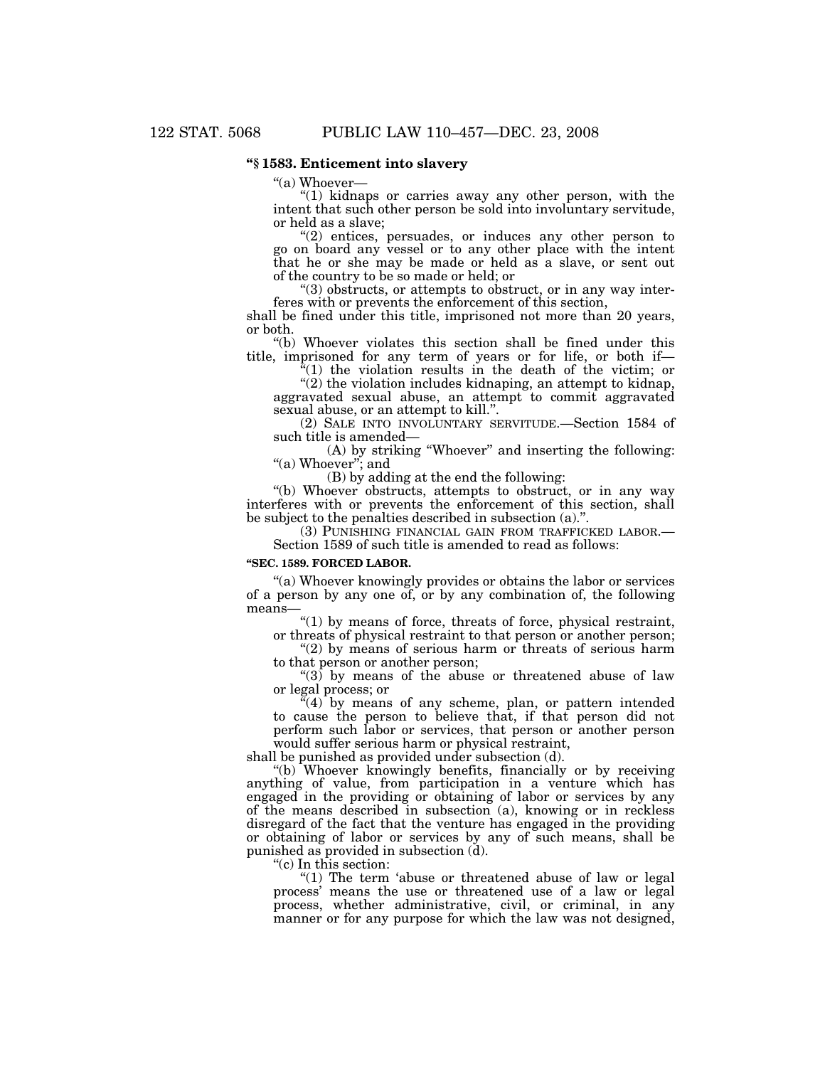**"§ 1583. Enticement into slavery**

"(a) Whoever—

"(1) kidnaps or carries away any other person, with the intent that such other person be sold into involuntary servitude, or held as a slave;

"(2) entices, persuades, or induces any other person to go on board any vessel or to any other place with the intent that he or she may be made or held as a slave, or sent out of the country to be so made or held; or

"(3) obstructs, or attempts to obstruct, or in any way interferes with or prevents the enforcement of this section,

shall be fined under this title, imprisoned not more than 20 years, or both.

"(b) Whoever violates this section shall be fined under this title, imprisoned for any term of years or for life, or both if—

"(1) the violation results in the death of the victim; or

"(2) the violation includes kidnaping, an attempt to kidnap, aggravated sexual abuse, an attempt to commit aggravated sexual abuse, or an attempt to kill.".

(2) SALE INTO INVOLUNTARY SERVITUDE.—Section 1584 of such title is amended—

(A) by striking "Whoever" and inserting the following: "(a) Whoever"; and

(B) by adding at the end the following:

"(b) Whoever obstructs, attempts to obstruct, or in any way interferes with or prevents the enforcement of this section, shall be subject to the penalties described in subsection (a).".

(3) PUNISHING FINANCIAL GAIN FROM TRAFFICKED LABOR.— Section 1589 of such title is amended to read as follows:

**"SEC. 1589. FORCED LABOR.**

"(a) Whoever knowingly provides or obtains the labor or services of a person by any one of, or by any combination of, the following means—

"(1) by means of force, threats of force, physical restraint, or threats of physical restraint to that person or another person;

"(2) by means of serious harm or threats of serious harm to that person or another person;

"(3) by means of the abuse or threatened abuse of law or legal process; or

"(4) by means of any scheme, plan, or pattern intended to cause the person to believe that, if that person did not perform such labor or services, that person or another person would suffer serious harm or physical restraint,

shall be punished as provided under subsection (d).

"(b) Whoever knowingly benefits, financially or by receiving anything of value, from participation in a venture which has engaged in the providing or obtaining of labor or services by any of the means described in subsection (a), knowing or in reckless disregard of the fact that the venture has engaged in the providing or obtaining of labor or services by any of such means, shall be punished as provided in subsection (d).

"(c) In this section:

"(1) The term 'abuse or threatened abuse of law or legal process' means the use or threatened use of a law or legal process, whether administrative, civil, or criminal, in any manner or for any purpose for which the law was not designed,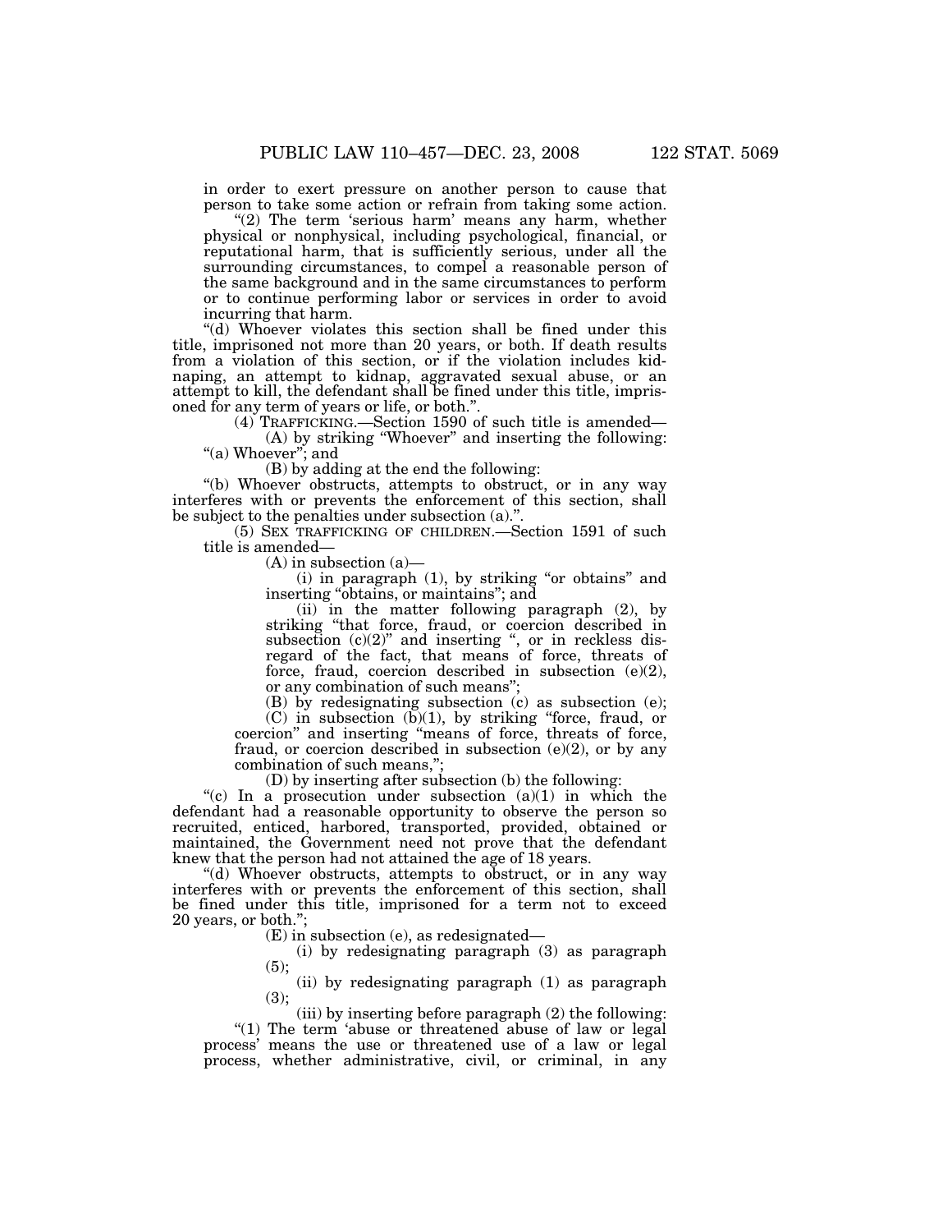in order to exert pressure on another person to cause that person to take some action or refrain from taking some action.

"(2) The term 'serious harm' means any harm, whether physical or nonphysical, including psychological, financial, or reputational harm, that is sufficiently serious, under all the surrounding circumstances, to compel a reasonable person of the same background and in the same circumstances to perform or to continue performing labor or services in order to avoid incurring that harm.

"(d) Whoever violates this section shall be fined under this title, imprisoned not more than 20 years, or both. If death results from a violation of this section, or if the violation includes kidnaping, an attempt to kidnap, aggravated sexual abuse, or an attempt to kill, the defendant shall be fined under this title, imprisoned for any term of years or life, or both.".

(4) TRAFFICKING.—Section 1590 of such title is amended—

(A) by striking "Whoever" and inserting the following: "(a) Whoever"; and

(B) by adding at the end the following:

"(b) Whoever obstructs, attempts to obstruct, or in any way interferes with or prevents the enforcement of this section, shall be subject to the penalties under subsection (a).".

(5) SEX TRAFFICKING OF CHILDREN.—Section 1591 of such title is amended—

(A) in subsection (a)—

(i) in paragraph (1), by striking "or obtains" and inserting "obtains, or maintains"; and

(ii) in the matter following paragraph (2), by striking "that force, fraud, or coercion described in subsection (c)(2)" and inserting ", or in reckless disregard of the fact, that means of force, threats of force, fraud, coercion described in subsection (e)(2), or any combination of such means";

(B) by redesignating subsection (c) as subsection (e);

(C) in subsection (b)(1), by striking "force, fraud, or coercion" and inserting "means of force, threats of force, fraud, or coercion described in subsection (e)(2), or by any combination of such means,";

(D) by inserting after subsection (b) the following:

"(c) In a prosecution under subsection (a)(1) in which the defendant had a reasonable opportunity to observe the person so recruited, enticed, harbored, transported, provided, obtained or maintained, the Government need not prove that the defendant knew that the person had not attained the age of 18 years.

"(d) Whoever obstructs, attempts to obstruct, or in any way interferes with or prevents the enforcement of this section, shall be fined under this title, imprisoned for a term not to exceed 20 years, or both.";

(E) in subsection (e), as redesignated—

(i) by redesignating paragraph (3) as paragraph (5);

(ii) by redesignating paragraph (1) as paragraph (3);

(iii) by inserting before paragraph (2) the following:

"(1) The term 'abuse or threatened abuse of law or legal process' means the use or threatened use of a law or legal process, whether administrative, civil, or criminal, in any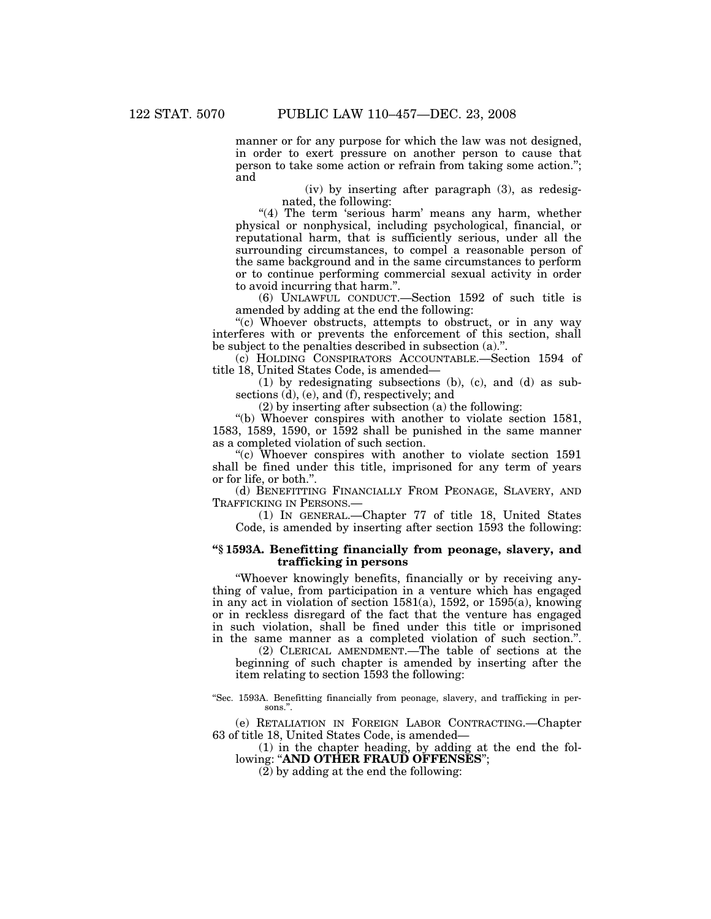manner or for any purpose for which the law was not designed, in order to exert pressure on another person to cause that person to take some action or refrain from taking some action."; and

(iv) by inserting after paragraph (3), as redesignated, the following:

"(4) The term 'serious harm' means any harm, whether physical or nonphysical, including psychological, financial, or reputational harm, that is sufficiently serious, under all the surrounding circumstances, to compel a reasonable person of the same background and in the same circumstances to perform or to continue performing commercial sexual activity in order to avoid incurring that harm.".

(6) UNLAWFUL CONDUCT.—Section 1592 of such title is amended by adding at the end the following:

"(c) Whoever obstructs, attempts to obstruct, or in any way interferes with or prevents the enforcement of this section, shall be subject to the penalties described in subsection (a).".

(c) HOLDING CONSPIRATORS ACCOUNTABLE.—Section 1594 of title 18, United States Code, is amended—

(1) by redesignating subsections (b), (c), and (d) as subsections (d), (e), and (f), respectively; and

(2) by inserting after subsection (a) the following:

"(b) Whoever conspires with another to violate section 1581, 1583, 1589, 1590, or 1592 shall be punished in the same manner as a completed violation of such section.

"(c) Whoever conspires with another to violate section 1591 shall be fined under this title, imprisoned for any term of years or for life, or both.".

(d) BENEFITTING FINANCIALLY FROM PEONAGE, SLAVERY, AND TRAFFICKING IN PERSONS.—

(1) IN GENERAL.—Chapter 77 of title 18, United States Code, is amended by inserting after section 1593 the following:

### "§ 1593A. Benefitting financially from peonage, slavery, and trafficking in persons

"Whoever knowingly benefits, financially or by receiving anything of value, from participation in a venture which has engaged in any act in violation of section 1581(a), 1592, or 1595(a), knowing or in reckless disregard of the fact that the venture has engaged in such violation, shall be fined under this title or imprisoned in the same manner as a completed violation of such section.".

(2) CLERICAL AMENDMENT.—The table of sections at the beginning of such chapter is amended by inserting after the item relating to section 1593 the following:

"Sec. 1593A. Benefitting financially from peonage, slavery, and trafficking in persons.".

(e) RETALIATION IN FOREIGN LABOR CONTRACTING.—Chapter 63 of title 18, United States Code, is amended—

(1) in the chapter heading, by adding at the end the following: "**AND OTHER FRAUD OFFENSES**";

(2) by adding at the end the following: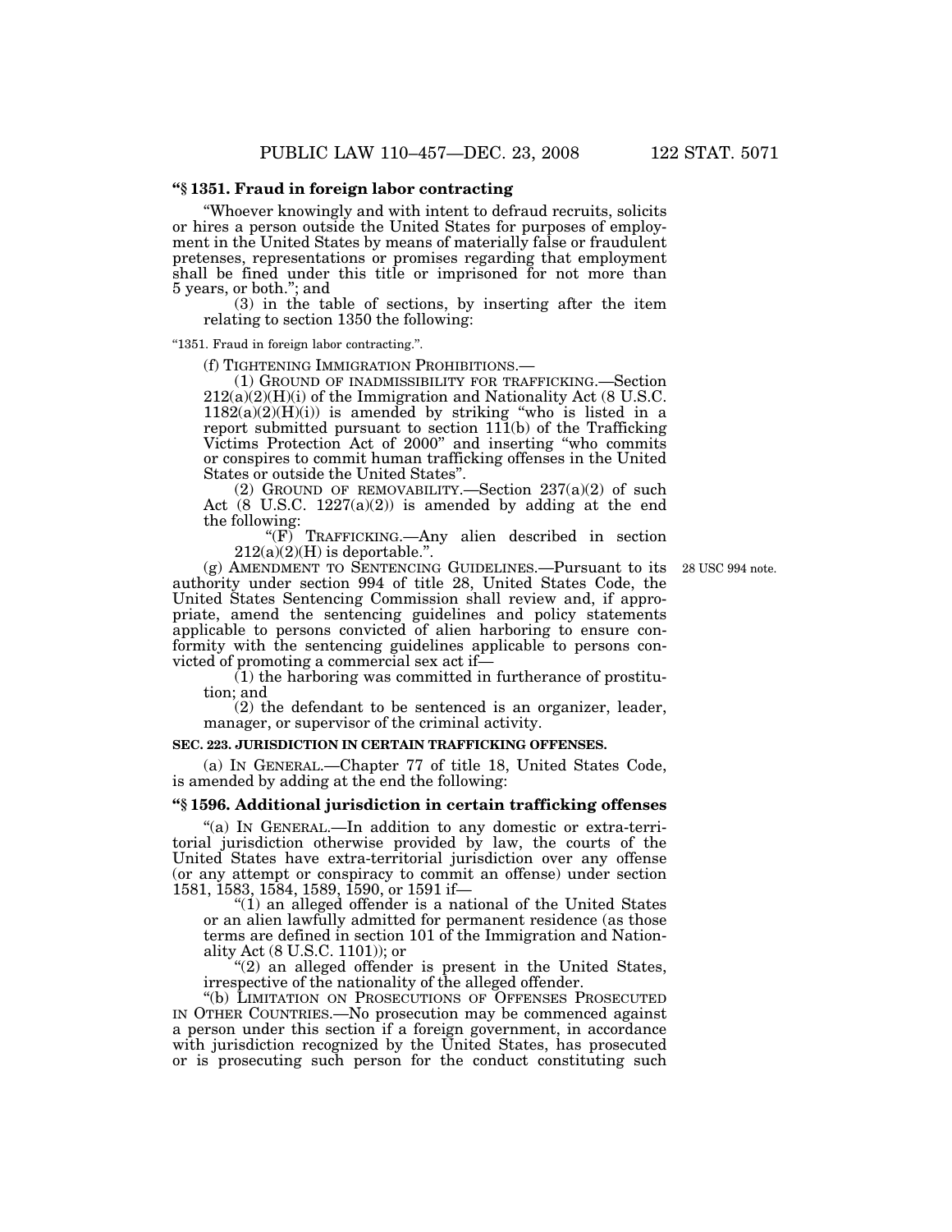**"§ 1351. Fraud in foreign labor contracting**

"Whoever knowingly and with intent to defraud recruits, solicits or hires a person outside the United States for purposes of employment in the United States by means of materially false or fraudulent pretenses, representations or promises regarding that employment shall be fined under this title or imprisoned for not more than 5 years, or both."; and

(3) in the table of sections, by inserting after the item relating to section 1350 the following:

"1351. Fraud in foreign labor contracting.".

(f) TIGHTENING IMMIGRATION PROHIBITIONS.—

(1) GROUND OF INADMISSIBILITY FOR TRAFFICKING.—Section 212(a)(2)(H)(i) of the Immigration and Nationality Act (8 U.S.C. 1182(a)(2)(H)(i)) is amended by striking "who is listed in a report submitted pursuant to section 111(b) of the Trafficking Victims Protection Act of 2000" and inserting "who commits or conspires to commit human trafficking offenses in the United States or outside the United States".

(2) GROUND OF REMOVABILITY.—Section 237(a)(2) of such Act (8 U.S.C. 1227(a)(2)) is amended by adding at the end the following:

"(F) TRAFFICKING.—Any alien described in section 212(a)(2)(H) is deportable.".

(g) AMENDMENT TO SENTENCING GUIDELINES.—Pursuant to its authority under section 994 of title 28, United States Code, the United States Sentencing Commission shall review and, if appropriate, amend the sentencing guidelines and policy statements applicable to persons convicted of alien harboring to ensure conformity with the sentencing guidelines applicable to persons convicted of promoting a commercial sex act if—

28 USC 994 note.

(1) the harboring was committed in furtherance of prostitution; and

(2) the defendant to be sentenced is an organizer, leader, manager, or supervisor of the criminal activity.

**SEC. 223. JURISDICTION IN CERTAIN TRAFFICKING OFFENSES.**

(a) IN GENERAL.—Chapter 77 of title 18, United States Code, is amended by adding at the end the following:

**"§ 1596. Additional jurisdiction in certain trafficking offenses**

"(a) IN GENERAL.—In addition to any domestic or extra-territorial jurisdiction otherwise provided by law, the courts of the United States have extra-territorial jurisdiction over any offense (or any attempt or conspiracy to commit an offense) under section 1581, 1583, 1584, 1589, 1590, or 1591 if—

"(1) an alleged offender is a national of the United States or an alien lawfully admitted for permanent residence (as those terms are defined in section 101 of the Immigration and Nationality Act (8 U.S.C. 1101)); or

"(2) an alleged offender is present in the United States, irrespective of the nationality of the alleged offender.

"(b) LIMITATION ON PROSECUTIONS OF OFFENSES PROSECUTED IN OTHER COUNTRIES.—No prosecution may be commenced against a person under this section if a foreign government, in accordance with jurisdiction recognized by the United States, has prosecuted or is prosecuting such person for the conduct constituting such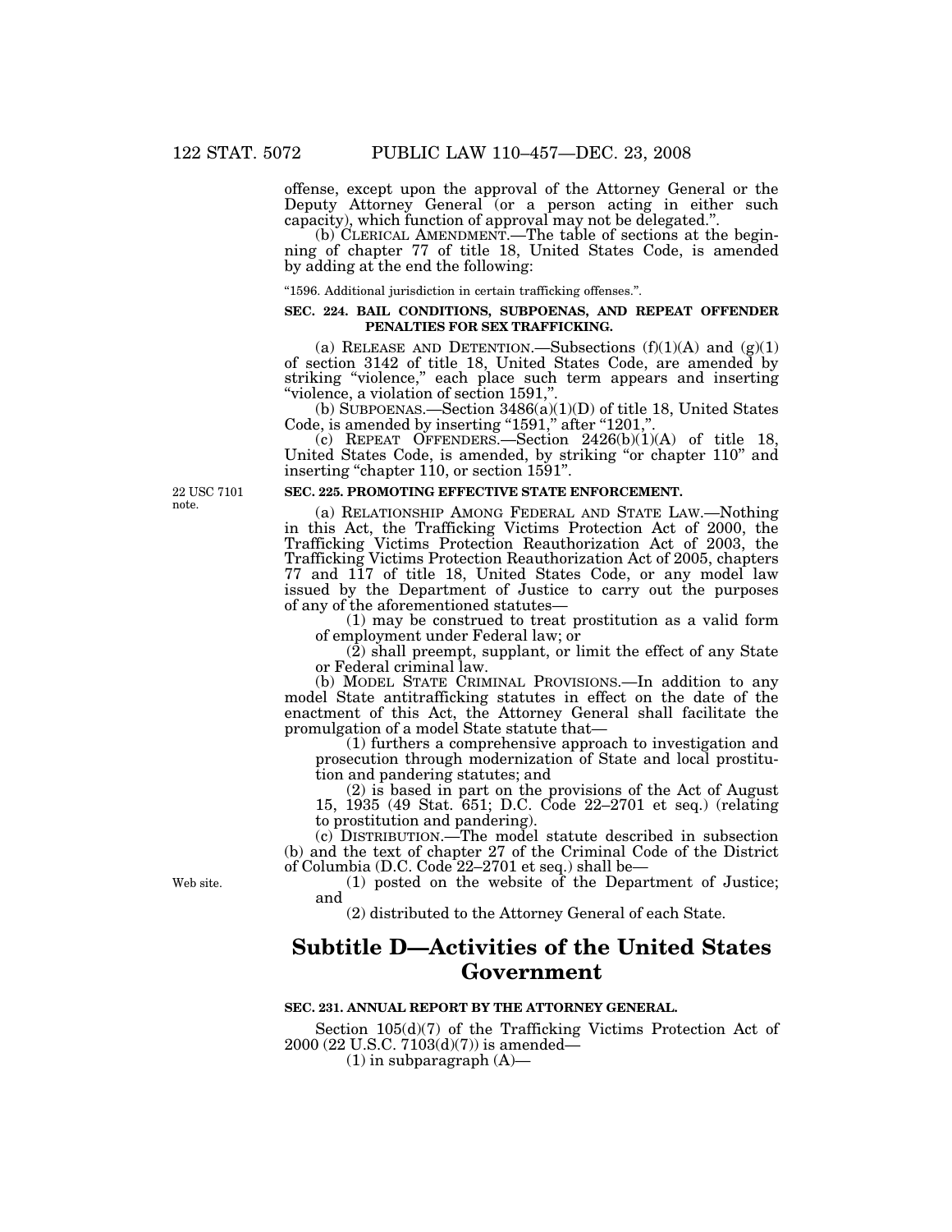offense, except upon the approval of the Attorney General or the Deputy Attorney General (or a person acting in either such capacity), which function of approval may not be delegated.".

(b) CLERICAL AMENDMENT.—The table of sections at the beginning of chapter 77 of title 18, United States Code, is amended by adding at the end the following:

"1596. Additional jurisdiction in certain trafficking offenses.".

**SEC. 224. BAIL CONDITIONS, SUBPOENAS, AND REPEAT OFFENDER PENALTIES FOR SEX TRAFFICKING.**

(a) RELEASE AND DETENTION.—Subsections (f)(1)(A) and (g)(1) of section 3142 of title 18, United States Code, are amended by striking "violence," each place such term appears and inserting "violence, a violation of section 1591,".

(b) SUBPOENAS.—Section 3486(a)(1)(D) of title 18, United States Code, is amended by inserting "1591," after "1201,".

(c) REPEAT OFFENDERS.—Section 2426(b)(1)(A) of title 18, United States Code, is amended, by striking "or chapter 110" and inserting "chapter 110, or section 1591".

22 USC 7101 note.

**SEC. 225. PROMOTING EFFECTIVE STATE ENFORCEMENT.**

(a) RELATIONSHIP AMONG FEDERAL AND STATE LAW.—Nothing in this Act, the Trafficking Victims Protection Act of 2000, the Trafficking Victims Protection Reauthorization Act of 2003, the Trafficking Victims Protection Reauthorization Act of 2005, chapters 77 and 117 of title 18, United States Code, or any model law issued by the Department of Justice to carry out the purposes of any of the aforementioned statutes—

(1) may be construed to treat prostitution as a valid form of employment under Federal law; or

(2) shall preempt, supplant, or limit the effect of any State or Federal criminal law.

(b) MODEL STATE CRIMINAL PROVISIONS.—In addition to any model State antitrafficking statutes in effect on the date of the enactment of this Act, the Attorney General shall facilitate the promulgation of a model State statute that—

(1) furthers a comprehensive approach to investigation and prosecution through modernization of State and local prostitution and pandering statutes; and

(2) is based in part on the provisions of the Act of August 15, 1935 (49 Stat. 651; D.C. Code 22–2701 et seq.) (relating to prostitution and pandering).

(c) DISTRIBUTION.—The model statute described in subsection (b) and the text of chapter 27 of the Criminal Code of the District of Columbia (D.C. Code 22–2701 et seq.) shall be—

Web site.

(1) posted on the website of the Department of Justice; and

(2) distributed to the Attorney General of each State.

# Subtitle D—Activities of the United States Government

**SEC. 231. ANNUAL REPORT BY THE ATTORNEY GENERAL.**

Section 105(d)(7) of the Trafficking Victims Protection Act of 2000 (22 U.S.C. 7103(d)(7)) is amended—

(1) in subparagraph (A)—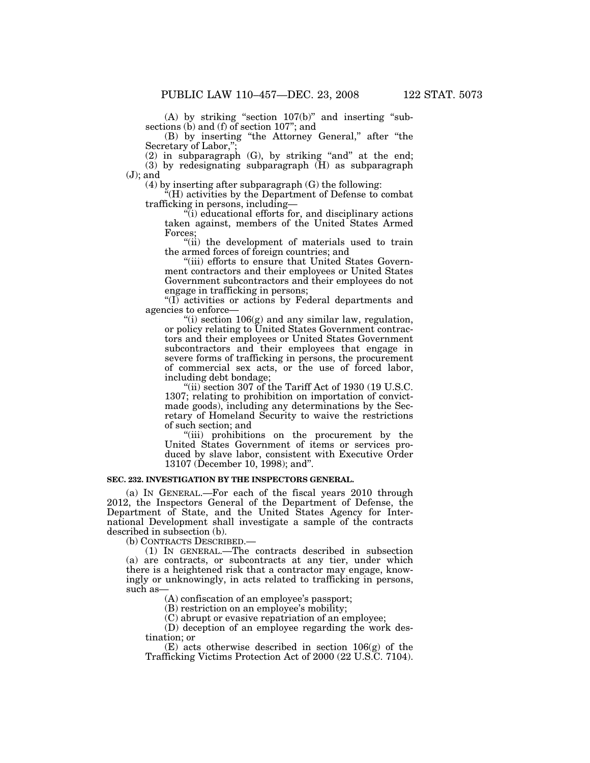(A) by striking "section 107(b)" and inserting "subsections (b) and (f) of section 107"; and

(B) by inserting "the Attorney General," after "the Secretary of Labor,";

(2) in subparagraph (G), by striking "and" at the end;

(3) by redesignating subparagraph (H) as subparagraph (J); and

(4) by inserting after subparagraph (G) the following:

"(H) activities by the Department of Defense to combat trafficking in persons, including—

"(i) educational efforts for, and disciplinary actions taken against, members of the United States Armed Forces;

"(ii) the development of materials used to train the armed forces of foreign countries; and

"(iii) efforts to ensure that United States Government contractors and their employees or United States Government subcontractors and their employees do not engage in trafficking in persons;

"(I) activities or actions by Federal departments and agencies to enforce—

"(i) section 106(g) and any similar law, regulation, or policy relating to United States Government contractors and their employees or United States Government subcontractors and their employees that engage in severe forms of trafficking in persons, the procurement of commercial sex acts, or the use of forced labor, including debt bondage;

"(ii) section 307 of the Tariff Act of 1930 (19 U.S.C. 1307; relating to prohibition on importation of convict-made goods), including any determinations by the Secretary of Homeland Security to waive the restrictions of such section; and

"(iii) prohibitions on the procurement by the United States Government of items or services produced by slave labor, consistent with Executive Order 13107 (December 10, 1998); and".

**SEC. 232. INVESTIGATION BY THE INSPECTORS GENERAL.**

(a) IN GENERAL.—For each of the fiscal years 2010 through 2012, the Inspectors General of the Department of Defense, the Department of State, and the United States Agency for International Development shall investigate a sample of the contracts described in subsection (b).

(b) CONTRACTS DESCRIBED.—

(1) IN GENERAL.—The contracts described in subsection (a) are contracts, or subcontracts at any tier, under which there is a heightened risk that a contractor may engage, knowingly or unknowingly, in acts related to trafficking in persons, such as—

(A) confiscation of an employee's passport;

(B) restriction on an employee's mobility;

(C) abrupt or evasive repatriation of an employee;

(D) deception of an employee regarding the work destination; or

(E) acts otherwise described in section 106(g) of the Trafficking Victims Protection Act of 2000 (22 U.S.C. 7104).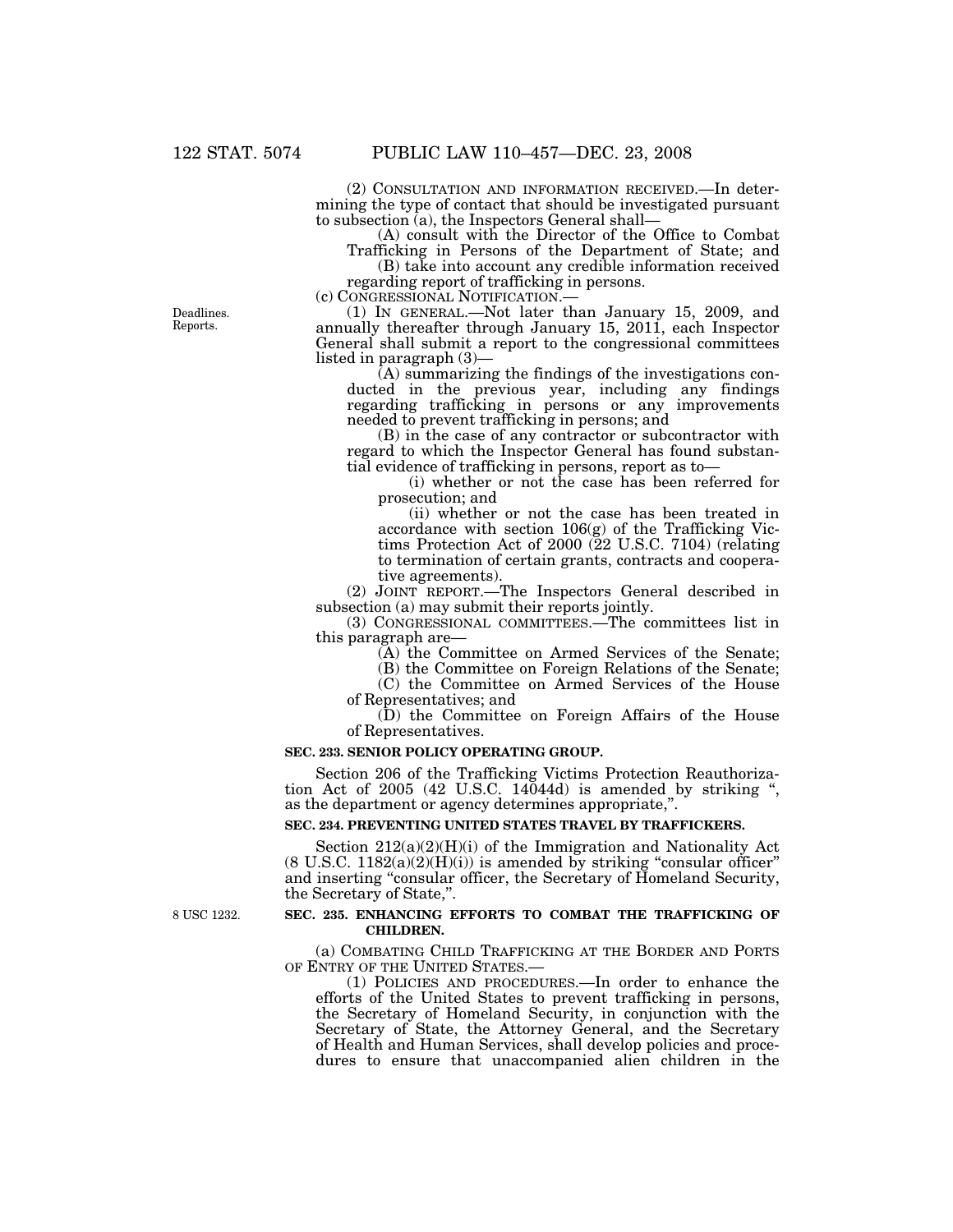(2) CONSULTATION AND INFORMATION RECEIVED.—In determining the type of contact that should be investigated pursuant to subsection (a), the Inspectors General shall—

(A) consult with the Director of the Office to Combat Trafficking in Persons of the Department of State; and

(B) take into account any credible information received regarding report of trafficking in persons.

(c) CONGRESSIONAL NOTIFICATION.—

Deadlines. Reports.

(1) IN GENERAL.—Not later than January 15, 2009, and annually thereafter through January 15, 2011, each Inspector General shall submit a report to the congressional committees listed in paragraph (3)—

(A) summarizing the findings of the investigations conducted in the previous year, including any findings regarding trafficking in persons or any improvements needed to prevent trafficking in persons; and

(B) in the case of any contractor or subcontractor with regard to which the Inspector General has found substantial evidence of trafficking in persons, report as to—

(i) whether or not the case has been referred for prosecution; and

(ii) whether or not the case has been treated in accordance with section 106(g) of the Trafficking Victims Protection Act of 2000 (22 U.S.C. 7104) (relating to termination of certain grants, contracts and cooperative agreements).

(2) JOINT REPORT.—The Inspectors General described in subsection (a) may submit their reports jointly.

(3) CONGRESSIONAL COMMITTEES.—The committees list in this paragraph are—

(A) the Committee on Armed Services of the Senate;

(B) the Committee on Foreign Relations of the Senate;

(C) the Committee on Armed Services of the House of Representatives; and

(D) the Committee on Foreign Affairs of the House of Representatives.

**SEC. 233. SENIOR POLICY OPERATING GROUP.**

Section 206 of the Trafficking Victims Protection Reauthorization Act of 2005 (42 U.S.C. 14044d) is amended by striking ", as the department or agency determines appropriate,".

**SEC. 234. PREVENTING UNITED STATES TRAVEL BY TRAFFICKERS.**

Section 212(a)(2)(H)(i) of the Immigration and Nationality Act (8 U.S.C. 1182(a)(2)(H)(i)) is amended by striking "consular officer" and inserting "consular officer, the Secretary of Homeland Security, the Secretary of State,".

8 USC 1232.

**SEC. 235. ENHANCING EFFORTS TO COMBAT THE TRAFFICKING OF CHILDREN.**

(a) COMBATING CHILD TRAFFICKING AT THE BORDER AND PORTS OF ENTRY OF THE UNITED STATES.—

(1) POLICIES AND PROCEDURES.—In order to enhance the efforts of the United States to prevent trafficking in persons, the Secretary of Homeland Security, in conjunction with the Secretary of State, the Attorney General, and the Secretary of Health and Human Services, shall develop policies and procedures to ensure that unaccompanied alien children in the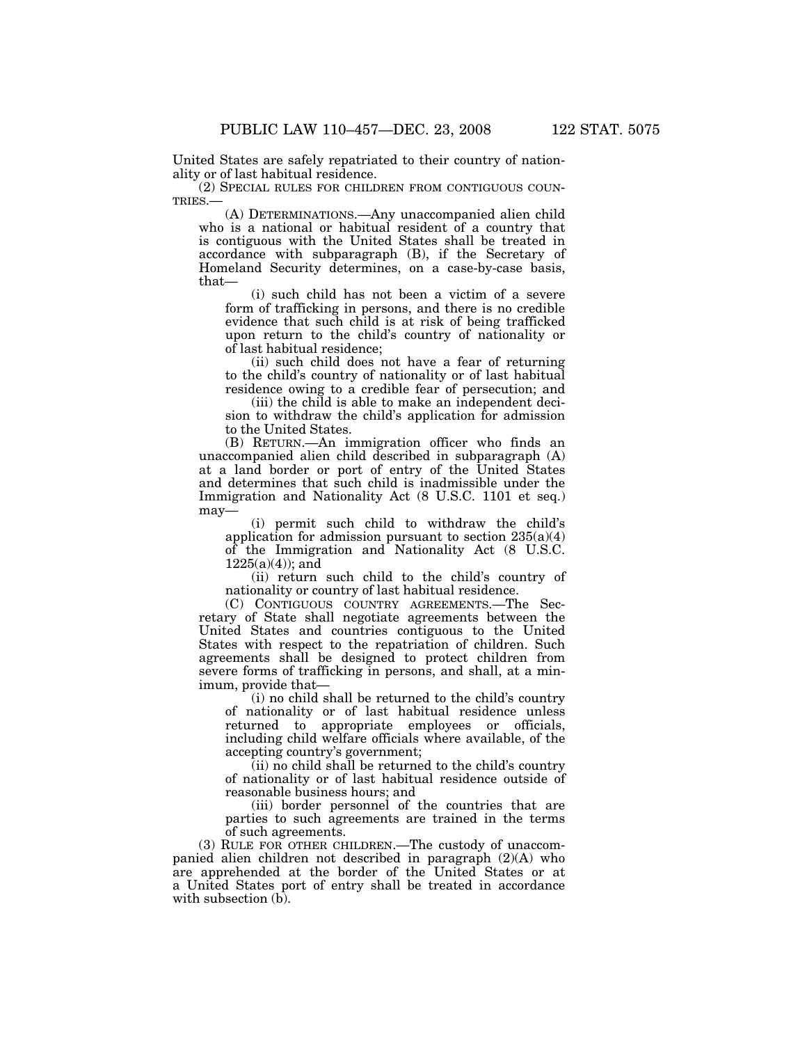United States are safely repatriated to their country of nationality or of last habitual residence.

(2) SPECIAL RULES FOR CHILDREN FROM CONTIGUOUS COUNTRIES.—

(A) DETERMINATIONS.—Any unaccompanied alien child who is a national or habitual resident of a country that is contiguous with the United States shall be treated in accordance with subparagraph (B), if the Secretary of Homeland Security determines, on a case-by-case basis, that—

(i) such child has not been a victim of a severe form of trafficking in persons, and there is no credible evidence that such child is at risk of being trafficked upon return to the child's country of nationality or of last habitual residence;

(ii) such child does not have a fear of returning to the child's country of nationality or of last habitual residence owing to a credible fear of persecution; and

(iii) the child is able to make an independent decision to withdraw the child's application for admission to the United States.

(B) RETURN.—An immigration officer who finds an unaccompanied alien child described in subparagraph (A) at a land border or port of entry of the United States and determines that such child is inadmissible under the Immigration and Nationality Act (8 U.S.C. 1101 et seq.) may—

(i) permit such child to withdraw the child's application for admission pursuant to section 235(a)(4) of the Immigration and Nationality Act (8 U.S.C. 1225(a)(4)); and

(ii) return such child to the child's country of nationality or country of last habitual residence.

(C) CONTIGUOUS COUNTRY AGREEMENTS.—The Secretary of State shall negotiate agreements between the United States and countries contiguous to the United States with respect to the repatriation of children. Such agreements shall be designed to protect children from severe forms of trafficking in persons, and shall, at a minimum, provide that—

(i) no child shall be returned to the child's country of nationality or of last habitual residence unless returned to appropriate employees or officials, including child welfare officials where available, of the accepting country's government;

(ii) no child shall be returned to the child's country of nationality or of last habitual residence outside of reasonable business hours; and

(iii) border personnel of the countries that are parties to such agreements are trained in the terms of such agreements.

(3) RULE FOR OTHER CHILDREN.—The custody of unaccompanied alien children not described in paragraph (2)(A) who are apprehended at the border of the United States or at a United States port of entry shall be treated in accordance with subsection (b).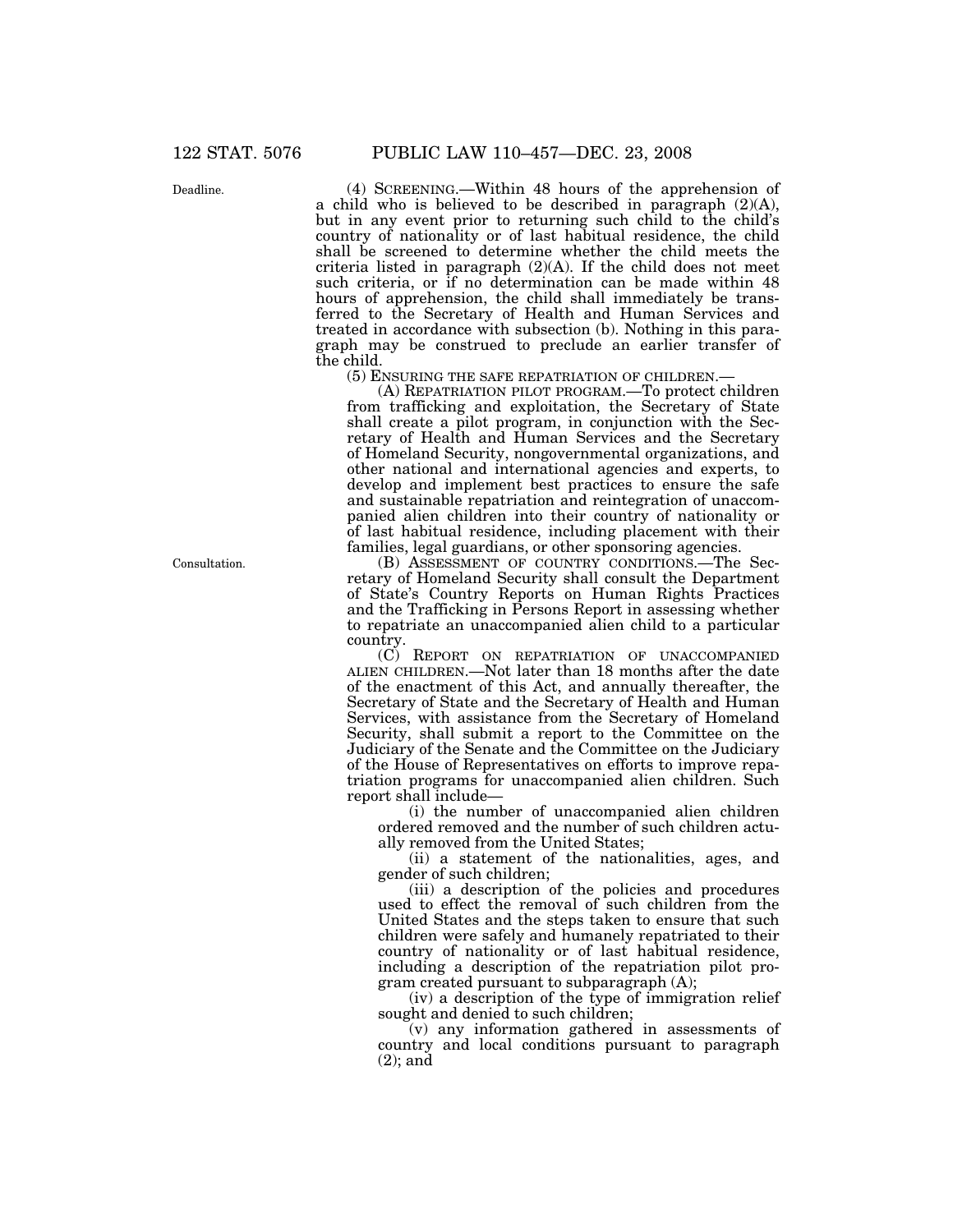Deadline.

(4) SCREENING.—Within 48 hours of the apprehension of a child who is believed to be described in paragraph (2)(A), but in any event prior to returning such child to the child's country of nationality or of last habitual residence, the child shall be screened to determine whether the child meets the criteria listed in paragraph (2)(A). If the child does not meet such criteria, or if no determination can be made within 48 hours of apprehension, the child shall immediately be transferred to the Secretary of Health and Human Services and treated in accordance with subsection (b). Nothing in this paragraph may be construed to preclude an earlier transfer of the child.

(5) ENSURING THE SAFE REPATRIATION OF CHILDREN.—

(A) REPATRIATION PILOT PROGRAM.—To protect children from trafficking and exploitation, the Secretary of State shall create a pilot program, in conjunction with the Secretary of Health and Human Services and the Secretary of Homeland Security, nongovernmental organizations, and other national and international agencies and experts, to develop and implement best practices to ensure the safe and sustainable repatriation and reintegration of unaccompanied alien children into their country of nationality or of last habitual residence, including placement with their families, legal guardians, or other sponsoring agencies.

Consultation.

(B) ASSESSMENT OF COUNTRY CONDITIONS.—The Secretary of Homeland Security shall consult the Department of State's Country Reports on Human Rights Practices and the Trafficking in Persons Report in assessing whether to repatriate an unaccompanied alien child to a particular country.

(C) REPORT ON REPATRIATION OF UNACCOMPANIED ALIEN CHILDREN.—Not later than 18 months after the date of the enactment of this Act, and annually thereafter, the Secretary of State and the Secretary of Health and Human Services, with assistance from the Secretary of Homeland Security, shall submit a report to the Committee on the Judiciary of the Senate and the Committee on the Judiciary of the House of Representatives on efforts to improve repatriation programs for unaccompanied alien children. Such report shall include—

(i) the number of unaccompanied alien children ordered removed and the number of such children actually removed from the United States;

(ii) a statement of the nationalities, ages, and gender of such children;

(iii) a description of the policies and procedures used to effect the removal of such children from the United States and the steps taken to ensure that such children were safely and humanely repatriated to their country of nationality or of last habitual residence, including a description of the repatriation pilot program created pursuant to subparagraph (A);

(iv) a description of the type of immigration relief sought and denied to such children;

(v) any information gathered in assessments of country and local conditions pursuant to paragraph (2); and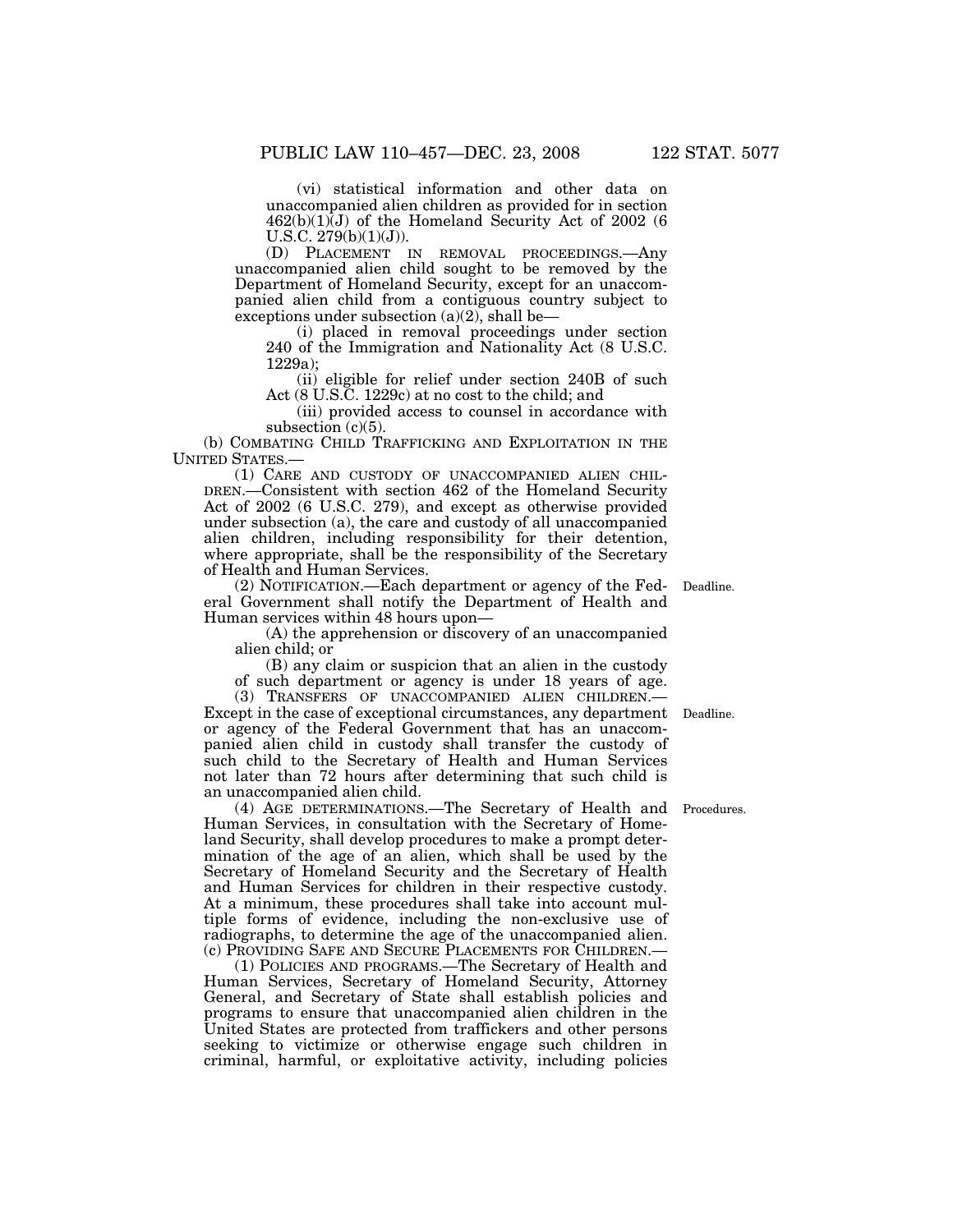(vi) statistical information and other data on unaccompanied alien children as provided for in section 462(b)(1)(J) of the Homeland Security Act of 2002 (6 U.S.C. 279(b)(1)(J)).

(D) PLACEMENT IN REMOVAL PROCEEDINGS.—Any unaccompanied alien child sought to be removed by the Department of Homeland Security, except for an unaccompanied alien child from a contiguous country subject to exceptions under subsection (a)(2), shall be—

(i) placed in removal proceedings under section 240 of the Immigration and Nationality Act (8 U.S.C. 1229a);

(ii) eligible for relief under section 240B of such Act (8 U.S.C. 1229c) at no cost to the child; and

(iii) provided access to counsel in accordance with subsection (c)(5).

(b) COMBATING CHILD TRAFFICKING AND EXPLOITATION IN THE UNITED STATES.—

(1) CARE AND CUSTODY OF UNACCOMPANIED ALIEN CHILDREN.—Consistent with section 462 of the Homeland Security Act of 2002 (6 U.S.C. 279), and except as otherwise provided under subsection (a), the care and custody of all unaccompanied alien children, including responsibility for their detention, where appropriate, shall be the responsibility of the Secretary of Health and Human Services.

Deadline.

(2) NOTIFICATION.—Each department or agency of the Federal Government shall notify the Department of Health and Human services within 48 hours upon—

(A) the apprehension or discovery of an unaccompanied alien child; or

(B) any claim or suspicion that an alien in the custody of such department or agency is under 18 years of age.

Deadline.

(3) TRANSFERS OF UNACCOMPANIED ALIEN CHILDREN.—Except in the case of exceptional circumstances, any department or agency of the Federal Government that has an unaccompanied alien child in custody shall transfer the custody of such child to the Secretary of Health and Human Services not later than 72 hours after determining that such child is an unaccompanied alien child.

Procedures.

(4) AGE DETERMINATIONS.—The Secretary of Health and Human Services, in consultation with the Secretary of Homeland Security, shall develop procedures to make a prompt determination of the age of an alien, which shall be used by the Secretary of Homeland Security and the Secretary of Health and Human Services for children in their respective custody. At a minimum, these procedures shall take into account multiple forms of evidence, including the non-exclusive use of radiographs, to determine the age of the unaccompanied alien.

(c) PROVIDING SAFE AND SECURE PLACEMENTS FOR CHILDREN.—

(1) POLICIES AND PROGRAMS.—The Secretary of Health and Human Services, Secretary of Homeland Security, Attorney General, and Secretary of State shall establish policies and programs to ensure that unaccompanied alien children in the United States are protected from traffickers and other persons seeking to victimize or otherwise engage such children in criminal, harmful, or exploitative activity, including policies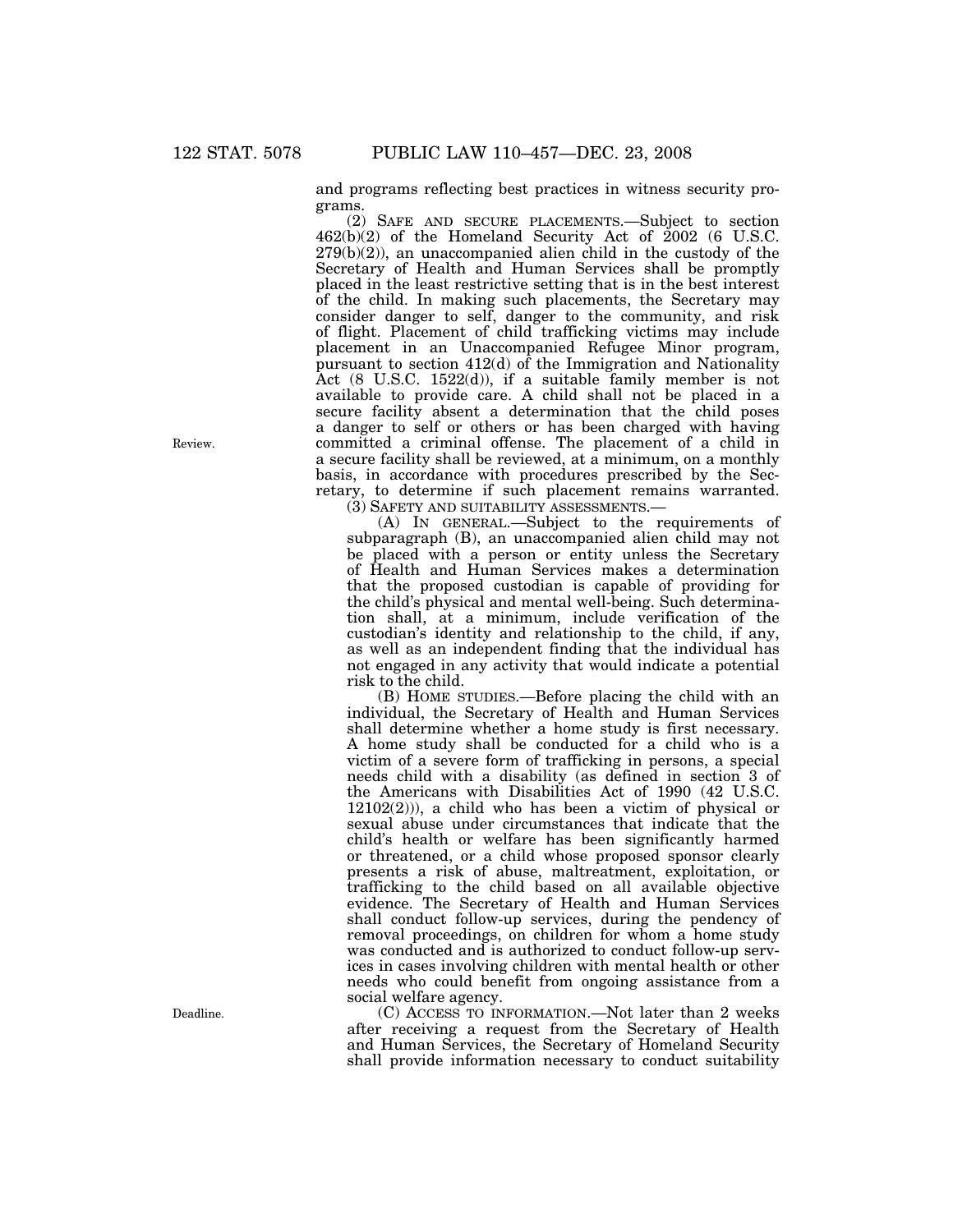and programs reflecting best practices in witness security programs.

(2) SAFE AND SECURE PLACEMENTS.—Subject to section 462(b)(2) of the Homeland Security Act of 2002 (6 U.S.C. 279(b)(2)), an unaccompanied alien child in the custody of the Secretary of Health and Human Services shall be promptly placed in the least restrictive setting that is in the best interest of the child. In making such placements, the Secretary may consider danger to self, danger to the community, and risk of flight. Placement of child trafficking victims may include placement in an Unaccompanied Refugee Minor program, pursuant to section 412(d) of the Immigration and Nationality Act (8 U.S.C. 1522(d)), if a suitable family member is not available to provide care. A child shall not be placed in a secure facility absent a determination that the child poses a danger to self or others or has been charged with having committed a criminal offense. The placement of a child in a secure facility shall be reviewed, at a minimum, on a monthly basis, in accordance with procedures prescribed by the Secretary, to determine if such placement remains warranted.

Review.

(3) SAFETY AND SUITABILITY ASSESSMENTS.—

(A) IN GENERAL.—Subject to the requirements of subparagraph (B), an unaccompanied alien child may not be placed with a person or entity unless the Secretary of Health and Human Services makes a determination that the proposed custodian is capable of providing for the child's physical and mental well-being. Such determination shall, at a minimum, include verification of the custodian's identity and relationship to the child, if any, as well as an independent finding that the individual has not engaged in any activity that would indicate a potential risk to the child.

(B) HOME STUDIES.—Before placing the child with an individual, the Secretary of Health and Human Services shall determine whether a home study is first necessary. A home study shall be conducted for a child who is a victim of a severe form of trafficking in persons, a special needs child with a disability (as defined in section 3 of the Americans with Disabilities Act of 1990 (42 U.S.C. 12102(2))), a child who has been a victim of physical or sexual abuse under circumstances that indicate that the child's health or welfare has been significantly harmed or threatened, or a child whose proposed sponsor clearly presents a risk of abuse, maltreatment, exploitation, or trafficking to the child based on all available objective evidence. The Secretary of Health and Human Services shall conduct follow-up services, during the pendency of removal proceedings, on children for whom a home study was conducted and is authorized to conduct follow-up services in cases involving children with mental health or other needs who could benefit from ongoing assistance from a social welfare agency.

Deadline.

(C) ACCESS TO INFORMATION.—Not later than 2 weeks after receiving a request from the Secretary of Health and Human Services, the Secretary of Homeland Security shall provide information necessary to conduct suitability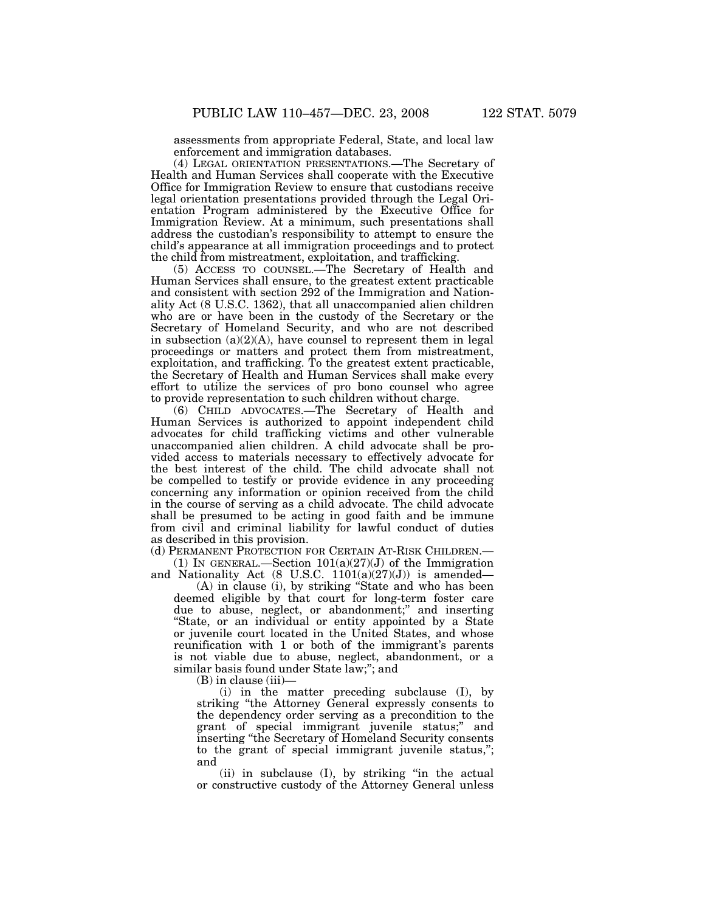assessments from appropriate Federal, State, and local law enforcement and immigration databases.

(4) LEGAL ORIENTATION PRESENTATIONS.—The Secretary of Health and Human Services shall cooperate with the Executive Office for Immigration Review to ensure that custodians receive legal orientation presentations provided through the Legal Orientation Program administered by the Executive Office for Immigration Review. At a minimum, such presentations shall address the custodian's responsibility to attempt to ensure the child's appearance at all immigration proceedings and to protect the child from mistreatment, exploitation, and trafficking.

(5) ACCESS TO COUNSEL.—The Secretary of Health and Human Services shall ensure, to the greatest extent practicable and consistent with section 292 of the Immigration and Nationality Act (8 U.S.C. 1362), that all unaccompanied alien children who are or have been in the custody of the Secretary or the Secretary of Homeland Security, and who are not described in subsection (a)(2)(A), have counsel to represent them in legal proceedings or matters and protect them from mistreatment, exploitation, and trafficking. To the greatest extent practicable, the Secretary of Health and Human Services shall make every effort to utilize the services of pro bono counsel who agree to provide representation to such children without charge.

(6) CHILD ADVOCATES.—The Secretary of Health and Human Services is authorized to appoint independent child advocates for child trafficking victims and other vulnerable unaccompanied alien children. A child advocate shall be provided access to materials necessary to effectively advocate for the best interest of the child. The child advocate shall not be compelled to testify or provide evidence in any proceeding concerning any information or opinion received from the child in the course of serving as a child advocate. The child advocate shall be presumed to be acting in good faith and be immune from civil and criminal liability for lawful conduct of duties as described in this provision.

(d) PERMANENT PROTECTION FOR CERTAIN AT-RISK CHILDREN.—

(1) IN GENERAL.—Section 101(a)(27)(J) of the Immigration and Nationality Act (8 U.S.C. 1101(a)(27)(J)) is amended—

(A) in clause (i), by striking "State and who has been deemed eligible by that court for long-term foster care due to abuse, neglect, or abandonment;" and inserting "State, or an individual or entity appointed by a State or juvenile court located in the United States, and whose reunification with 1 or both of the immigrant's parents is not viable due to abuse, neglect, abandonment, or a similar basis found under State law;"; and

(B) in clause (iii)—

(i) in the matter preceding subclause (I), by striking "the Attorney General expressly consents to the dependency order serving as a precondition to the grant of special immigrant juvenile status;" and inserting "the Secretary of Homeland Security consents to the grant of special immigrant juvenile status,"; and

(ii) in subclause (I), by striking "in the actual or constructive custody of the Attorney General unless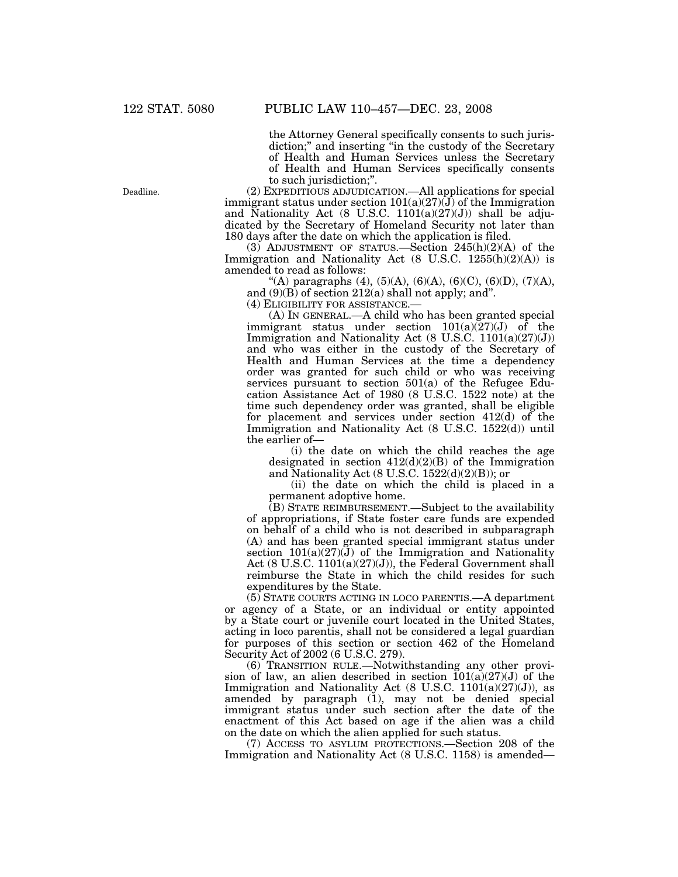the Attorney General specifically consents to such jurisdiction;" and inserting "in the custody of the Secretary of Health and Human Services unless the Secretary of Health and Human Services specifically consents to such jurisdiction;".

Deadline.

(2) EXPEDITIOUS ADJUDICATION.—All applications for special immigrant status under section 101(a)(27)(J) of the Immigration and Nationality Act (8 U.S.C. 1101(a)(27)(J)) shall be adjudicated by the Secretary of Homeland Security not later than 180 days after the date on which the application is filed.

(3) ADJUSTMENT OF STATUS.—Section 245(h)(2)(A) of the Immigration and Nationality Act (8 U.S.C. 1255(h)(2)(A)) is amended to read as follows:

"(A) paragraphs (4), (5)(A), (6)(A), (6)(C), (6)(D), (7)(A), and (9)(B) of section 212(a) shall not apply; and".

(4) ELIGIBILITY FOR ASSISTANCE.—

(A) IN GENERAL.—A child who has been granted special immigrant status under section 101(a)(27)(J) of the Immigration and Nationality Act (8 U.S.C. 1101(a)(27)(J)) and who was either in the custody of the Secretary of Health and Human Services at the time a dependency order was granted for such child or who was receiving services pursuant to section 501(a) of the Refugee Education Assistance Act of 1980 (8 U.S.C. 1522 note) at the time such dependency order was granted, shall be eligible for placement and services under section 412(d) of the Immigration and Nationality Act (8 U.S.C. 1522(d)) until the earlier of—

(i) the date on which the child reaches the age designated in section 412(d)(2)(B) of the Immigration and Nationality Act (8 U.S.C. 1522(d)(2)(B)); or

(ii) the date on which the child is placed in a permanent adoptive home.

(B) STATE REIMBURSEMENT.—Subject to the availability of appropriations, if State foster care funds are expended on behalf of a child who is not described in subparagraph (A) and has been granted special immigrant status under section 101(a)(27)(J) of the Immigration and Nationality Act (8 U.S.C. 1101(a)(27)(J)), the Federal Government shall reimburse the State in which the child resides for such expenditures by the State.

(5) STATE COURTS ACTING IN LOCO PARENTIS.—A department or agency of a State, or an individual or entity appointed by a State court or juvenile court located in the United States, acting in loco parentis, shall not be considered a legal guardian for purposes of this section or section 462 of the Homeland Security Act of 2002 (6 U.S.C. 279).

(6) TRANSITION RULE.—Notwithstanding any other provision of law, an alien described in section 101(a)(27)(J) of the Immigration and Nationality Act (8 U.S.C. 1101(a)(27)(J)), as amended by paragraph (1), may not be denied special immigrant status under such section after the date of the enactment of this Act based on age if the alien was a child on the date on which the alien applied for such status.

(7) ACCESS TO ASYLUM PROTECTIONS.—Section 208 of the Immigration and Nationality Act (8 U.S.C. 1158) is amended—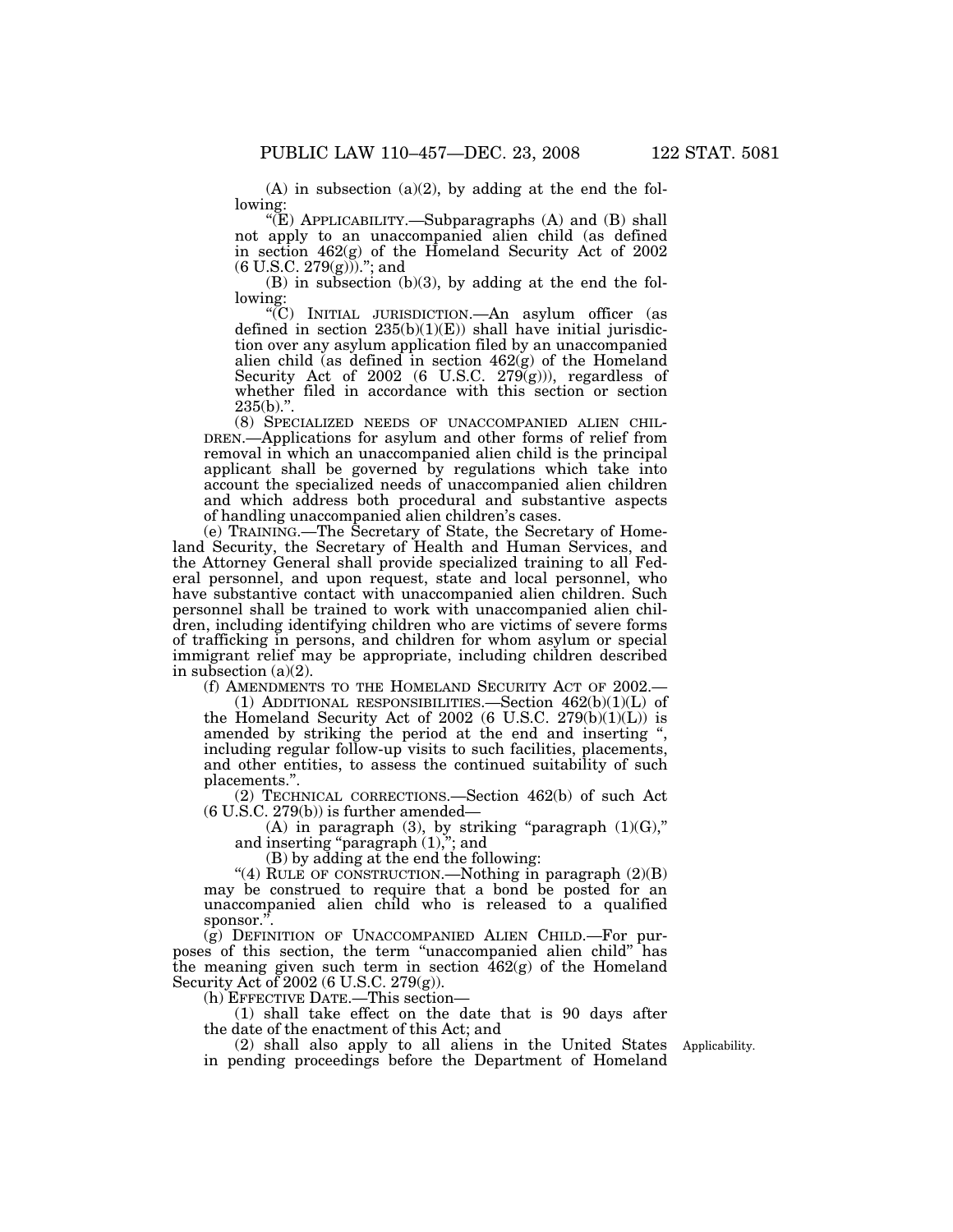(A) in subsection (a)(2), by adding at the end the following:

"(E) APPLICABILITY.—Subparagraphs (A) and (B) shall not apply to an unaccompanied alien child (as defined in section 462(g) of the Homeland Security Act of 2002 (6 U.S.C. 279(g)))."; and

(B) in subsection (b)(3), by adding at the end the following:

"(C) INITIAL JURISDICTION.—An asylum officer (as defined in section 235(b)(1)(E)) shall have initial jurisdiction over any asylum application filed by an unaccompanied alien child (as defined in section 462(g) of the Homeland Security Act of 2002 (6 U.S.C. 279(g))), regardless of whether filed in accordance with this section or section 235(b).".

(8) SPECIALIZED NEEDS OF UNACCOMPANIED ALIEN CHILDREN.—Applications for asylum and other forms of relief from removal in which an unaccompanied alien child is the principal applicant shall be governed by regulations which take into account the specialized needs of unaccompanied alien children and which address both procedural and substantive aspects of handling unaccompanied alien children's cases.

(e) TRAINING.—The Secretary of State, the Secretary of Homeland Security, the Secretary of Health and Human Services, and the Attorney General shall provide specialized training to all Federal personnel, and upon request, state and local personnel, who have substantive contact with unaccompanied alien children. Such personnel shall be trained to work with unaccompanied alien children, including identifying children who are victims of severe forms of trafficking in persons, and children for whom asylum or special immigrant relief may be appropriate, including children described in subsection (a)(2).

(f) AMENDMENTS TO THE HOMELAND SECURITY ACT OF 2002.—

(1) ADDITIONAL RESPONSIBILITIES.—Section 462(b)(1)(L) of the Homeland Security Act of 2002 (6 U.S.C. 279(b)(1)(L)) is amended by striking the period at the end and inserting ", including regular follow-up visits to such facilities, placements, and other entities, to assess the continued suitability of such placements.".

(2) TECHNICAL CORRECTIONS.—Section 462(b) of such Act (6 U.S.C. 279(b)) is further amended—

(A) in paragraph (3), by striking "paragraph (1)(G)," and inserting "paragraph (1),"; and

(B) by adding at the end the following:

"(4) RULE OF CONSTRUCTION.—Nothing in paragraph (2)(B) may be construed to require that a bond be posted for an unaccompanied alien child who is released to a qualified sponsor.".

(g) DEFINITION OF UNACCOMPANIED ALIEN CHILD.—For purposes of this section, the term "unaccompanied alien child" has the meaning given such term in section 462(g) of the Homeland Security Act of 2002 (6 U.S.C. 279(g)).

(h) EFFECTIVE DATE.—This section—

(1) shall take effect on the date that is 90 days after the date of the enactment of this Act; and

(2) shall also apply to all aliens in the United States in pending proceedings before the Department of Homeland

Applicability.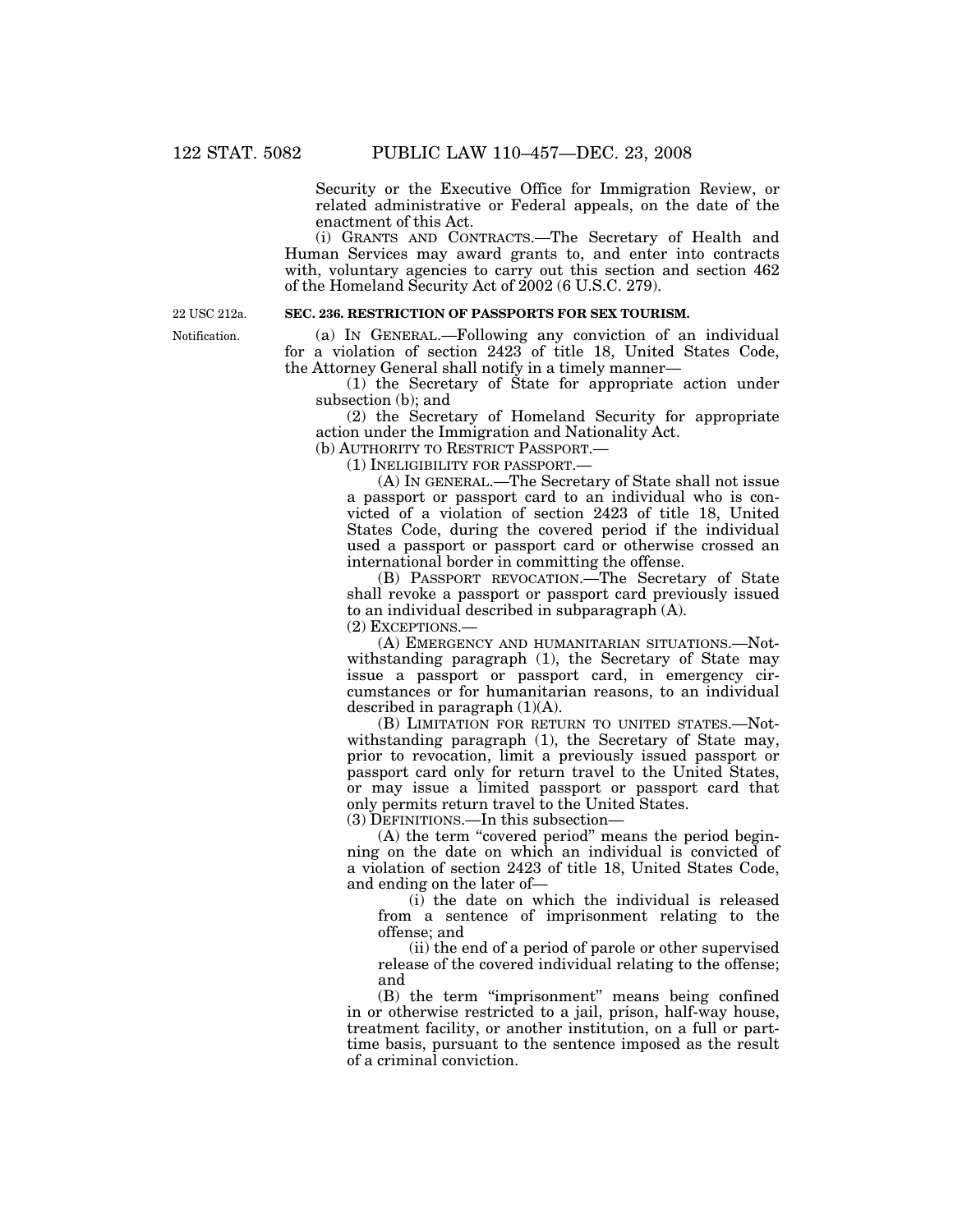Security or the Executive Office for Immigration Review, or related administrative or Federal appeals, on the date of the enactment of this Act.

(i) GRANTS AND CONTRACTS.—The Secretary of Health and Human Services may award grants to, and enter into contracts with, voluntary agencies to carry out this section and section 462 of the Homeland Security Act of 2002 (6 U.S.C. 279).

22 USC 212a.

**SEC. 236. RESTRICTION OF PASSPORTS FOR SEX TOURISM.**

Notification.

(a) IN GENERAL.—Following any conviction of an individual for a violation of section 2423 of title 18, United States Code, the Attorney General shall notify in a timely manner—

(1) the Secretary of State for appropriate action under subsection (b); and

(2) the Secretary of Homeland Security for appropriate action under the Immigration and Nationality Act.

(b) AUTHORITY TO RESTRICT PASSPORT.—

(1) INELIGIBILITY FOR PASSPORT.—

(A) IN GENERAL.—The Secretary of State shall not issue a passport or passport card to an individual who is convicted of a violation of section 2423 of title 18, United States Code, during the covered period if the individual used a passport or passport card or otherwise crossed an international border in committing the offense.

(B) PASSPORT REVOCATION.—The Secretary of State shall revoke a passport or passport card previously issued to an individual described in subparagraph (A).

(2) EXCEPTIONS.—

(A) EMERGENCY AND HUMANITARIAN SITUATIONS.—Notwithstanding paragraph (1), the Secretary of State may issue a passport or passport card, in emergency circumstances or for humanitarian reasons, to an individual described in paragraph (1)(A).

(B) LIMITATION FOR RETURN TO UNITED STATES.—Notwithstanding paragraph (1), the Secretary of State may, prior to revocation, limit a previously issued passport or passport card only for return travel to the United States, or may issue a limited passport or passport card that only permits return travel to the United States.

(3) DEFINITIONS.—In this subsection—

(A) the term "covered period" means the period beginning on the date on which an individual is convicted of a violation of section 2423 of title 18, United States Code, and ending on the later of—

(i) the date on which the individual is released from a sentence of imprisonment relating to the offense; and

(ii) the end of a period of parole or other supervised release of the covered individual relating to the offense; and

(B) the term "imprisonment" means being confined in or otherwise restricted to a jail, prison, half-way house, treatment facility, or another institution, on a full or part-time basis, pursuant to the sentence imposed as the result of a criminal conviction.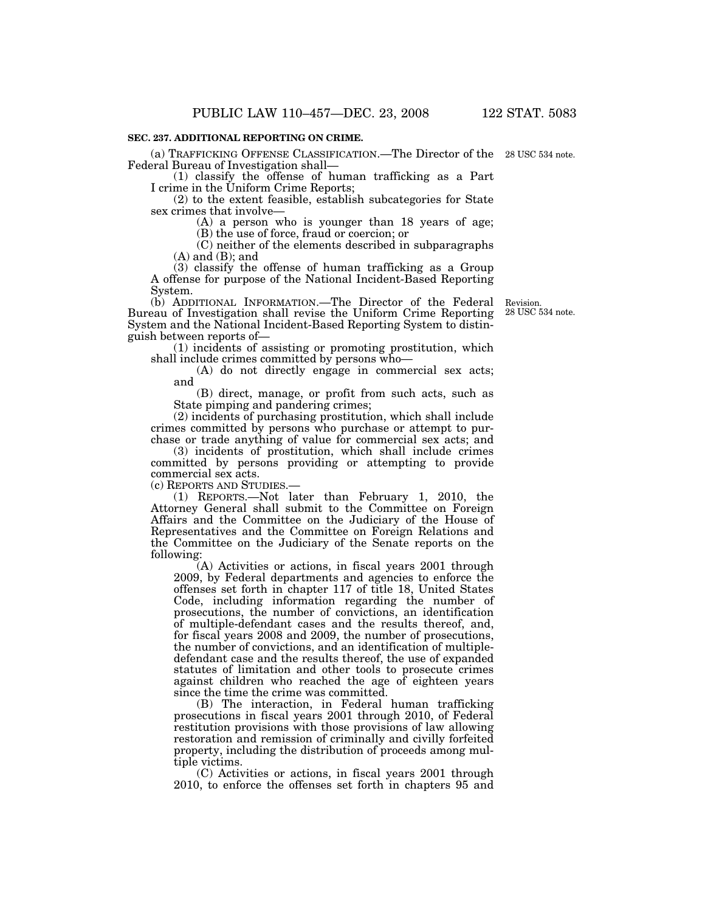**SEC. 237. ADDITIONAL REPORTING ON CRIME.**

(a) TRAFFICKING OFFENSE CLASSIFICATION.—The Director of the Federal Bureau of Investigation shall—

28 USC 534 note.

(1) classify the offense of human trafficking as a Part I crime in the Uniform Crime Reports;

(2) to the extent feasible, establish subcategories for State sex crimes that involve—

(A) a person who is younger than 18 years of age;

(B) the use of force, fraud or coercion; or

(C) neither of the elements described in subparagraphs (A) and (B); and

(3) classify the offense of human trafficking as a Group A offense for purpose of the National Incident-Based Reporting System.

(b) ADDITIONAL INFORMATION.—The Director of the Federal Bureau of Investigation shall revise the Uniform Crime Reporting System and the National Incident-Based Reporting System to distinguish between reports of—

Revision.
28 USC 534 note.

(1) incidents of assisting or promoting prostitution, which shall include crimes committed by persons who—

(A) do not directly engage in commercial sex acts; and

(B) direct, manage, or profit from such acts, such as State pimping and pandering crimes;

(2) incidents of purchasing prostitution, which shall include crimes committed by persons who purchase or attempt to purchase or trade anything of value for commercial sex acts; and

(3) incidents of prostitution, which shall include crimes committed by persons providing or attempting to provide commercial sex acts.

(c) REPORTS AND STUDIES.—

(1) REPORTS.—Not later than February 1, 2010, the Attorney General shall submit to the Committee on Foreign Affairs and the Committee on the Judiciary of the House of Representatives and the Committee on Foreign Relations and the Committee on the Judiciary of the Senate reports on the following:

(A) Activities or actions, in fiscal years 2001 through 2009, by Federal departments and agencies to enforce the offenses set forth in chapter 117 of title 18, United States Code, including information regarding the number of prosecutions, the number of convictions, an identification of multiple-defendant cases and the results thereof, and, for fiscal years 2008 and 2009, the number of prosecutions, the number of convictions, and an identification of multiple-defendant case and the results thereof, the use of expanded statutes of limitation and other tools to prosecute crimes against children who reached the age of eighteen years since the time the crime was committed.

(B) The interaction, in Federal human trafficking prosecutions in fiscal years 2001 through 2010, of Federal restitution provisions with those provisions of law allowing restoration and remission of criminally and civilly forfeited property, including the distribution of proceeds among multiple victims.

(C) Activities or actions, in fiscal years 2001 through 2010, to enforce the offenses set forth in chapters 95 and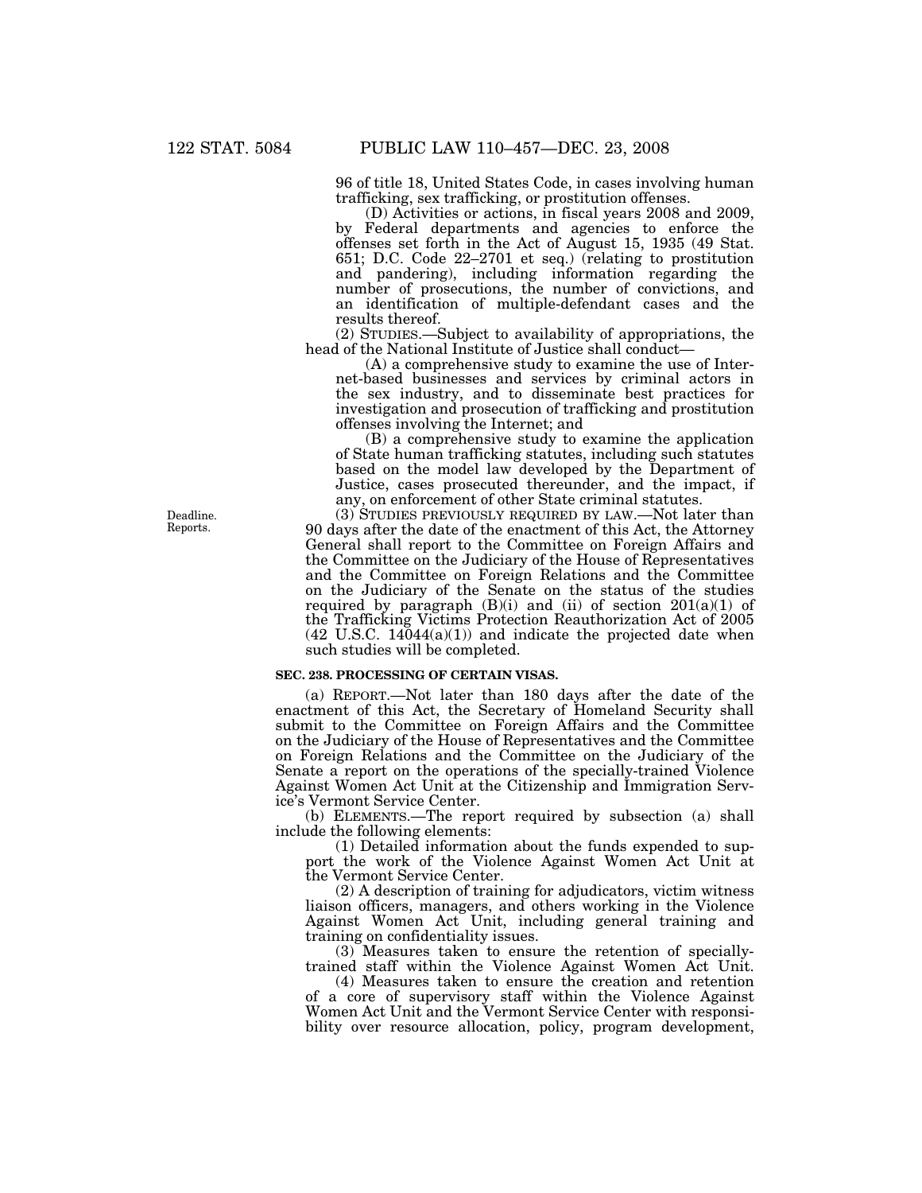96 of title 18, United States Code, in cases involving human trafficking, sex trafficking, or prostitution offenses.

(D) Activities or actions, in fiscal years 2008 and 2009, by Federal departments and agencies to enforce the offenses set forth in the Act of August 15, 1935 (49 Stat. 651; D.C. Code 22–2701 et seq.) (relating to prostitution and pandering), including information regarding the number of prosecutions, the number of convictions, and an identification of multiple-defendant cases and the results thereof.

(2) STUDIES.—Subject to availability of appropriations, the head of the National Institute of Justice shall conduct—

(A) a comprehensive study to examine the use of Internet-based businesses and services by criminal actors in the sex industry, and to disseminate best practices for investigation and prosecution of trafficking and prostitution offenses involving the Internet; and

(B) a comprehensive study to examine the application of State human trafficking statutes, including such statutes based on the model law developed by the Department of Justice, cases prosecuted thereunder, and the impact, if any, on enforcement of other State criminal statutes.

Deadline. Reports.

(3) STUDIES PREVIOUSLY REQUIRED BY LAW.—Not later than 90 days after the date of the enactment of this Act, the Attorney General shall report to the Committee on Foreign Affairs and the Committee on the Judiciary of the House of Representatives and the Committee on Foreign Relations and the Committee on the Judiciary of the Senate on the status of the studies required by paragraph (B)(i) and (ii) of section 201(a)(1) of the Trafficking Victims Protection Reauthorization Act of 2005 (42 U.S.C. 14044(a)(1)) and indicate the projected date when such studies will be completed.

**SEC. 238. PROCESSING OF CERTAIN VISAS.**

(a) REPORT.—Not later than 180 days after the date of the enactment of this Act, the Secretary of Homeland Security shall submit to the Committee on Foreign Affairs and the Committee on the Judiciary of the House of Representatives and the Committee on Foreign Relations and the Committee on the Judiciary of the Senate a report on the operations of the specially-trained Violence Against Women Act Unit at the Citizenship and Immigration Service's Vermont Service Center.

(b) ELEMENTS.—The report required by subsection (a) shall include the following elements:

(1) Detailed information about the funds expended to support the work of the Violence Against Women Act Unit at the Vermont Service Center.

(2) A description of training for adjudicators, victim witness liaison officers, managers, and others working in the Violence Against Women Act Unit, including general training and training on confidentiality issues.

(3) Measures taken to ensure the retention of specially-trained staff within the Violence Against Women Act Unit.

(4) Measures taken to ensure the creation and retention of a core of supervisory staff within the Violence Against Women Act Unit and the Vermont Service Center with responsibility over resource allocation, policy, program development,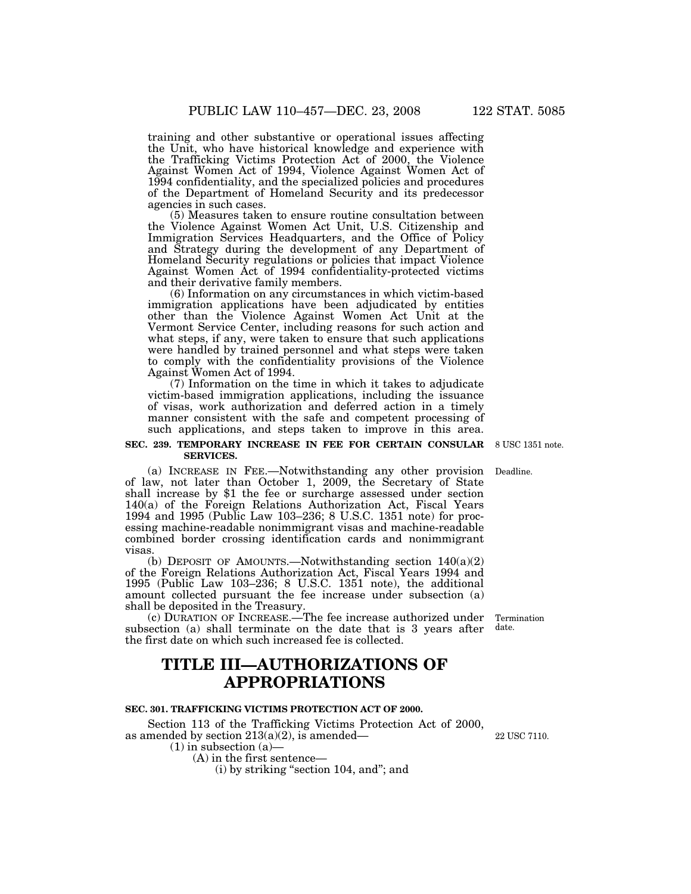training and other substantive or operational issues affecting the Unit, who have historical knowledge and experience with the Trafficking Victims Protection Act of 2000, the Violence Against Women Act of 1994, Violence Against Women Act of 1994 confidentiality, and the specialized policies and procedures of the Department of Homeland Security and its predecessor agencies in such cases.

(5) Measures taken to ensure routine consultation between the Violence Against Women Act Unit, U.S. Citizenship and Immigration Services Headquarters, and the Office of Policy and Strategy during the development of any Department of Homeland Security regulations or policies that impact Violence Against Women Act of 1994 confidentiality-protected victims and their derivative family members.

(6) Information on any circumstances in which victim-based immigration applications have been adjudicated by entities other than the Violence Against Women Act Unit at the Vermont Service Center, including reasons for such action and what steps, if any, were taken to ensure that such applications were handled by trained personnel and what steps were taken to comply with the confidentiality provisions of the Violence Against Women Act of 1994.

(7) Information on the time in which it takes to adjudicate victim-based immigration applications, including the issuance of visas, work authorization and deferred action in a timely manner consistent with the safe and competent processing of such applications, and steps taken to improve in this area.

**SEC. 239. TEMPORARY INCREASE IN FEE FOR CERTAIN CONSULAR SERVICES.**

8 USC 1351 note.

Deadline.

(a) INCREASE IN FEE.—Notwithstanding any other provision of law, not later than October 1, 2009, the Secretary of State shall increase by $1 the fee or surcharge assessed under section 140(a) of the Foreign Relations Authorization Act, Fiscal Years 1994 and 1995 (Public Law 103–236; 8 U.S.C. 1351 note) for processing machine-readable nonimmigrant visas and machine-readable combined border crossing identification cards and nonimmigrant visas.

(b) DEPOSIT OF AMOUNTS.—Notwithstanding section 140(a)(2) of the Foreign Relations Authorization Act, Fiscal Years 1994 and 1995 (Public Law 103–236; 8 U.S.C. 1351 note), the additional amount collected pursuant the fee increase under subsection (a) shall be deposited in the Treasury.

Termination date.

(c) DURATION OF INCREASE.—The fee increase authorized under subsection (a) shall terminate on the date that is 3 years after the first date on which such increased fee is collected.

# TITLE III—AUTHORIZATIONS OF APPROPRIATIONS

**SEC. 301. TRAFFICKING VICTIMS PROTECTION ACT OF 2000.**

22 USC 7110.

Section 113 of the Trafficking Victims Protection Act of 2000, as amended by section 213(a)(2), is amended—

(1) in subsection (a)—

(A) in the first sentence—

(i) by striking "section 104, and"; and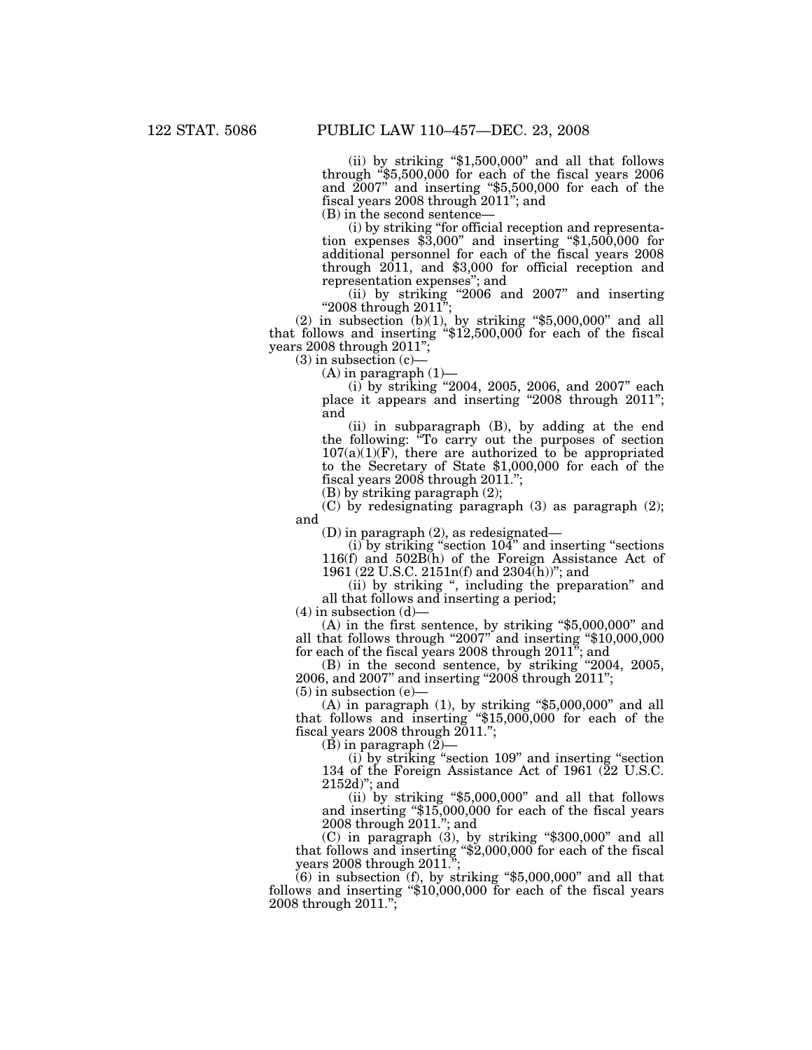(ii) by striking "$1,500,000" and all that follows through "$5,500,000 for each of the fiscal years 2006 and 2007" and inserting "$5,500,000 for each of the fiscal years 2008 through 2011"; and

(B) in the second sentence—

(i) by striking "for official reception and representation expenses $3,000" and inserting "$1,500,000 for additional personnel for each of the fiscal years 2008 through 2011, and $3,000 for official reception and representation expenses"; and

(ii) by striking "2006 and 2007" and inserting "2008 through 2011";

(2) in subsection (b)(1), by striking "$5,000,000" and all that follows and inserting "$12,500,000 for each of the fiscal years 2008 through 2011";

(3) in subsection (c)—

(A) in paragraph (1)—

(i) by striking "2004, 2005, 2006, and 2007" each place it appears and inserting "2008 through 2011"; and

(ii) in subparagraph (B), by adding at the end the following: "To carry out the purposes of section 107(a)(1)(F), there are authorized to be appropriated to the Secretary of State $1,000,000 for each of the fiscal years 2008 through 2011.";

(B) by striking paragraph (2);

(C) by redesignating paragraph (3) as paragraph (2); and

(D) in paragraph (2), as redesignated—

(i) by striking "section 104" and inserting "sections 116(f) and 502B(h) of the Foreign Assistance Act of 1961 (22 U.S.C. 2151n(f) and 2304(h))"; and

(ii) by striking ", including the preparation" and all that follows and inserting a period;

(4) in subsection (d)—

(A) in the first sentence, by striking "$5,000,000" and all that follows through "2007" and inserting "$10,000,000 for each of the fiscal years 2008 through 2011"; and

(B) in the second sentence, by striking "2004, 2005, 2006, and 2007" and inserting "2008 through 2011";

(5) in subsection (e)—

(A) in paragraph (1), by striking "$5,000,000" and all that follows and inserting "$15,000,000 for each of the fiscal years 2008 through 2011.";

(B) in paragraph (2)—

(i) by striking "section 109" and inserting "section 134 of the Foreign Assistance Act of 1961 (22 U.S.C. 2152d)"; and

(ii) by striking "$5,000,000" and all that follows and inserting "$15,000,000 for each of the fiscal years 2008 through 2011."; and

(C) in paragraph (3), by striking "$300,000" and all that follows and inserting "$2,000,000 for each of the fiscal years 2008 through 2011.";

(6) in subsection (f), by striking "$5,000,000" and all that follows and inserting "$10,000,000 for each of the fiscal years 2008 through 2011.";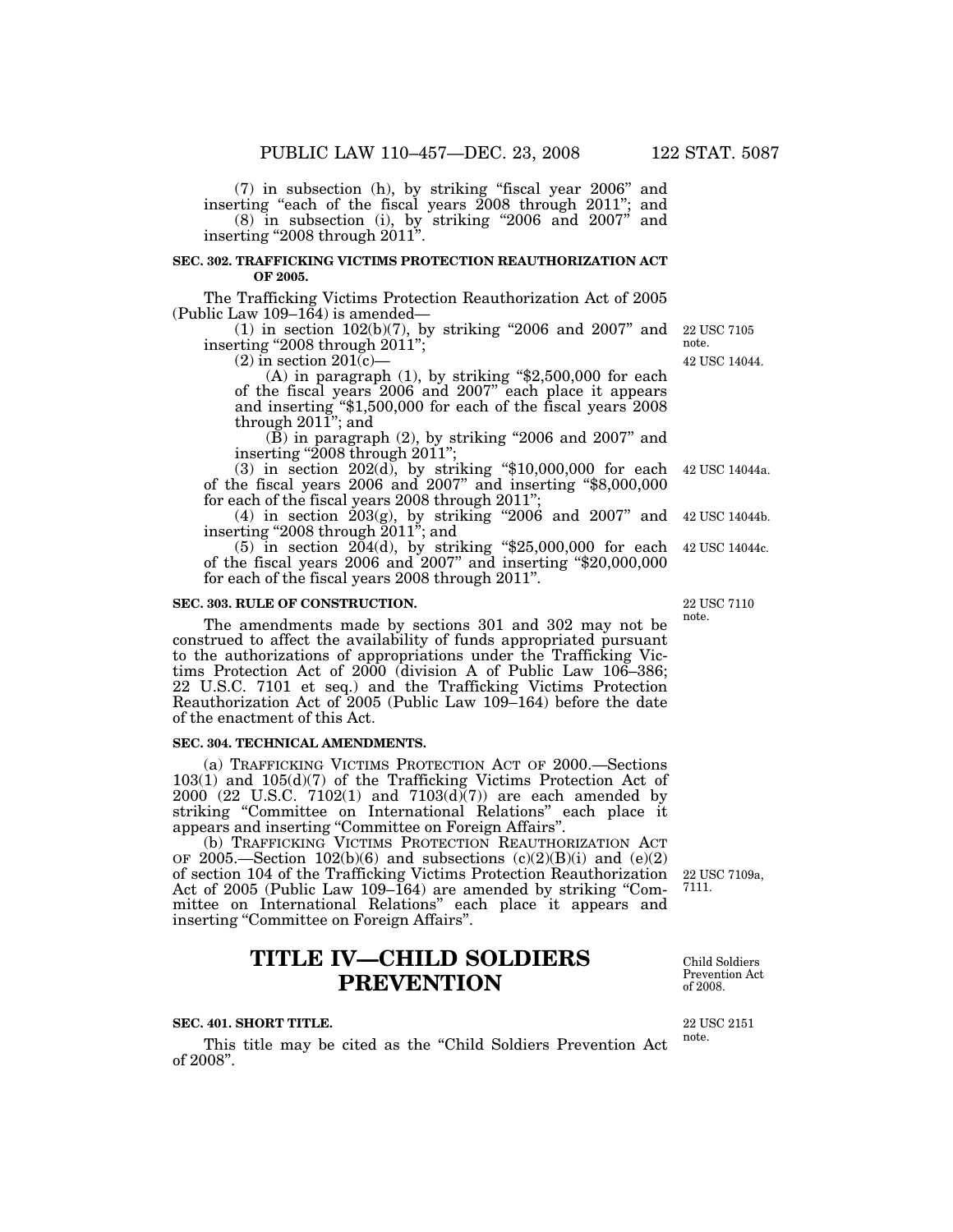(7) in subsection (h), by striking "fiscal year 2006" and inserting "each of the fiscal years 2008 through 2011"; and

(8) in subsection (i), by striking "2006 and 2007" and inserting "2008 through 2011".

**SEC. 302. TRAFFICKING VICTIMS PROTECTION REAUTHORIZATION ACT OF 2005.**

The Trafficking Victims Protection Reauthorization Act of 2005 (Public Law 109–164) is amended—

(1) in section 102(b)(7), by striking "2006 and 2007" and inserting "2008 through 2011"; 22 USC 7105 note.

(2) in section 201(c)— 42 USC 14044.

(A) in paragraph (1), by striking "$2,500,000 for each of the fiscal years 2006 and 2007" each place it appears and inserting "$1,500,000 for each of the fiscal years 2008 through 2011"; and

(B) in paragraph (2), by striking "2006 and 2007" and inserting "2008 through 2011";

(3) in section 202(d), by striking "$10,000,000 for each of the fiscal years 2006 and 2007" and inserting "$8,000,000 for each of the fiscal years 2008 through 2011"; 42 USC 14044a.

(4) in section 203(g), by striking "2006 and 2007" and inserting "2008 through 2011"; and 42 USC 14044b.

(5) in section 204(d), by striking "$25,000,000 for each of the fiscal years 2006 and 2007" and inserting "$20,000,000 for each of the fiscal years 2008 through 2011". 42 USC 14044c.

**SEC. 303. RULE OF CONSTRUCTION.**

22 USC 7110 note.

The amendments made by sections 301 and 302 may not be construed to affect the availability of funds appropriated pursuant to the authorizations of appropriations under the Trafficking Victims Protection Act of 2000 (division A of Public Law 106–386; 22 U.S.C. 7101 et seq.) and the Trafficking Victims Protection Reauthorization Act of 2005 (Public Law 109–164) before the date of the enactment of this Act.

**SEC. 304. TECHNICAL AMENDMENTS.**

(a) TRAFFICKING VICTIMS PROTECTION ACT OF 2000.—Sections 103(1) and 105(d)(7) of the Trafficking Victims Protection Act of 2000 (22 U.S.C. 7102(1) and 7103(d)(7)) are each amended by striking "Committee on International Relations" each place it appears and inserting "Committee on Foreign Affairs".

(b) TRAFFICKING VICTIMS PROTECTION REAUTHORIZATION ACT OF 2005.—Section 102(b)(6) and subsections (c)(2)(B)(i) and (e)(2) of section 104 of the Trafficking Victims Protection Reauthorization Act of 2005 (Public Law 109–164) are amended by striking "Committee on International Relations" each place it appears and inserting "Committee on Foreign Affairs". 22 USC 7109a, 7111.

# TITLE IV—CHILD SOLDIERS PREVENTION

Child Soldiers Prevention Act of 2008.

**SEC. 401. SHORT TITLE.**

22 USC 2151 note.

This title may be cited as the "Child Soldiers Prevention Act of 2008".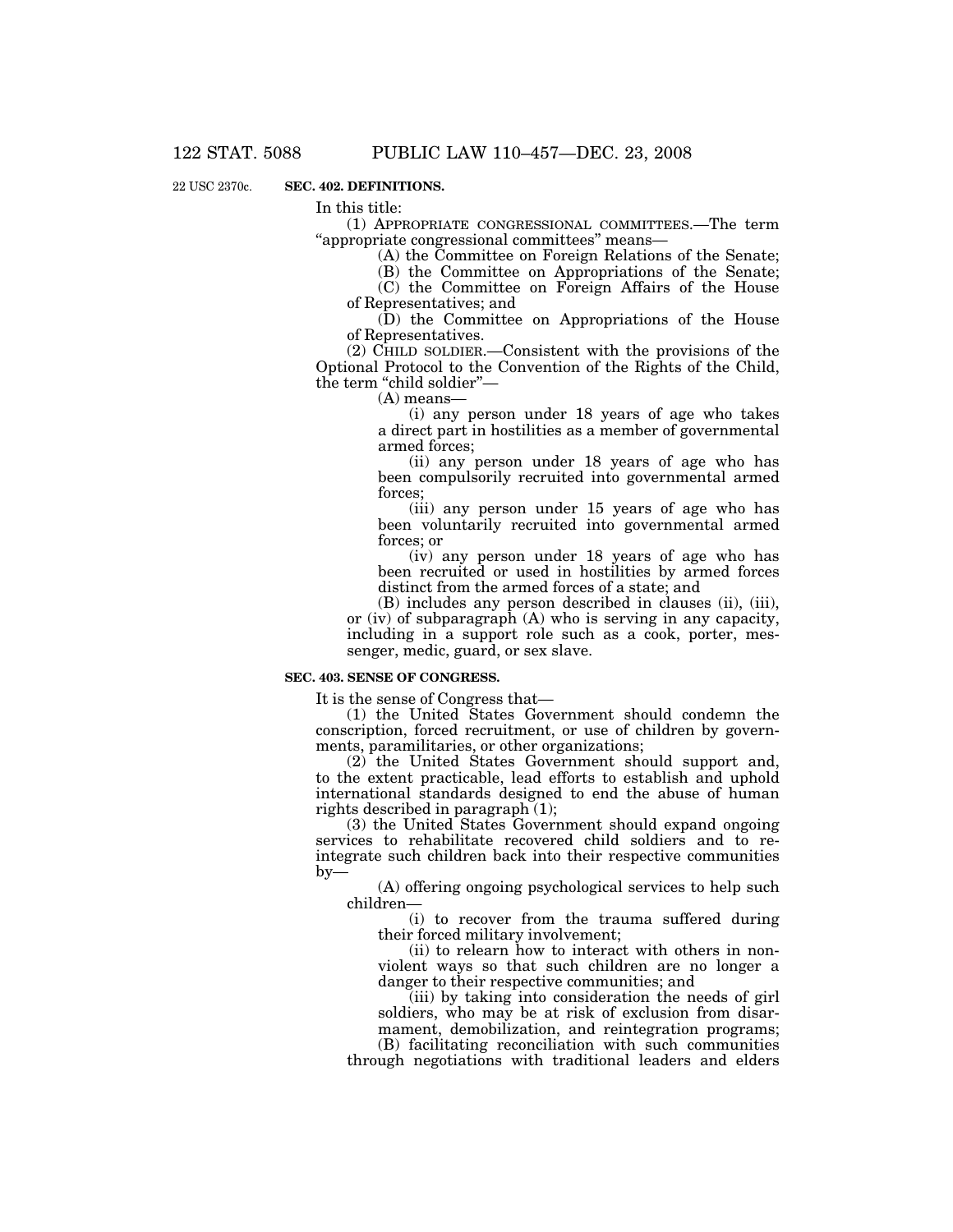22 USC 2370c.

**SEC. 402. DEFINITIONS.**

In this title:

(1) APPROPRIATE CONGRESSIONAL COMMITTEES.—The term "appropriate congressional committees" means—

(A) the Committee on Foreign Relations of the Senate;

(B) the Committee on Appropriations of the Senate;

(C) the Committee on Foreign Affairs of the House of Representatives; and

(D) the Committee on Appropriations of the House of Representatives.

(2) CHILD SOLDIER.—Consistent with the provisions of the Optional Protocol to the Convention of the Rights of the Child, the term "child soldier"—

(A) means—

(i) any person under 18 years of age who takes a direct part in hostilities as a member of governmental armed forces;

(ii) any person under 18 years of age who has been compulsorily recruited into governmental armed forces;

(iii) any person under 15 years of age who has been voluntarily recruited into governmental armed forces; or

(iv) any person under 18 years of age who has been recruited or used in hostilities by armed forces distinct from the armed forces of a state; and

(B) includes any person described in clauses (ii), (iii), or (iv) of subparagraph (A) who is serving in any capacity, including in a support role such as a cook, porter, messenger, medic, guard, or sex slave.

**SEC. 403. SENSE OF CONGRESS.**

It is the sense of Congress that—

(1) the United States Government should condemn the conscription, forced recruitment, or use of children by governments, paramilitaries, or other organizations;

(2) the United States Government should support and, to the extent practicable, lead efforts to establish and uphold international standards designed to end the abuse of human rights described in paragraph (1);

(3) the United States Government should expand ongoing services to rehabilitate recovered child soldiers and to reintegrate such children back into their respective communities by—

(A) offering ongoing psychological services to help such children—

(i) to recover from the trauma suffered during their forced military involvement;

(ii) to relearn how to interact with others in nonviolent ways so that such children are no longer a danger to their respective communities; and

(iii) by taking into consideration the needs of girl soldiers, who may be at risk of exclusion from disarmament, demobilization, and reintegration programs;

(B) facilitating reconciliation with such communities through negotiations with traditional leaders and elders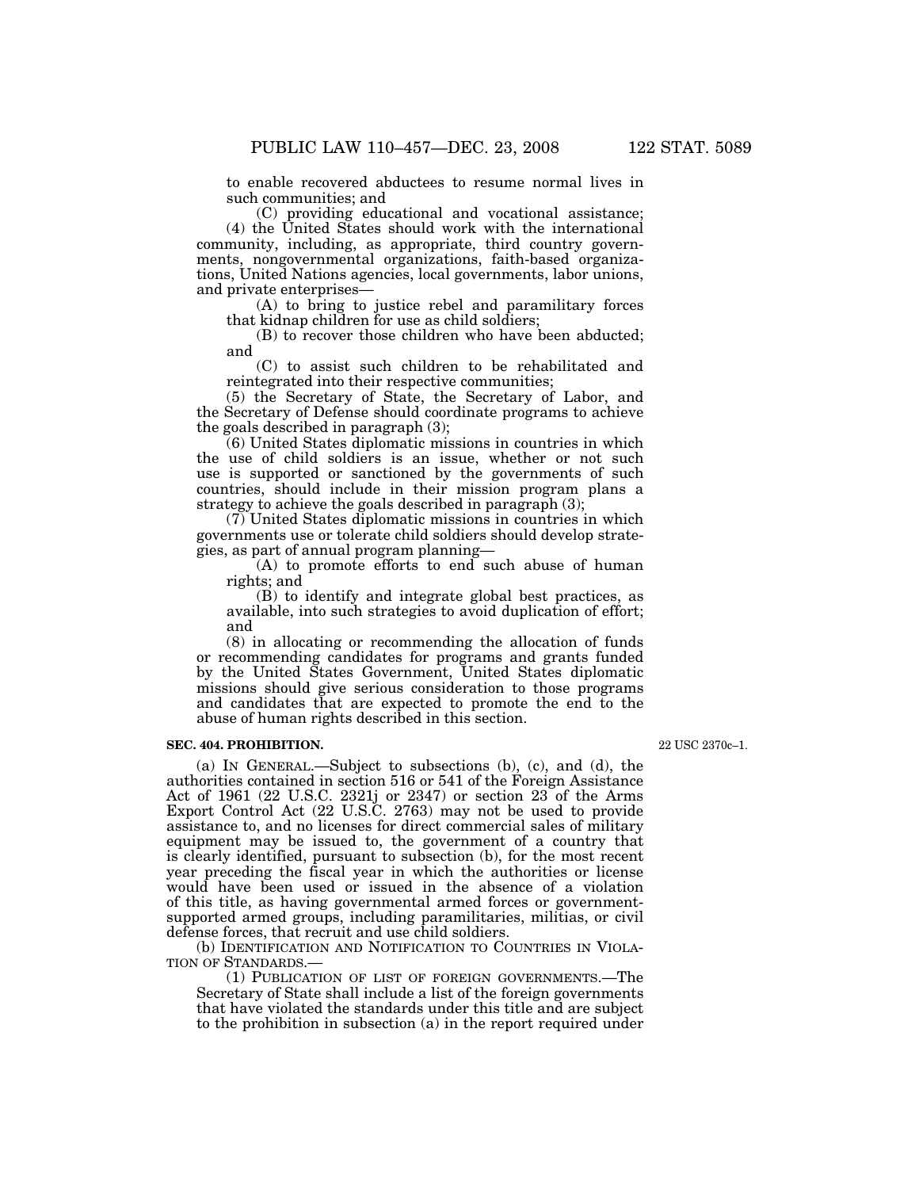to enable recovered abductees to resume normal lives in such communities; and

(C) providing educational and vocational assistance;

(4) the United States should work with the international community, including, as appropriate, third country governments, nongovernmental organizations, faith-based organizations, United Nations agencies, local governments, labor unions, and private enterprises—

(A) to bring to justice rebel and paramilitary forces that kidnap children for use as child soldiers;

(B) to recover those children who have been abducted; and

(C) to assist such children to be rehabilitated and reintegrated into their respective communities;

(5) the Secretary of State, the Secretary of Labor, and the Secretary of Defense should coordinate programs to achieve the goals described in paragraph (3);

(6) United States diplomatic missions in countries in which the use of child soldiers is an issue, whether or not such use is supported or sanctioned by the governments of such countries, should include in their mission program plans a strategy to achieve the goals described in paragraph (3);

(7) United States diplomatic missions in countries in which governments use or tolerate child soldiers should develop strategies, as part of annual program planning—

(A) to promote efforts to end such abuse of human rights; and

(B) to identify and integrate global best practices, as available, into such strategies to avoid duplication of effort; and

(8) in allocating or recommending the allocation of funds or recommending candidates for programs and grants funded by the United States Government, United States diplomatic missions should give serious consideration to those programs and candidates that are expected to promote the end to the abuse of human rights described in this section.

**SEC. 404. PROHIBITION.**

22 USC 2370c–1.

(a) IN GENERAL.—Subject to subsections (b), (c), and (d), the authorities contained in section 516 or 541 of the Foreign Assistance Act of 1961 (22 U.S.C. 2321j or 2347) or section 23 of the Arms Export Control Act (22 U.S.C. 2763) may not be used to provide assistance to, and no licenses for direct commercial sales of military equipment may be issued to, the government of a country that is clearly identified, pursuant to subsection (b), for the most recent year preceding the fiscal year in which the authorities or license would have been used or issued in the absence of a violation of this title, as having governmental armed forces or government-supported armed groups, including paramilitaries, militias, or civil defense forces, that recruit and use child soldiers.

(b) IDENTIFICATION AND NOTIFICATION TO COUNTRIES IN VIOLATION OF STANDARDS.—

(1) PUBLICATION OF LIST OF FOREIGN GOVERNMENTS.—The Secretary of State shall include a list of the foreign governments that have violated the standards under this title and are subject to the prohibition in subsection (a) in the report required under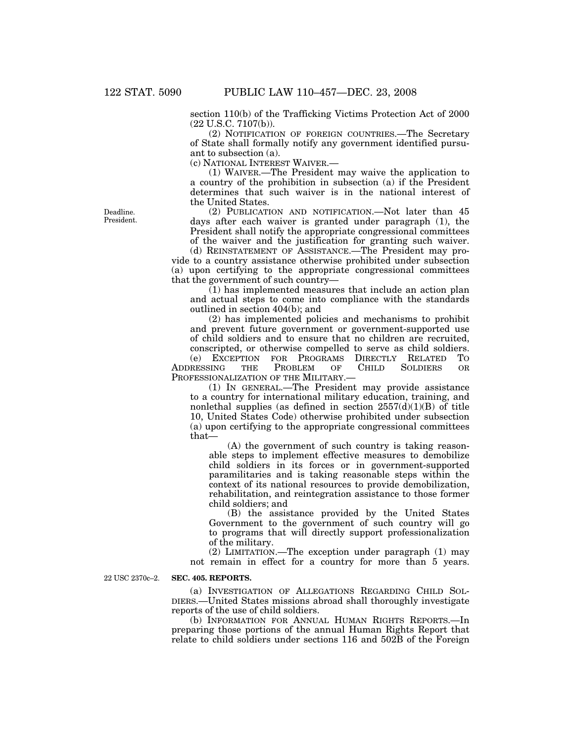section 110(b) of the Trafficking Victims Protection Act of 2000 (22 U.S.C. 7107(b)).

(2) NOTIFICATION OF FOREIGN COUNTRIES.—The Secretary of State shall formally notify any government identified pursuant to subsection (a).

(c) NATIONAL INTEREST WAIVER.—

(1) WAIVER.—The President may waive the application to a country of the prohibition in subsection (a) if the President determines that such waiver is in the national interest of the United States.

Deadline. President.

(2) PUBLICATION AND NOTIFICATION.—Not later than 45 days after each waiver is granted under paragraph (1), the President shall notify the appropriate congressional committees of the waiver and the justification for granting such waiver.

(d) REINSTATEMENT OF ASSISTANCE.—The President may provide to a country assistance otherwise prohibited under subsection (a) upon certifying to the appropriate congressional committees that the government of such country—

(1) has implemented measures that include an action plan and actual steps to come into compliance with the standards outlined in section 404(b); and

(2) has implemented policies and mechanisms to prohibit and prevent future government or government-supported use of child soldiers and to ensure that no children are recruited, conscripted, or otherwise compelled to serve as child soldiers.

(e) EXCEPTION FOR PROGRAMS DIRECTLY RELATED TO ADDRESSING THE PROBLEM OF CHILD SOLDIERS OR PROFESSIONALIZATION OF THE MILITARY.—

(1) IN GENERAL.—The President may provide assistance to a country for international military education, training, and nonlethal supplies (as defined in section 2557(d)(1)(B) of title 10, United States Code) otherwise prohibited under subsection (a) upon certifying to the appropriate congressional committees that—

(A) the government of such country is taking reasonable steps to implement effective measures to demobilize child soldiers in its forces or in government-supported paramilitaries and is taking reasonable steps within the context of its national resources to provide demobilization, rehabilitation, and reintegration assistance to those former child soldiers; and

(B) the assistance provided by the United States Government to the government of such country will go to programs that will directly support professionalization of the military.

(2) LIMITATION.—The exception under paragraph (1) may not remain in effect for a country for more than 5 years.

22 USC 2370c–2.

**SEC. 405. REPORTS.**

(a) INVESTIGATION OF ALLEGATIONS REGARDING CHILD SOLDIERS.—United States missions abroad shall thoroughly investigate reports of the use of child soldiers.

(b) INFORMATION FOR ANNUAL HUMAN RIGHTS REPORTS.—In preparing those portions of the annual Human Rights Report that relate to child soldiers under sections 116 and 502B of the Foreign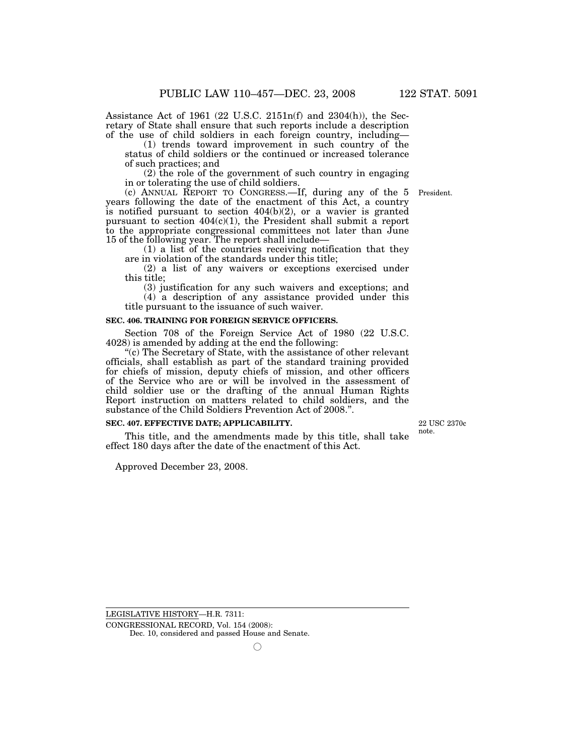Assistance Act of 1961 (22 U.S.C. 2151n(f) and 2304(h)), the Secretary of State shall ensure that such reports include a description of the use of child soldiers in each foreign country, including—

(1) trends toward improvement in such country of the status of child soldiers or the continued or increased tolerance of such practices; and

(2) the role of the government of such country in engaging in or tolerating the use of child soldiers.

(c) ANNUAL REPORT TO CONGRESS.—If, during any of the 5 years following the date of the enactment of this Act, a country is notified pursuant to section 404(b)(2), or a wavier is granted pursuant to section 404(c)(1), the President shall submit a report to the appropriate congressional committees not later than June 15 of the following year. The report shall include—

President.

(1) a list of the countries receiving notification that they are in violation of the standards under this title;

(2) a list of any waivers or exceptions exercised under this title;

(3) justification for any such waivers and exceptions; and

(4) a description of any assistance provided under this title pursuant to the issuance of such waiver.

**SEC. 406. TRAINING FOR FOREIGN SERVICE OFFICERS.**

Section 708 of the Foreign Service Act of 1980 (22 U.S.C. 4028) is amended by adding at the end the following:

"(c) The Secretary of State, with the assistance of other relevant officials, shall establish as part of the standard training provided for chiefs of mission, deputy chiefs of mission, and other officers of the Service who are or will be involved in the assessment of child soldier use or the drafting of the annual Human Rights Report instruction on matters related to child soldiers, and the substance of the Child Soldiers Prevention Act of 2008.".

**SEC. 407. EFFECTIVE DATE; APPLICABILITY.**

22 USC 2370c note.

This title, and the amendments made by this title, shall take effect 180 days after the date of the enactment of this Act.

Approved December 23, 2008.

LEGISLATIVE HISTORY—H.R. 7311:

CONGRESSIONAL RECORD, Vol. 154 (2008):

Dec. 10, considered and passed House and Senate.